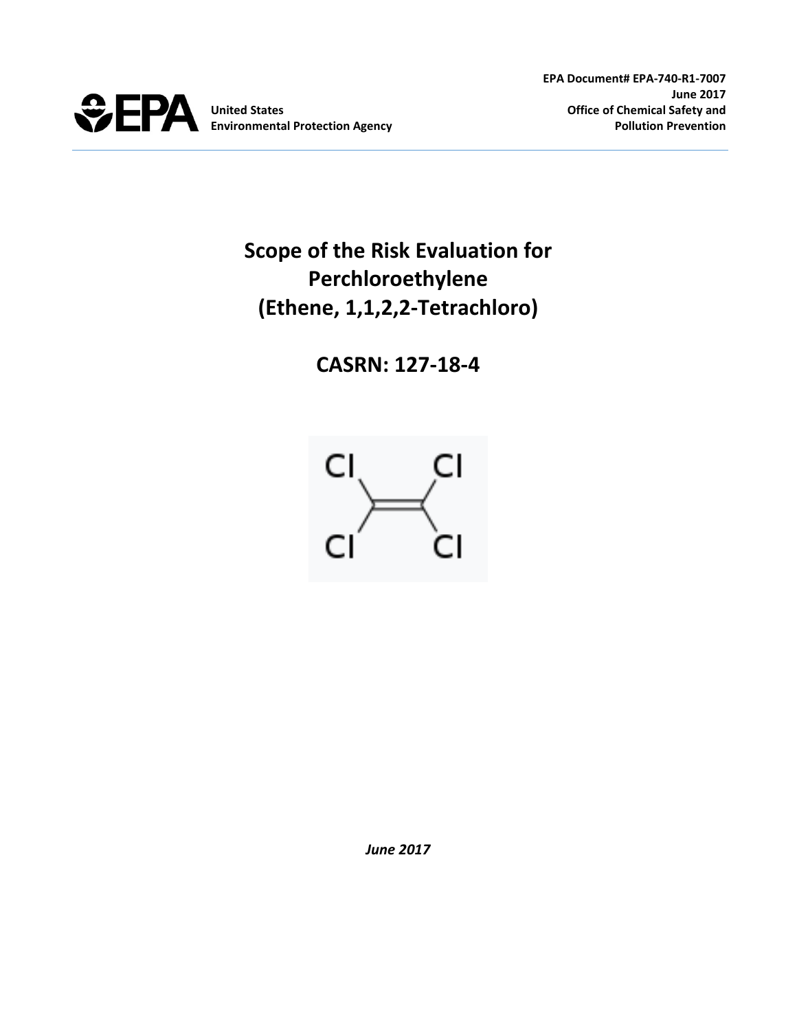EPA Document# EPA-740-R1-7007
June 2017
United States Environmental Protection Agency
Office of Chemical Safety and Pollution Prevention

# Scope of the Risk Evaluation for Perchloroethylene (Ethene, 1,1,2,2-Tetrachloro)

## CASRN: 127-18-4

*June 2017*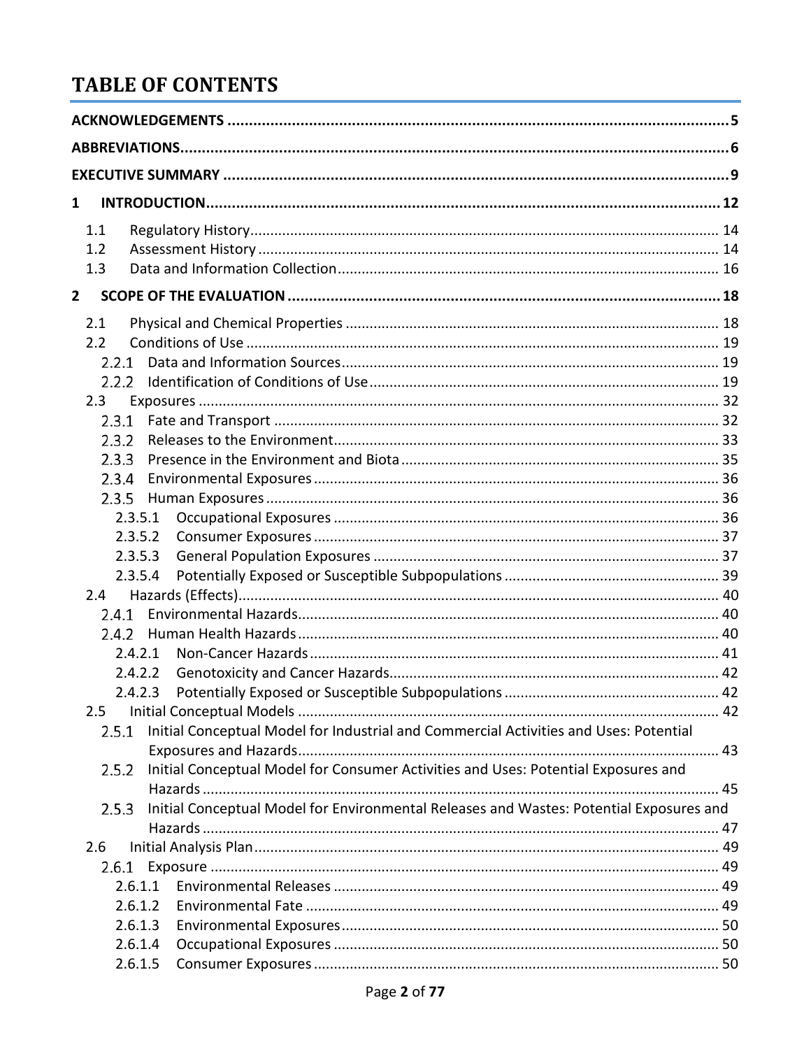# TABLE OF CONTENTS

**ACKNOWLEDGEMENTS** .......... **5**

**ABBREVIATIONS** .......... **6**

**EXECUTIVE SUMMARY** .......... **9**

**1 INTRODUCTION** .......... **12**

- 1.1 Regulatory History .......... 14
- 1.2 Assessment History .......... 14
- 1.3 Data and Information Collection .......... 16

**2 SCOPE OF THE EVALUATION** .......... **18**

- 2.1 Physical and Chemical Properties .......... 18
- 2.2 Conditions of Use .......... 19
  - 2.2.1 Data and Information Sources .......... 19
  - 2.2.2 Identification of Conditions of Use .......... 19
- 2.3 Exposures .......... 32
  - 2.3.1 Fate and Transport .......... 32
  - 2.3.2 Releases to the Environment .......... 33
  - 2.3.3 Presence in the Environment and Biota .......... 35
  - 2.3.4 Environmental Exposures .......... 36
  - 2.3.5 Human Exposures .......... 36
    - 2.3.5.1 Occupational Exposures .......... 36
    - 2.3.5.2 Consumer Exposures .......... 37
    - 2.3.5.3 General Population Exposures .......... 37
    - 2.3.5.4 Potentially Exposed or Susceptible Subpopulations .......... 39
- 2.4 Hazards (Effects) .......... 40
  - 2.4.1 Environmental Hazards .......... 40
  - 2.4.2 Human Health Hazards .......... 40
    - 2.4.2.1 Non-Cancer Hazards .......... 41
    - 2.4.2.2 Genotoxicity and Cancer Hazards .......... 42
    - 2.4.2.3 Potentially Exposed or Susceptible Subpopulations .......... 42
- 2.5 Initial Conceptual Models .......... 42
  - 2.5.1 Initial Conceptual Model for Industrial and Commercial Activities and Uses: Potential Exposures and Hazards .......... 43
  - 2.5.2 Initial Conceptual Model for Consumer Activities and Uses: Potential Exposures and Hazards .......... 45
  - 2.5.3 Initial Conceptual Model for Environmental Releases and Wastes: Potential Exposures and Hazards .......... 47
- 2.6 Initial Analysis Plan .......... 49
  - 2.6.1 Exposure .......... 49
    - 2.6.1.1 Environmental Releases .......... 49
    - 2.6.1.2 Environmental Fate .......... 49
    - 2.6.1.3 Environmental Exposures .......... 50
    - 2.6.1.4 Occupational Exposures .......... 50
    - 2.6.1.5 Consumer Exposures .......... 50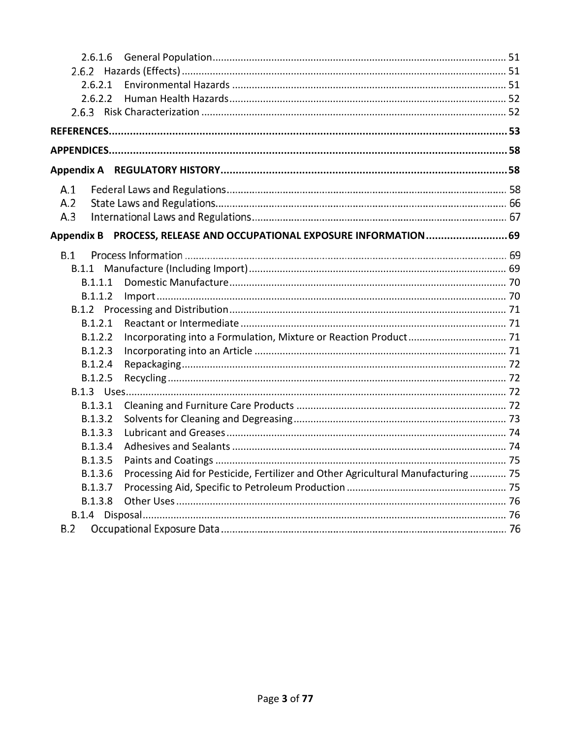2.6.1.6 General Population ........................................................................................................ 51

2.6.2 Hazards (Effects) .................................................................................................................. 51

2.6.2.1 Environmental Hazards ................................................................................................ 51

2.6.2.2 Human Health Hazards ................................................................................................. 52

2.6.3 Risk Characterization ........................................................................................................... 52

**REFERENCES......................................................................................................................... 53**

**APPENDICES.......................................................................................................................... 58**

**Appendix A REGULATORY HISTORY............................................................................... 58**

A.1 Federal Laws and Regulations ................................................................................................. 58

A.2 State Laws and Regulations..................................................................................................... 66

A.3 International Laws and Regulations......................................................................................... 67

**Appendix B PROCESS, RELEASE AND OCCUPATIONAL EXPOSURE INFORMATION ........................... 69**

B.1 Process Information ................................................................................................................. 69

B.1.1 Manufacture (Including Import) .......................................................................................... 69

B.1.1.1 Domestic Manufacture ................................................................................................. 70

B.1.1.2 Import ........................................................................................................................... 70

B.1.2 Processing and Distribution .................................................................................................. 71

B.1.2.1 Reactant or Intermediate ............................................................................................. 71

B.1.2.2 Incorporating into a Formulation, Mixture or Reaction Product .................................. 71

B.1.2.3 Incorporating into an Article ........................................................................................ 71

B.1.2.4 Repackaging .................................................................................................................. 72

B.1.2.5 Recycling ....................................................................................................................... 72

B.1.3 Uses...................................................................................................................................... 72

B.1.3.1 Cleaning and Furniture Care Products .......................................................................... 72

B.1.3.2 Solvents for Cleaning and Degreasing ........................................................................... 73

B.1.3.3 Lubricant and Greases .................................................................................................. 74

B.1.3.4 Adhesives and Sealants ................................................................................................ 74

B.1.3.5 Paints and Coatings ...................................................................................................... 75

B.1.3.6 Processing Aid for Pesticide, Fertilizer and Other Agricultural Manufacturing ............. 75

B.1.3.7 Processing Aid, Specific to Petroleum Production ........................................................ 75

B.1.3.8 Other Uses .................................................................................................................... 76

B.1.4 Disposal ................................................................................................................................ 76

B.2 Occupational Exposure Data .................................................................................................... 76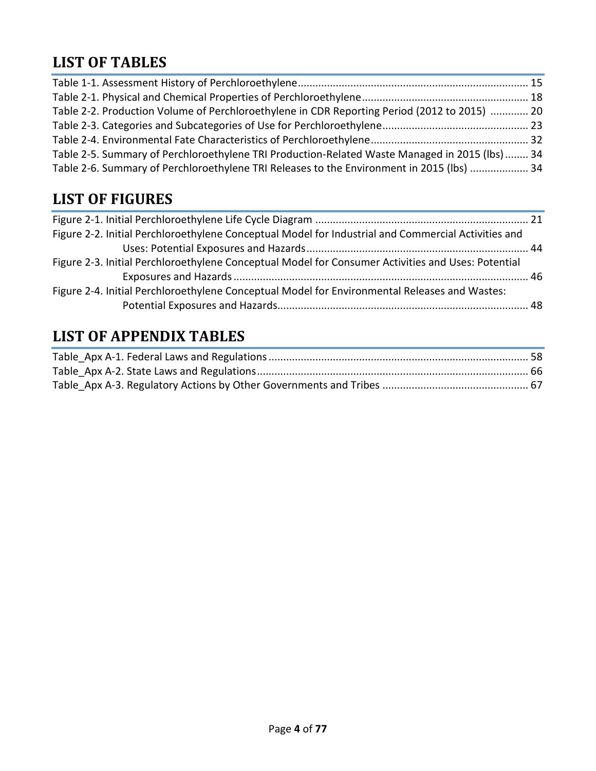## LIST OF TABLES

Table 1-1. Assessment History of Perchloroethylene .......... 15
Table 2-1. Physical and Chemical Properties of Perchloroethylene .......... 18
Table 2-2. Production Volume of Perchloroethylene in CDR Reporting Period (2012 to 2015) .......... 20
Table 2-3. Categories and Subcategories of Use for Perchloroethylene .......... 23
Table 2-4. Environmental Fate Characteristics of Perchloroethylene .......... 32
Table 2-5. Summary of Perchloroethylene TRI Production-Related Waste Managed in 2015 (lbs) .......... 34
Table 2-6. Summary of Perchloroethylene TRI Releases to the Environment in 2015 (lbs) .......... 34

## LIST OF FIGURES

Figure 2-1. Initial Perchloroethylene Life Cycle Diagram .......... 21
Figure 2-2. Initial Perchloroethylene Conceptual Model for Industrial and Commercial Activities and Uses: Potential Exposures and Hazards .......... 44
Figure 2-3. Initial Perchloroethylene Conceptual Model for Consumer Activities and Uses: Potential Exposures and Hazards .......... 46
Figure 2-4. Initial Perchloroethylene Conceptual Model for Environmental Releases and Wastes: Potential Exposures and Hazards .......... 48

## LIST OF APPENDIX TABLES

Table_Apx A-1. Federal Laws and Regulations .......... 58
Table_Apx A-2. State Laws and Regulations .......... 66
Table_Apx A-3. Regulatory Actions by Other Governments and Tribes .......... 67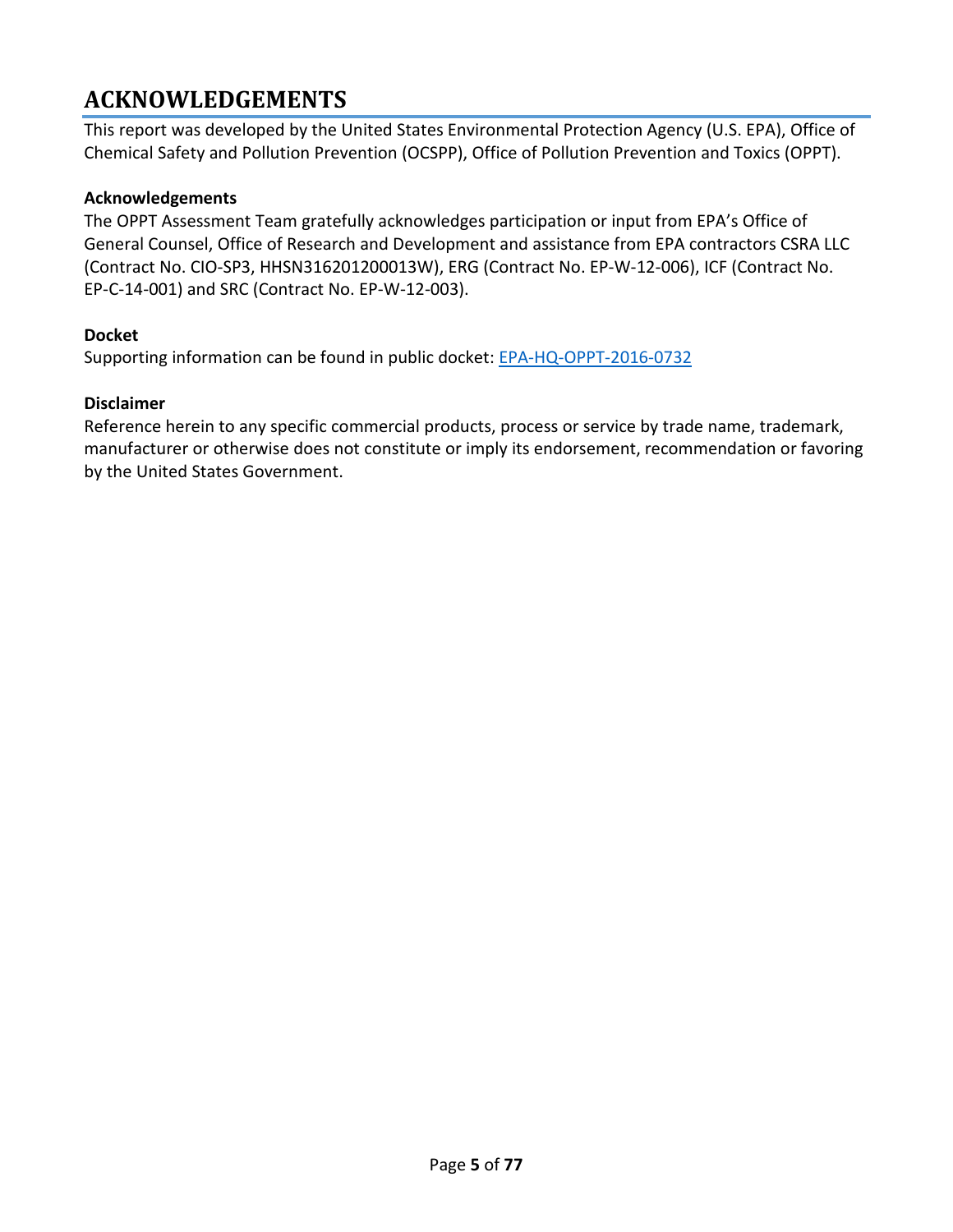# ACKNOWLEDGEMENTS

This report was developed by the United States Environmental Protection Agency (U.S. EPA), Office of Chemical Safety and Pollution Prevention (OCSPP), Office of Pollution Prevention and Toxics (OPPT).

**Acknowledgements**

The OPPT Assessment Team gratefully acknowledges participation or input from EPA's Office of General Counsel, Office of Research and Development and assistance from EPA contractors CSRA LLC (Contract No. CIO-SP3, HHSN316201200013W), ERG (Contract No. EP-W-12-006), ICF (Contract No. EP-C-14-001) and SRC (Contract No. EP-W-12-003).

**Docket**

Supporting information can be found in public docket: EPA-HQ-OPPT-2016-0732

**Disclaimer**

Reference herein to any specific commercial products, process or service by trade name, trademark, manufacturer or otherwise does not constitute or imply its endorsement, recommendation or favoring by the United States Government.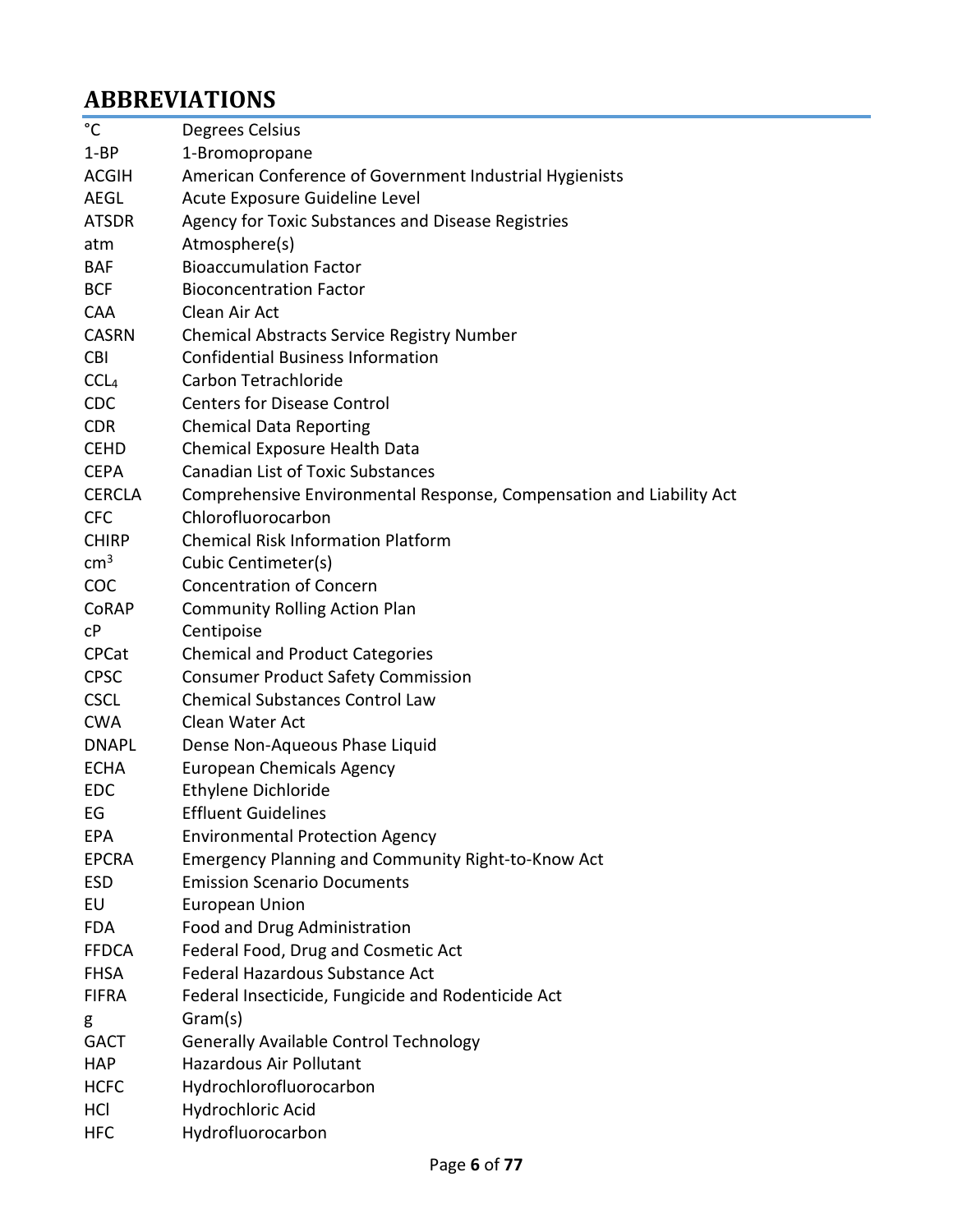## ABBREVIATIONS

| | |
|---|---|
| °C | Degrees Celsius |
| 1-BP | 1-Bromopropane |
| ACGIH | American Conference of Government Industrial Hygienists |
| AEGL | Acute Exposure Guideline Level |
| ATSDR | Agency for Toxic Substances and Disease Registries |
| atm | Atmosphere(s) |
| BAF | Bioaccumulation Factor |
| BCF | Bioconcentration Factor |
| CAA | Clean Air Act |
| CASRN | Chemical Abstracts Service Registry Number |
| CBI | Confidential Business Information |
| $CCL_4$ | Carbon Tetrachloride |
| CDC | Centers for Disease Control |
| CDR | Chemical Data Reporting |
| CEHD | Chemical Exposure Health Data |
| CEPA | Canadian List of Toxic Substances |
| CERCLA | Comprehensive Environmental Response, Compensation and Liability Act |
| CFC | Chlorofluorocarbon |
| CHIRP | Chemical Risk Information Platform |
| $cm^3$ | Cubic Centimeter(s) |
| COC | Concentration of Concern |
| CoRAP | Community Rolling Action Plan |
| cP | Centipoise |
| CPCat | Chemical and Product Categories |
| CPSC | Consumer Product Safety Commission |
| CSCL | Chemical Substances Control Law |
| CWA | Clean Water Act |
| DNAPL | Dense Non-Aqueous Phase Liquid |
| ECHA | European Chemicals Agency |
| EDC | Ethylene Dichloride |
| EG | Effluent Guidelines |
| EPA | Environmental Protection Agency |
| EPCRA | Emergency Planning and Community Right-to-Know Act |
| ESD | Emission Scenario Documents |
| EU | European Union |
| FDA | Food and Drug Administration |
| FFDCA | Federal Food, Drug and Cosmetic Act |
| FHSA | Federal Hazardous Substance Act |
| FIFRA | Federal Insecticide, Fungicide and Rodenticide Act |
| g | Gram(s) |
| GACT | Generally Available Control Technology |
| HAP | Hazardous Air Pollutant |
| HCFC | Hydrochlorofluorocarbon |
| HCl | Hydrochloric Acid |
| HFC | Hydrofluorocarbon |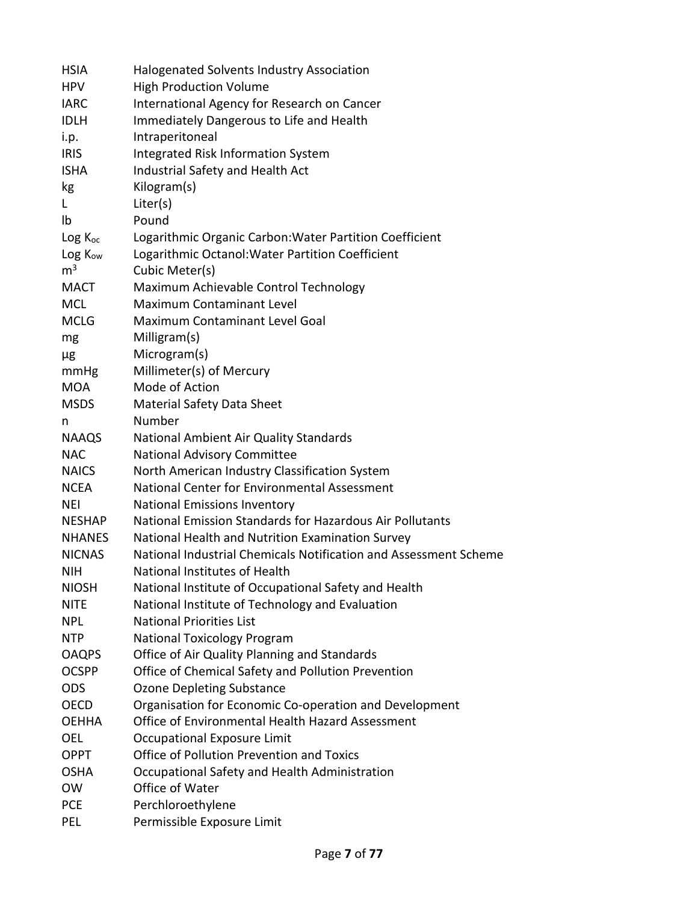| | |
|---|---|
| HSIA | Halogenated Solvents Industry Association |
| HPV | High Production Volume |
| IARC | International Agency for Research on Cancer |
| IDLH | Immediately Dangerous to Life and Health |
| i.p. | Intraperitoneal |
| IRIS | Integrated Risk Information System |
| ISHA | Industrial Safety and Health Act |
| kg | Kilogram(s) |
| L | Liter(s) |
| lb | Pound |
| Log $K_{oc}$ | Logarithmic Organic Carbon:Water Partition Coefficient |
| Log $K_{ow}$ | Logarithmic Octanol:Water Partition Coefficient |
| $m^3$ | Cubic Meter(s) |
| MACT | Maximum Achievable Control Technology |
| MCL | Maximum Contaminant Level |
| MCLG | Maximum Contaminant Level Goal |
| mg | Milligram(s) |
| µg | Microgram(s) |
| mmHg | Millimeter(s) of Mercury |
| MOA | Mode of Action |
| MSDS | Material Safety Data Sheet |
| n | Number |
| NAAQS | National Ambient Air Quality Standards |
| NAC | National Advisory Committee |
| NAICS | North American Industry Classification System |
| NCEA | National Center for Environmental Assessment |
| NEI | National Emissions Inventory |
| NESHAP | National Emission Standards for Hazardous Air Pollutants |
| NHANES | National Health and Nutrition Examination Survey |
| NICNAS | National Industrial Chemicals Notification and Assessment Scheme |
| NIH | National Institutes of Health |
| NIOSH | National Institute of Occupational Safety and Health |
| NITE | National Institute of Technology and Evaluation |
| NPL | National Priorities List |
| NTP | National Toxicology Program |
| OAQPS | Office of Air Quality Planning and Standards |
| OCSPP | Office of Chemical Safety and Pollution Prevention |
| ODS | Ozone Depleting Substance |
| OECD | Organisation for Economic Co-operation and Development |
| OEHHA | Office of Environmental Health Hazard Assessment |
| OEL | Occupational Exposure Limit |
| OPPT | Office of Pollution Prevention and Toxics |
| OSHA | Occupational Safety and Health Administration |
| OW | Office of Water |
| PCE | Perchloroethylene |
| PEL | Permissible Exposure Limit |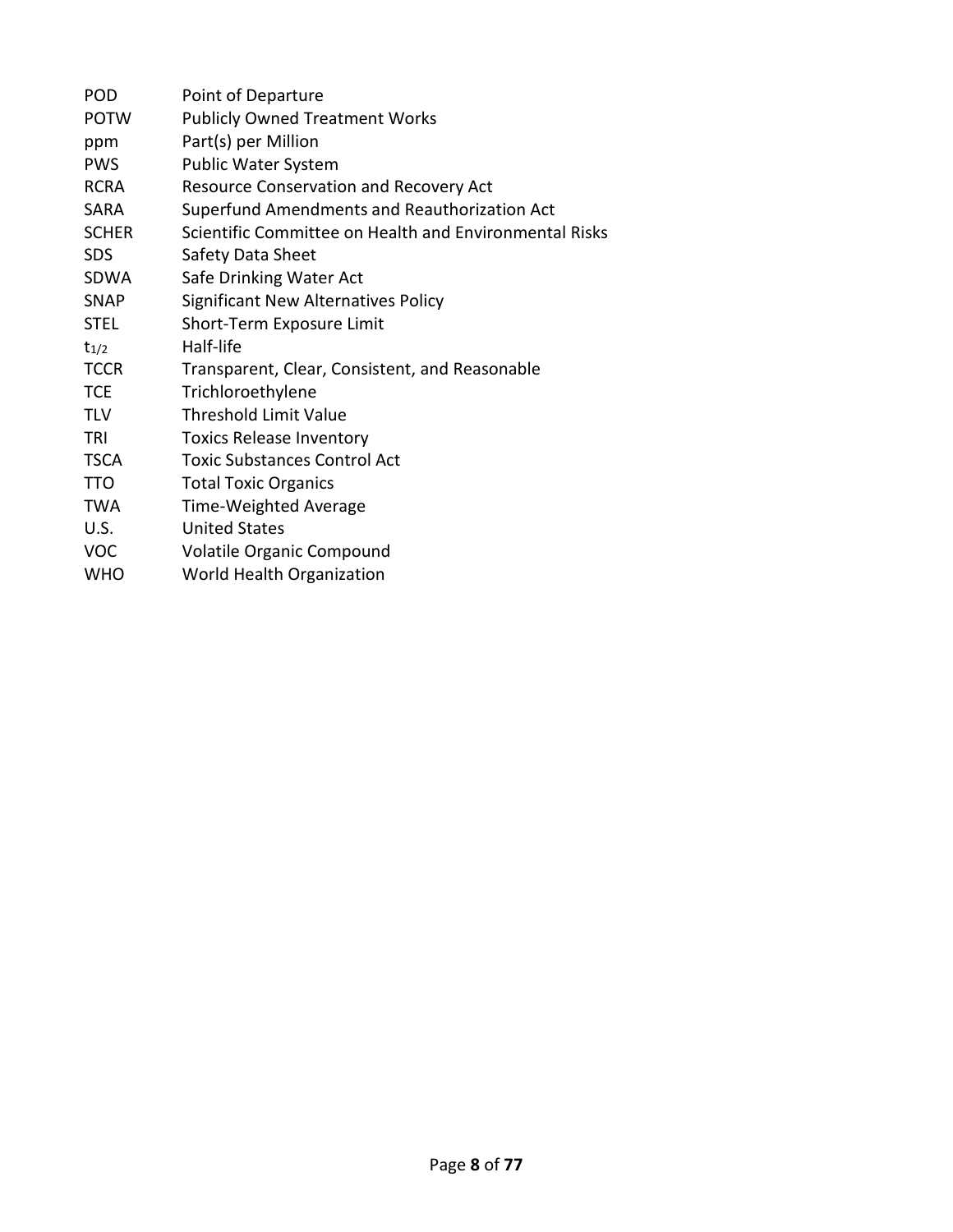| | |
|---|---|
| POD | Point of Departure |
| POTW | Publicly Owned Treatment Works |
| ppm | Part(s) per Million |
| PWS | Public Water System |
| RCRA | Resource Conservation and Recovery Act |
| SARA | Superfund Amendments and Reauthorization Act |
| SCHER | Scientific Committee on Health and Environmental Risks |
| SDS | Safety Data Sheet |
| SDWA | Safe Drinking Water Act |
| SNAP | Significant New Alternatives Policy |
| STEL | Short-Term Exposure Limit |
| $t_{1/2}$ | Half-life |
| TCCR | Transparent, Clear, Consistent, and Reasonable |
| TCE | Trichloroethylene |
| TLV | Threshold Limit Value |
| TRI | Toxics Release Inventory |
| TSCA | Toxic Substances Control Act |
| TTO | Total Toxic Organics |
| TWA | Time-Weighted Average |
| U.S. | United States |
| VOC | Volatile Organic Compound |
| WHO | World Health Organization |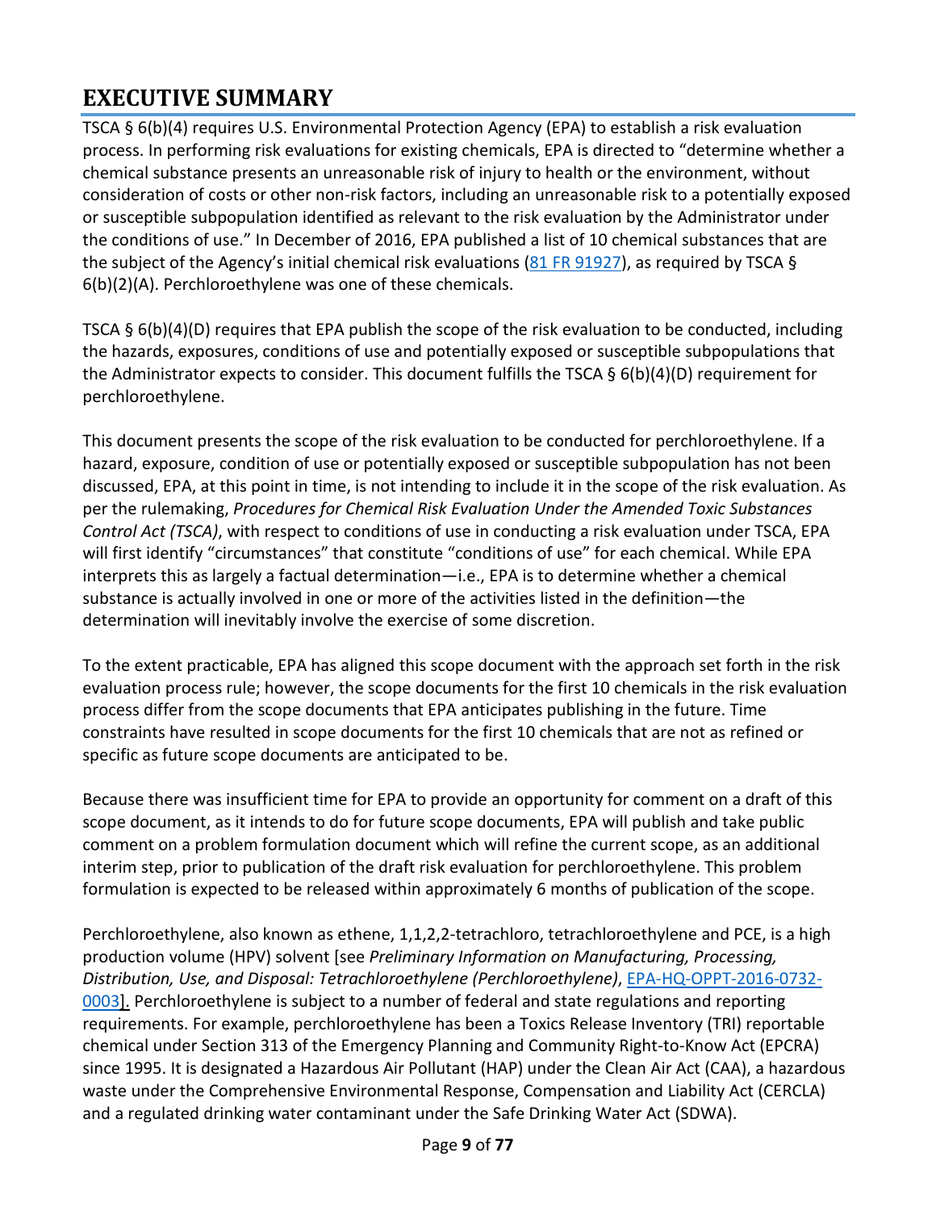# EXECUTIVE SUMMARY

TSCA § 6(b)(4) requires U.S. Environmental Protection Agency (EPA) to establish a risk evaluation process. In performing risk evaluations for existing chemicals, EPA is directed to "determine whether a chemical substance presents an unreasonable risk of injury to health or the environment, without consideration of costs or other non-risk factors, including an unreasonable risk to a potentially exposed or susceptible subpopulation identified as relevant to the risk evaluation by the Administrator under the conditions of use." In December of 2016, EPA published a list of 10 chemical substances that are the subject of the Agency's initial chemical risk evaluations (81 FR 91927), as required by TSCA § 6(b)(2)(A). Perchloroethylene was one of these chemicals.

TSCA § 6(b)(4)(D) requires that EPA publish the scope of the risk evaluation to be conducted, including the hazards, exposures, conditions of use and potentially exposed or susceptible subpopulations that the Administrator expects to consider. This document fulfills the TSCA § 6(b)(4)(D) requirement for perchloroethylene.

This document presents the scope of the risk evaluation to be conducted for perchloroethylene. If a hazard, exposure, condition of use or potentially exposed or susceptible subpopulation has not been discussed, EPA, at this point in time, is not intending to include it in the scope of the risk evaluation. As per the rulemaking, *Procedures for Chemical Risk Evaluation Under the Amended Toxic Substances Control Act (TSCA)*, with respect to conditions of use in conducting a risk evaluation under TSCA, EPA will first identify "circumstances" that constitute "conditions of use" for each chemical. While EPA interprets this as largely a factual determination—i.e., EPA is to determine whether a chemical substance is actually involved in one or more of the activities listed in the definition—the determination will inevitably involve the exercise of some discretion.

To the extent practicable, EPA has aligned this scope document with the approach set forth in the risk evaluation process rule; however, the scope documents for the first 10 chemicals in the risk evaluation process differ from the scope documents that EPA anticipates publishing in the future. Time constraints have resulted in scope documents for the first 10 chemicals that are not as refined or specific as future scope documents are anticipated to be.

Because there was insufficient time for EPA to provide an opportunity for comment on a draft of this scope document, as it intends to do for future scope documents, EPA will publish and take public comment on a problem formulation document which will refine the current scope, as an additional interim step, prior to publication of the draft risk evaluation for perchloroethylene. This problem formulation is expected to be released within approximately 6 months of publication of the scope.

Perchloroethylene, also known as ethene, 1,1,2,2-tetrachloro, tetrachloroethylene and PCE, is a high production volume (HPV) solvent [see *Preliminary Information on Manufacturing, Processing, Distribution, Use, and Disposal: Tetrachloroethylene (Perchloroethylene)*, EPA-HQ-OPPT-2016-0732-0003]. Perchloroethylene is subject to a number of federal and state regulations and reporting requirements. For example, perchloroethylene has been a Toxics Release Inventory (TRI) reportable chemical under Section 313 of the Emergency Planning and Community Right-to-Know Act (EPCRA) since 1995. It is designated a Hazardous Air Pollutant (HAP) under the Clean Air Act (CAA), a hazardous waste under the Comprehensive Environmental Response, Compensation and Liability Act (CERCLA) and a regulated drinking water contaminant under the Safe Drinking Water Act (SDWA).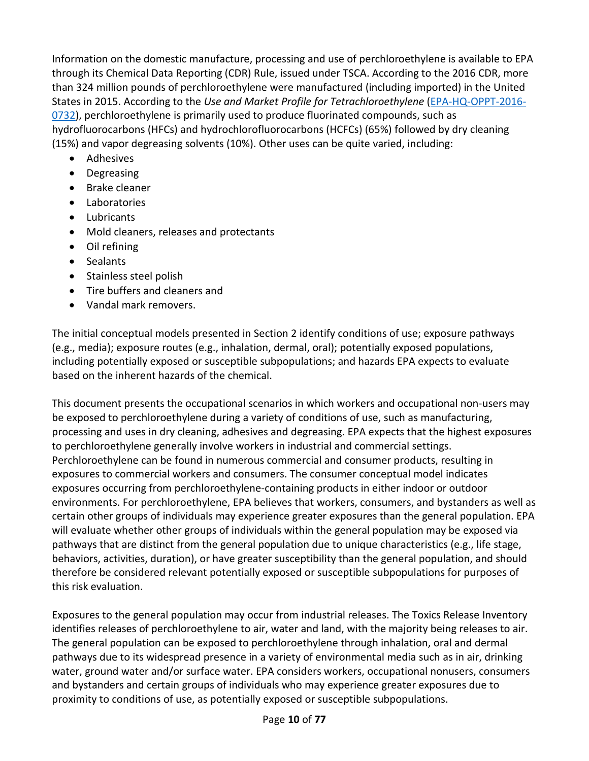Information on the domestic manufacture, processing and use of perchloroethylene is available to EPA through its Chemical Data Reporting (CDR) Rule, issued under TSCA. According to the 2016 CDR, more than 324 million pounds of perchloroethylene were manufactured (including imported) in the United States in 2015. According to the *Use and Market Profile for Tetrachloroethylene* ([EPA-HQ-OPPT-2016-0732](EPA-HQ-OPPT-2016-0732)), perchloroethylene is primarily used to produce fluorinated compounds, such as hydrofluorocarbons (HFCs) and hydrochlorofluorocarbons (HCFCs) (65%) followed by dry cleaning (15%) and vapor degreasing solvents (10%). Other uses can be quite varied, including:

- Adhesives
- Degreasing
- Brake cleaner
- Laboratories
- Lubricants
- Mold cleaners, releases and protectants
- Oil refining
- Sealants
- Stainless steel polish
- Tire buffers and cleaners and
- Vandal mark removers.

The initial conceptual models presented in Section 2 identify conditions of use; exposure pathways (e.g., media); exposure routes (e.g., inhalation, dermal, oral); potentially exposed populations, including potentially exposed or susceptible subpopulations; and hazards EPA expects to evaluate based on the inherent hazards of the chemical.

This document presents the occupational scenarios in which workers and occupational non-users may be exposed to perchloroethylene during a variety of conditions of use, such as manufacturing, processing and uses in dry cleaning, adhesives and degreasing. EPA expects that the highest exposures to perchloroethylene generally involve workers in industrial and commercial settings. Perchloroethylene can be found in numerous commercial and consumer products, resulting in exposures to commercial workers and consumers. The consumer conceptual model indicates exposures occurring from perchloroethylene-containing products in either indoor or outdoor environments. For perchloroethylene, EPA believes that workers, consumers, and bystanders as well as certain other groups of individuals may experience greater exposures than the general population. EPA will evaluate whether other groups of individuals within the general population may be exposed via pathways that are distinct from the general population due to unique characteristics (e.g., life stage, behaviors, activities, duration), or have greater susceptibility than the general population, and should therefore be considered relevant potentially exposed or susceptible subpopulations for purposes of this risk evaluation.

Exposures to the general population may occur from industrial releases. The Toxics Release Inventory identifies releases of perchloroethylene to air, water and land, with the majority being releases to air. The general population can be exposed to perchloroethylene through inhalation, oral and dermal pathways due to its widespread presence in a variety of environmental media such as in air, drinking water, ground water and/or surface water. EPA considers workers, occupational nonusers, consumers and bystanders and certain groups of individuals who may experience greater exposures due to proximity to conditions of use, as potentially exposed or susceptible subpopulations.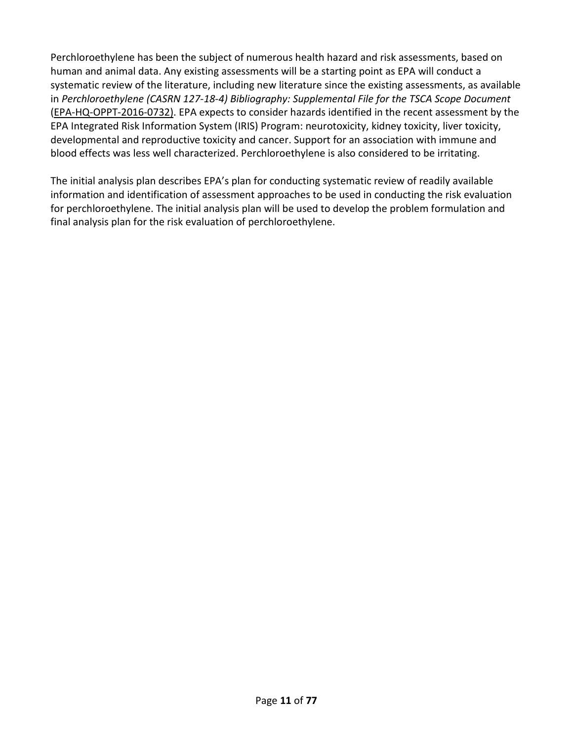Perchloroethylene has been the subject of numerous health hazard and risk assessments, based on human and animal data. Any existing assessments will be a starting point as EPA will conduct a systematic review of the literature, including new literature since the existing assessments, as available in *Perchloroethylene (CASRN 127-18-4) Bibliography: Supplemental File for the TSCA Scope Document* (EPA-HQ-OPPT-2016-0732). EPA expects to consider hazards identified in the recent assessment by the EPA Integrated Risk Information System (IRIS) Program: neurotoxicity, kidney toxicity, liver toxicity, developmental and reproductive toxicity and cancer. Support for an association with immune and blood effects was less well characterized. Perchloroethylene is also considered to be irritating.

The initial analysis plan describes EPA's plan for conducting systematic review of readily available information and identification of assessment approaches to be used in conducting the risk evaluation for perchloroethylene. The initial analysis plan will be used to develop the problem formulation and final analysis plan for the risk evaluation of perchloroethylene.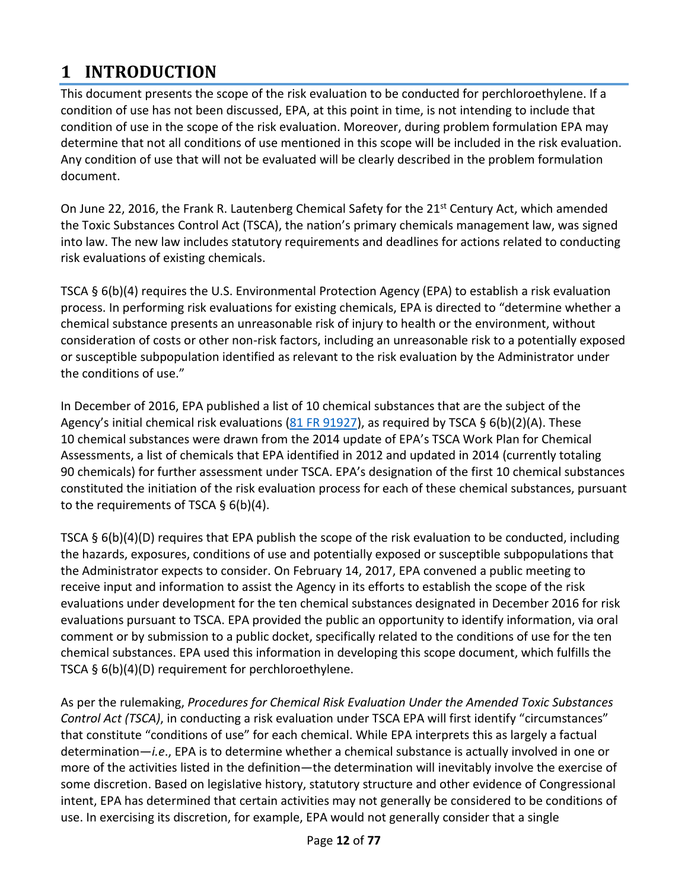# 1 INTRODUCTION

This document presents the scope of the risk evaluation to be conducted for perchloroethylene. If a condition of use has not been discussed, EPA, at this point in time, is not intending to include that condition of use in the scope of the risk evaluation. Moreover, during problem formulation EPA may determine that not all conditions of use mentioned in this scope will be included in the risk evaluation. Any condition of use that will not be evaluated will be clearly described in the problem formulation document.

On June 22, 2016, the Frank R. Lautenberg Chemical Safety for the 21st Century Act, which amended the Toxic Substances Control Act (TSCA), the nation's primary chemicals management law, was signed into law. The new law includes statutory requirements and deadlines for actions related to conducting risk evaluations of existing chemicals.

TSCA § 6(b)(4) requires the U.S. Environmental Protection Agency (EPA) to establish a risk evaluation process. In performing risk evaluations for existing chemicals, EPA is directed to "determine whether a chemical substance presents an unreasonable risk of injury to health or the environment, without consideration of costs or other non-risk factors, including an unreasonable risk to a potentially exposed or susceptible subpopulation identified as relevant to the risk evaluation by the Administrator under the conditions of use."

In December of 2016, EPA published a list of 10 chemical substances that are the subject of the Agency's initial chemical risk evaluations (81 FR 91927), as required by TSCA § 6(b)(2)(A). These 10 chemical substances were drawn from the 2014 update of EPA's TSCA Work Plan for Chemical Assessments, a list of chemicals that EPA identified in 2012 and updated in 2014 (currently totaling 90 chemicals) for further assessment under TSCA. EPA's designation of the first 10 chemical substances constituted the initiation of the risk evaluation process for each of these chemical substances, pursuant to the requirements of TSCA § 6(b)(4).

TSCA § 6(b)(4)(D) requires that EPA publish the scope of the risk evaluation to be conducted, including the hazards, exposures, conditions of use and potentially exposed or susceptible subpopulations that the Administrator expects to consider. On February 14, 2017, EPA convened a public meeting to receive input and information to assist the Agency in its efforts to establish the scope of the risk evaluations under development for the ten chemical substances designated in December 2016 for risk evaluations pursuant to TSCA. EPA provided the public an opportunity to identify information, via oral comment or by submission to a public docket, specifically related to the conditions of use for the ten chemical substances. EPA used this information in developing this scope document, which fulfills the TSCA § 6(b)(4)(D) requirement for perchloroethylene.

As per the rulemaking, *Procedures for Chemical Risk Evaluation Under the Amended Toxic Substances Control Act (TSCA)*, in conducting a risk evaluation under TSCA EPA will first identify "circumstances" that constitute "conditions of use" for each chemical. While EPA interprets this as largely a factual determination—*i.e*., EPA is to determine whether a chemical substance is actually involved in one or more of the activities listed in the definition—the determination will inevitably involve the exercise of some discretion. Based on legislative history, statutory structure and other evidence of Congressional intent, EPA has determined that certain activities may not generally be considered to be conditions of use. In exercising its discretion, for example, EPA would not generally consider that a single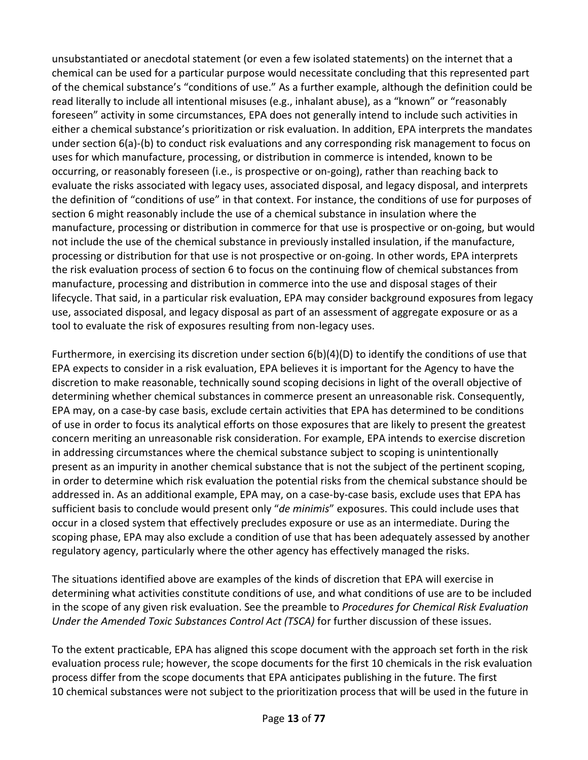unsubstantiated or anecdotal statement (or even a few isolated statements) on the internet that a chemical can be used for a particular purpose would necessitate concluding that this represented part of the chemical substance's "conditions of use." As a further example, although the definition could be read literally to include all intentional misuses (e.g., inhalant abuse), as a "known" or "reasonably foreseen" activity in some circumstances, EPA does not generally intend to include such activities in either a chemical substance's prioritization or risk evaluation. In addition, EPA interprets the mandates under section 6(a)-(b) to conduct risk evaluations and any corresponding risk management to focus on uses for which manufacture, processing, or distribution in commerce is intended, known to be occurring, or reasonably foreseen (i.e., is prospective or on-going), rather than reaching back to evaluate the risks associated with legacy uses, associated disposal, and legacy disposal, and interprets the definition of "conditions of use" in that context. For instance, the conditions of use for purposes of section 6 might reasonably include the use of a chemical substance in insulation where the manufacture, processing or distribution in commerce for that use is prospective or on-going, but would not include the use of the chemical substance in previously installed insulation, if the manufacture, processing or distribution for that use is not prospective or on-going. In other words, EPA interprets the risk evaluation process of section 6 to focus on the continuing flow of chemical substances from manufacture, processing and distribution in commerce into the use and disposal stages of their lifecycle. That said, in a particular risk evaluation, EPA may consider background exposures from legacy use, associated disposal, and legacy disposal as part of an assessment of aggregate exposure or as a tool to evaluate the risk of exposures resulting from non-legacy uses.

Furthermore, in exercising its discretion under section 6(b)(4)(D) to identify the conditions of use that EPA expects to consider in a risk evaluation, EPA believes it is important for the Agency to have the discretion to make reasonable, technically sound scoping decisions in light of the overall objective of determining whether chemical substances in commerce present an unreasonable risk. Consequently, EPA may, on a case-by case basis, exclude certain activities that EPA has determined to be conditions of use in order to focus its analytical efforts on those exposures that are likely to present the greatest concern meriting an unreasonable risk consideration. For example, EPA intends to exercise discretion in addressing circumstances where the chemical substance subject to scoping is unintentionally present as an impurity in another chemical substance that is not the subject of the pertinent scoping, in order to determine which risk evaluation the potential risks from the chemical substance should be addressed in. As an additional example, EPA may, on a case-by-case basis, exclude uses that EPA has sufficient basis to conclude would present only "*de minimis*" exposures. This could include uses that occur in a closed system that effectively precludes exposure or use as an intermediate. During the scoping phase, EPA may also exclude a condition of use that has been adequately assessed by another regulatory agency, particularly where the other agency has effectively managed the risks.

The situations identified above are examples of the kinds of discretion that EPA will exercise in determining what activities constitute conditions of use, and what conditions of use are to be included in the scope of any given risk evaluation. See the preamble to *Procedures for Chemical Risk Evaluation Under the Amended Toxic Substances Control Act (TSCA)* for further discussion of these issues.

To the extent practicable, EPA has aligned this scope document with the approach set forth in the risk evaluation process rule; however, the scope documents for the first 10 chemicals in the risk evaluation process differ from the scope documents that EPA anticipates publishing in the future. The first 10 chemical substances were not subject to the prioritization process that will be used in the future in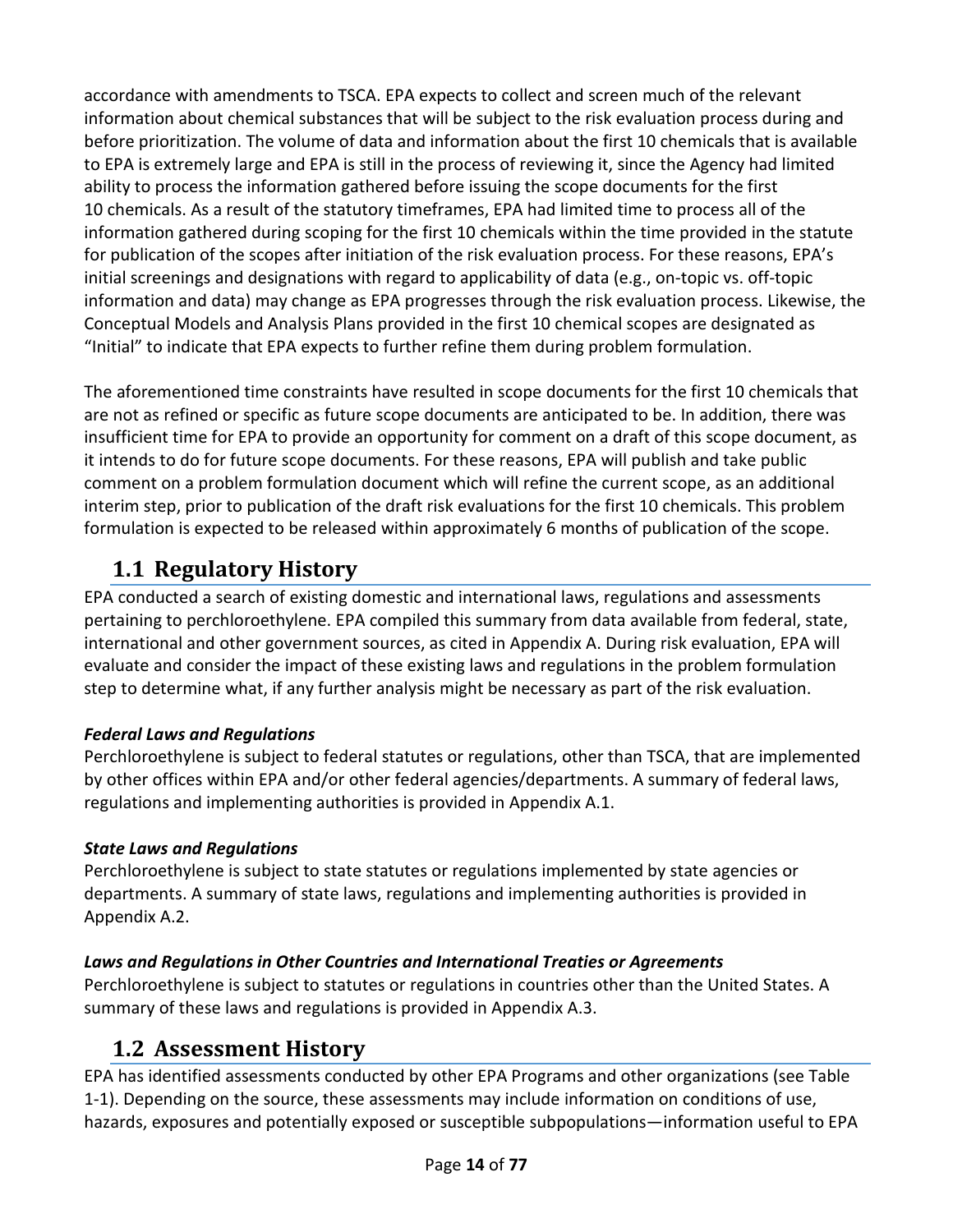accordance with amendments to TSCA. EPA expects to collect and screen much of the relevant information about chemical substances that will be subject to the risk evaluation process during and before prioritization. The volume of data and information about the first 10 chemicals that is available to EPA is extremely large and EPA is still in the process of reviewing it, since the Agency had limited ability to process the information gathered before issuing the scope documents for the first 10 chemicals. As a result of the statutory timeframes, EPA had limited time to process all of the information gathered during scoping for the first 10 chemicals within the time provided in the statute for publication of the scopes after initiation of the risk evaluation process. For these reasons, EPA's initial screenings and designations with regard to applicability of data (e.g., on-topic vs. off-topic information and data) may change as EPA progresses through the risk evaluation process. Likewise, the Conceptual Models and Analysis Plans provided in the first 10 chemical scopes are designated as "Initial" to indicate that EPA expects to further refine them during problem formulation.

The aforementioned time constraints have resulted in scope documents for the first 10 chemicals that are not as refined or specific as future scope documents are anticipated to be. In addition, there was insufficient time for EPA to provide an opportunity for comment on a draft of this scope document, as it intends to do for future scope documents. For these reasons, EPA will publish and take public comment on a problem formulation document which will refine the current scope, as an additional interim step, prior to publication of the draft risk evaluations for the first 10 chemicals. This problem formulation is expected to be released within approximately 6 months of publication of the scope.

## 1.1 Regulatory History

EPA conducted a search of existing domestic and international laws, regulations and assessments pertaining to perchloroethylene. EPA compiled this summary from data available from federal, state, international and other government sources, as cited in Appendix A. During risk evaluation, EPA will evaluate and consider the impact of these existing laws and regulations in the problem formulation step to determine what, if any further analysis might be necessary as part of the risk evaluation.

***Federal Laws and Regulations***

Perchloroethylene is subject to federal statutes or regulations, other than TSCA, that are implemented by other offices within EPA and/or other federal agencies/departments. A summary of federal laws, regulations and implementing authorities is provided in Appendix A.1.

***State Laws and Regulations***

Perchloroethylene is subject to state statutes or regulations implemented by state agencies or departments. A summary of state laws, regulations and implementing authorities is provided in Appendix A.2.

***Laws and Regulations in Other Countries and International Treaties or Agreements***

Perchloroethylene is subject to statutes or regulations in countries other than the United States. A summary of these laws and regulations is provided in Appendix A.3.

## 1.2 Assessment History

EPA has identified assessments conducted by other EPA Programs and other organizations (see Table 1-1). Depending on the source, these assessments may include information on conditions of use, hazards, exposures and potentially exposed or susceptible subpopulations—information useful to EPA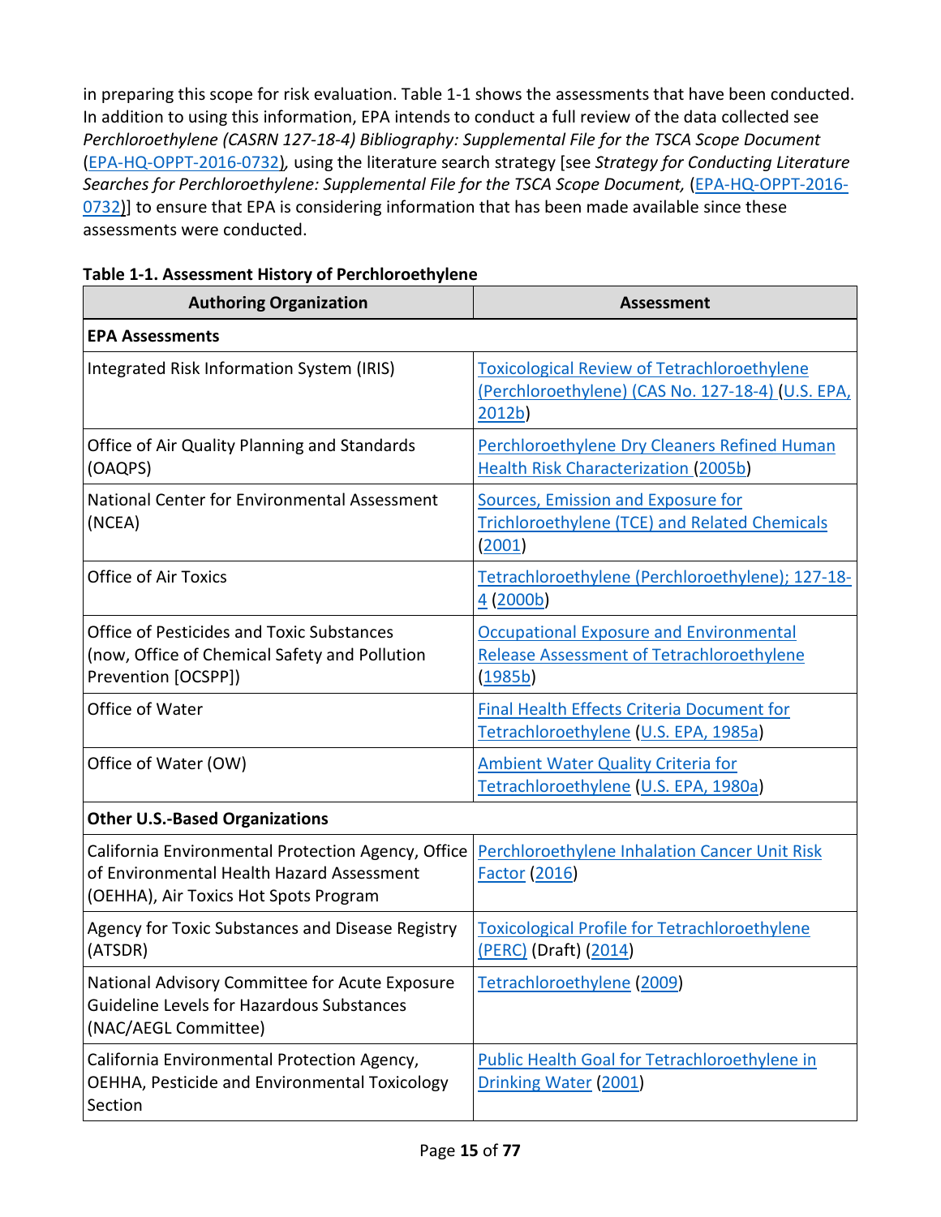in preparing this scope for risk evaluation. Table 1-1 shows the assessments that have been conducted. In addition to using this information, EPA intends to conduct a full review of the data collected see *Perchloroethylene (CASRN 127-18-4) Bibliography: Supplemental File for the TSCA Scope Document* (EPA-HQ-OPPT-2016-0732), using the literature search strategy [see *Strategy for Conducting Literature Searches for Perchloroethylene: Supplemental File for the TSCA Scope Document,* (EPA-HQ-OPPT-2016-0732)] to ensure that EPA is considering information that has been made available since these assessments were conducted.

**Table 1-1. Assessment History of Perchloroethylene**

| Authoring Organization | Assessment |
|---|---|
| **EPA Assessments** | |
| Integrated Risk Information System (IRIS) | Toxicological Review of Tetrachloroethylene (Perchloroethylene) (CAS No. 127-18-4) (U.S. EPA, 2012b) |
| Office of Air Quality Planning and Standards (OAQPS) | Perchloroethylene Dry Cleaners Refined Human Health Risk Characterization (2005b) |
| National Center for Environmental Assessment (NCEA) | Sources, Emission and Exposure for Trichloroethylene (TCE) and Related Chemicals (2001) |
| Office of Air Toxics | Tetrachloroethylene (Perchloroethylene); 127-18-4 (2000b) |
| Office of Pesticides and Toxic Substances (now, Office of Chemical Safety and Pollution Prevention [OCSPP]) | Occupational Exposure and Environmental Release Assessment of Tetrachloroethylene (1985b) |
| Office of Water | Final Health Effects Criteria Document for Tetrachloroethylene (U.S. EPA, 1985a) |
| Office of Water (OW) | Ambient Water Quality Criteria for Tetrachloroethylene (U.S. EPA, 1980a) |
| **Other U.S.-Based Organizations** | |
| California Environmental Protection Agency, Office of Environmental Health Hazard Assessment (OEHHA), Air Toxics Hot Spots Program | Perchloroethylene Inhalation Cancer Unit Risk Factor (2016) |
| Agency for Toxic Substances and Disease Registry (ATSDR) | Toxicological Profile for Tetrachloroethylene (PERC) (Draft) (2014) |
| National Advisory Committee for Acute Exposure Guideline Levels for Hazardous Substances (NAC/AEGL Committee) | Tetrachloroethylene (2009) |
| California Environmental Protection Agency, OEHHA, Pesticide and Environmental Toxicology Section | Public Health Goal for Tetrachloroethylene in Drinking Water (2001) |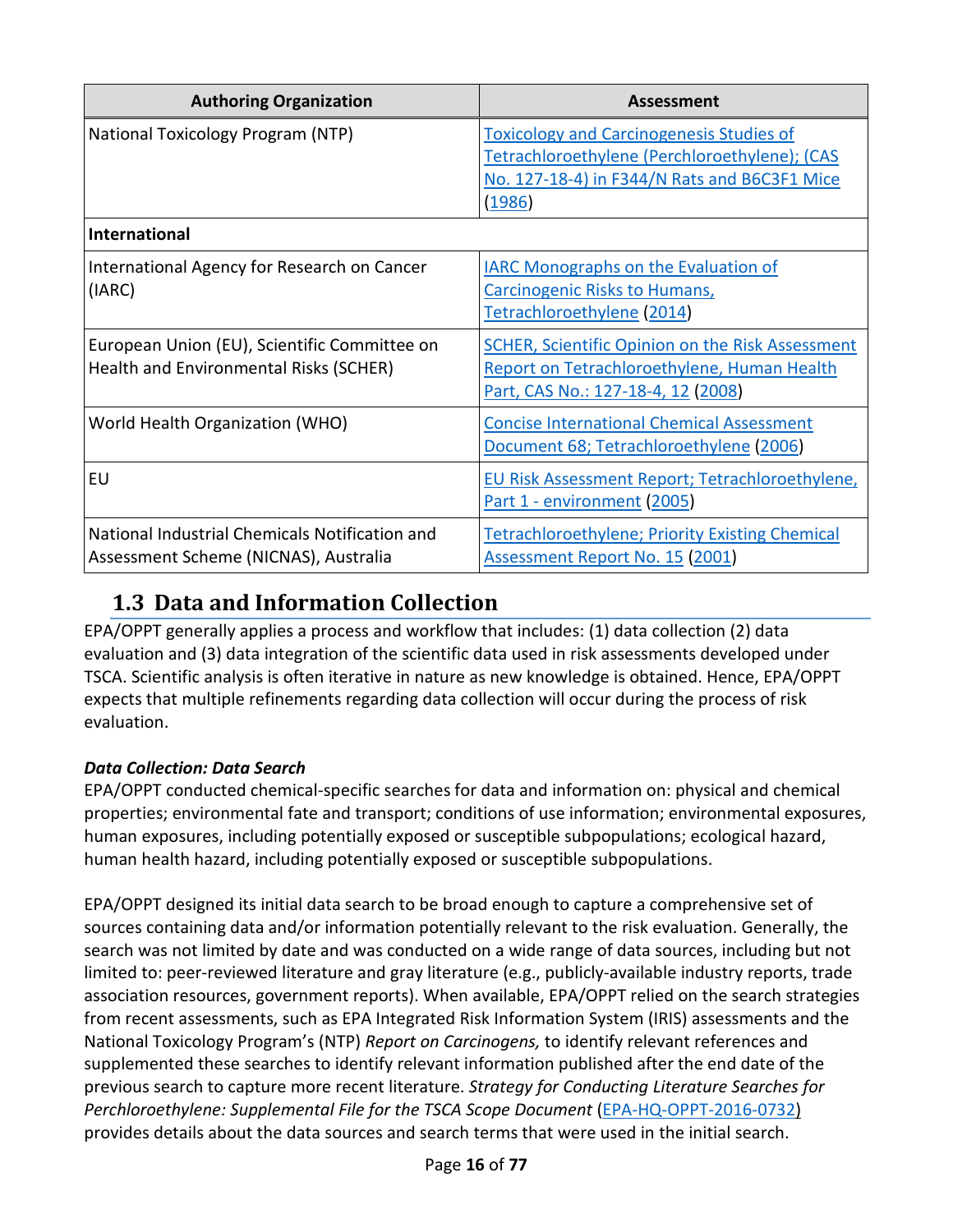| Authoring Organization | Assessment |
| --- | --- |
| National Toxicology Program (NTP) | Toxicology and Carcinogenesis Studies of Tetrachloroethylene (Perchloroethylene); (CAS No. 127-18-4) in F344/N Rats and B6C3F1 Mice (1986) |
| **International** | |
| International Agency for Research on Cancer (IARC) | IARC Monographs on the Evaluation of Carcinogenic Risks to Humans, Tetrachloroethylene (2014) |
| European Union (EU), Scientific Committee on Health and Environmental Risks (SCHER) | SCHER, Scientific Opinion on the Risk Assessment Report on Tetrachloroethylene, Human Health Part, CAS No.: 127-18-4, 12 (2008) |
| World Health Organization (WHO) | Concise International Chemical Assessment Document 68; Tetrachloroethylene (2006) |
| EU | EU Risk Assessment Report; Tetrachloroethylene, Part 1 - environment (2005) |
| National Industrial Chemicals Notification and Assessment Scheme (NICNAS), Australia | Tetrachloroethylene; Priority Existing Chemical Assessment Report No. 15 (2001) |

## 1.3 Data and Information Collection

EPA/OPPT generally applies a process and workflow that includes: (1) data collection (2) data evaluation and (3) data integration of the scientific data used in risk assessments developed under TSCA. Scientific analysis is often iterative in nature as new knowledge is obtained. Hence, EPA/OPPT expects that multiple refinements regarding data collection will occur during the process of risk evaluation.

***Data Collection: Data Search***

EPA/OPPT conducted chemical-specific searches for data and information on: physical and chemical properties; environmental fate and transport; conditions of use information; environmental exposures, human exposures, including potentially exposed or susceptible subpopulations; ecological hazard, human health hazard, including potentially exposed or susceptible subpopulations.

EPA/OPPT designed its initial data search to be broad enough to capture a comprehensive set of sources containing data and/or information potentially relevant to the risk evaluation. Generally, the search was not limited by date and was conducted on a wide range of data sources, including but not limited to: peer-reviewed literature and gray literature (e.g., publicly-available industry reports, trade association resources, government reports). When available, EPA/OPPT relied on the search strategies from recent assessments, such as EPA Integrated Risk Information System (IRIS) assessments and the National Toxicology Program's (NTP) *Report on Carcinogens,* to identify relevant references and supplemented these searches to identify relevant information published after the end date of the previous search to capture more recent literature. *Strategy for Conducting Literature Searches for Perchloroethylene: Supplemental File for the TSCA Scope Document* (EPA-HQ-OPPT-2016-0732) provides details about the data sources and search terms that were used in the initial search.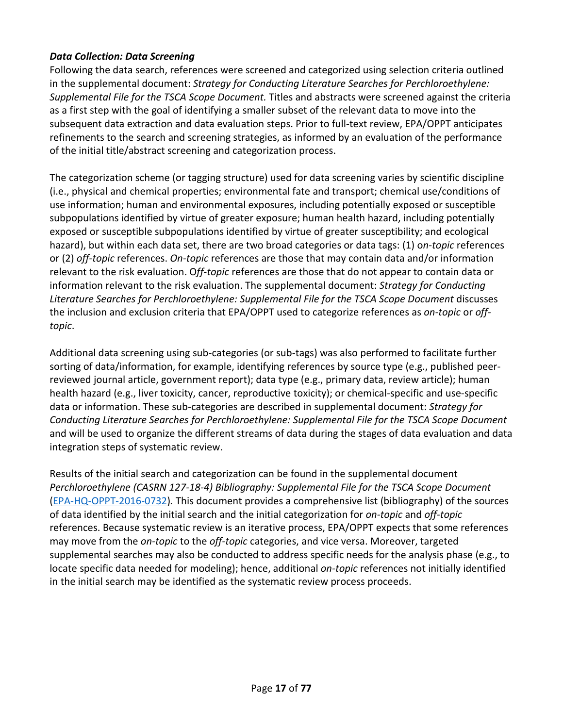***Data Collection: Data Screening***

Following the data search, references were screened and categorized using selection criteria outlined in the supplemental document: *Strategy for Conducting Literature Searches for Perchloroethylene: Supplemental File for the TSCA Scope Document.* Titles and abstracts were screened against the criteria as a first step with the goal of identifying a smaller subset of the relevant data to move into the subsequent data extraction and data evaluation steps. Prior to full-text review, EPA/OPPT anticipates refinements to the search and screening strategies, as informed by an evaluation of the performance of the initial title/abstract screening and categorization process.

The categorization scheme (or tagging structure) used for data screening varies by scientific discipline (i.e., physical and chemical properties; environmental fate and transport; chemical use/conditions of use information; human and environmental exposures, including potentially exposed or susceptible subpopulations identified by virtue of greater exposure; human health hazard, including potentially exposed or susceptible subpopulations identified by virtue of greater susceptibility; and ecological hazard), but within each data set, there are two broad categories or data tags: (1) o*n-topic* references or (2) *off-topic* references. *On-topic* references are those that may contain data and/or information relevant to the risk evaluation. O*ff-topic* references are those that do not appear to contain data or information relevant to the risk evaluation. The supplemental document: *Strategy for Conducting Literature Searches for Perchloroethylene: Supplemental File for the TSCA Scope Document* discusses the inclusion and exclusion criteria that EPA/OPPT used to categorize references as *on-topic* or *off-topic*.

Additional data screening using sub-categories (or sub-tags) was also performed to facilitate further sorting of data/information, for example, identifying references by source type (e.g., published peer-reviewed journal article, government report); data type (e.g., primary data, review article); human health hazard (e.g., liver toxicity, cancer, reproductive toxicity); or chemical-specific and use-specific data or information. These sub-categories are described in supplemental document: *Strategy for Conducting Literature Searches for Perchloroethylene: Supplemental File for the TSCA Scope Document* and will be used to organize the different streams of data during the stages of data evaluation and data integration steps of systematic review.

Results of the initial search and categorization can be found in the supplemental document *Perchloroethylene (CASRN 127-18-4) Bibliography: Supplemental File for the TSCA Scope Document* (EPA-HQ-OPPT-2016-0732)*.* This document provides a comprehensive list (bibliography) of the sources of data identified by the initial search and the initial categorization for *on-topic* and *off-topic* references. Because systematic review is an iterative process, EPA/OPPT expects that some references may move from the *on-topic* to the *off-topic* categories, and vice versa. Moreover, targeted supplemental searches may also be conducted to address specific needs for the analysis phase (e.g., to locate specific data needed for modeling); hence, additional *on-topic* references not initially identified in the initial search may be identified as the systematic review process proceeds.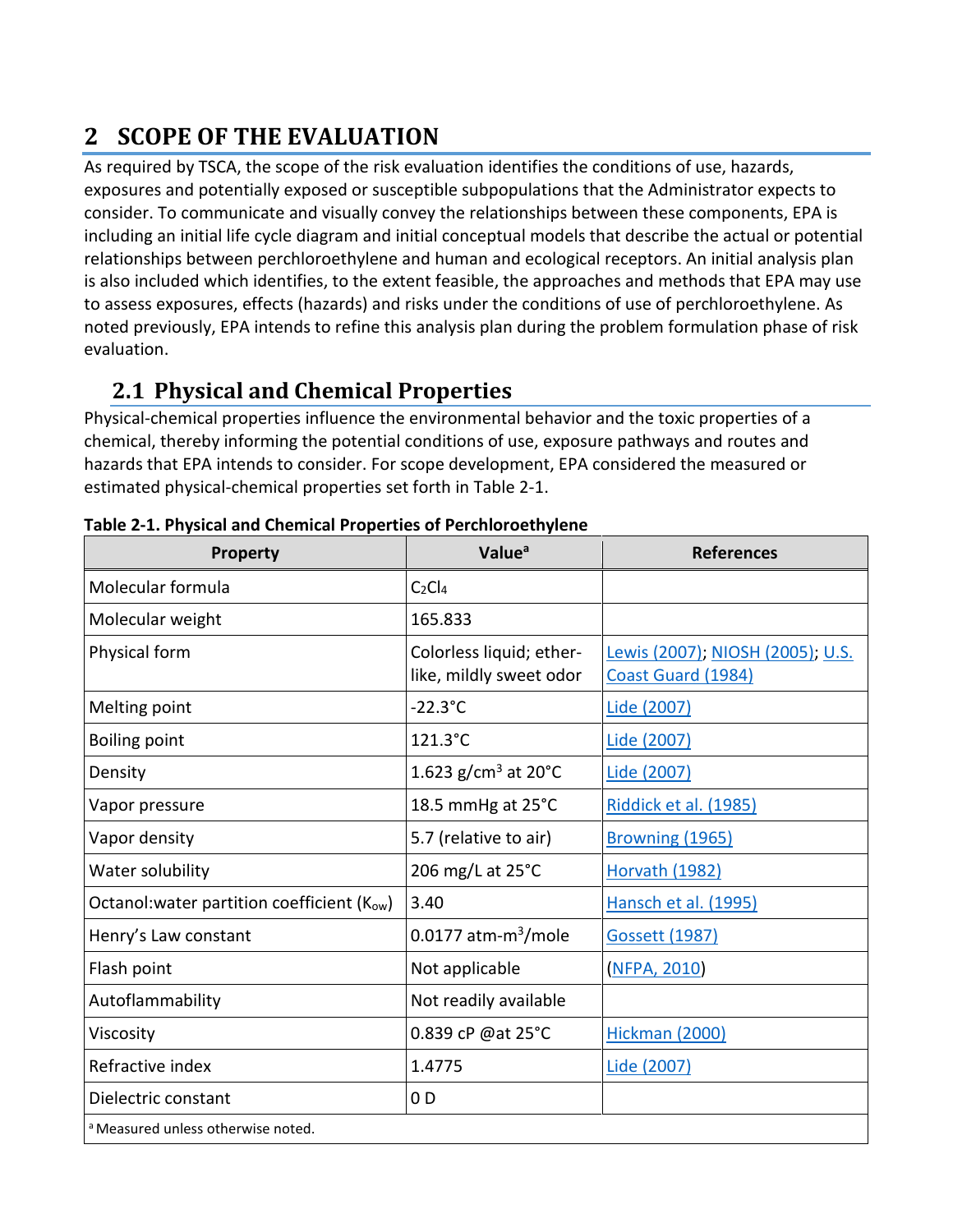# 2 SCOPE OF THE EVALUATION

As required by TSCA, the scope of the risk evaluation identifies the conditions of use, hazards, exposures and potentially exposed or susceptible subpopulations that the Administrator expects to consider. To communicate and visually convey the relationships between these components, EPA is including an initial life cycle diagram and initial conceptual models that describe the actual or potential relationships between perchloroethylene and human and ecological receptors. An initial analysis plan is also included which identifies, to the extent feasible, the approaches and methods that EPA may use to assess exposures, effects (hazards) and risks under the conditions of use of perchloroethylene. As noted previously, EPA intends to refine this analysis plan during the problem formulation phase of risk evaluation.

## 2.1 Physical and Chemical Properties

Physical-chemical properties influence the environmental behavior and the toxic properties of a chemical, thereby informing the potential conditions of use, exposure pathways and routes and hazards that EPA intends to consider. For scope development, EPA considered the measured or estimated physical-chemical properties set forth in Table 2-1.

**Table 2-1. Physical and Chemical Properties of Perchloroethylene**

| Property | Value[a] | References |
|---|---|---|
| Molecular formula | $C_2Cl_4$ | |
| Molecular weight | 165.833 | |
| Physical form | Colorless liquid; ether-like, mildly sweet odor | Lewis (2007); NIOSH (2005); U.S. Coast Guard (1984) |
| Melting point | -22.3°C | Lide (2007) |
| Boiling point | 121.3°C | Lide (2007) |
| Density | 1.623 g/cm$^3$ at 20°C | Lide (2007) |
| Vapor pressure | 18.5 mmHg at 25°C | Riddick et al. (1985) |
| Vapor density | 5.7 (relative to air) | Browning (1965) |
| Water solubility | 206 mg/L at 25°C | Horvath (1982) |
| Octanol:water partition coefficient ($K_{ow}$) | 3.40 | Hansch et al. (1995) |
| Henry's Law constant | 0.0177 atm-m$^3$/mole | Gossett (1987) |
| Flash point | Not applicable | (NFPA, 2010) |
| Autoflammability | Not readily available | |
| Viscosity | 0.839 cP @at 25°C | Hickman (2000) |
| Refractive index | 1.4775 | Lide (2007) |
| Dielectric constant | 0 D | |
| [a] Measured unless otherwise noted. | | |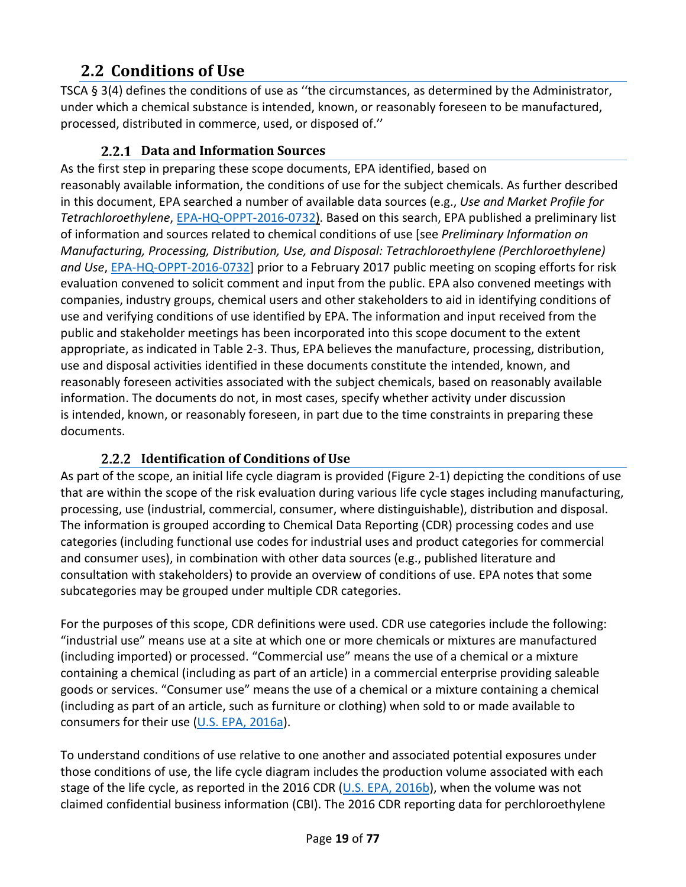## 2.2 Conditions of Use

TSCA § 3(4) defines the conditions of use as ''the circumstances, as determined by the Administrator, under which a chemical substance is intended, known, or reasonably foreseen to be manufactured, processed, distributed in commerce, used, or disposed of.''

### 2.2.1 Data and Information Sources

As the first step in preparing these scope documents, EPA identified, based on reasonably available information, the conditions of use for the subject chemicals. As further described in this document, EPA searched a number of available data sources (e.g., *Use and Market Profile for Tetrachloroethylene*, EPA-HQ-OPPT-2016-0732). Based on this search, EPA published a preliminary list of information and sources related to chemical conditions of use [see *Preliminary Information on Manufacturing, Processing, Distribution, Use, and Disposal: Tetrachloroethylene (Perchloroethylene) and Use*, EPA-HQ-OPPT-2016-0732] prior to a February 2017 public meeting on scoping efforts for risk evaluation convened to solicit comment and input from the public. EPA also convened meetings with companies, industry groups, chemical users and other stakeholders to aid in identifying conditions of use and verifying conditions of use identified by EPA. The information and input received from the public and stakeholder meetings has been incorporated into this scope document to the extent appropriate, as indicated in Table 2-3. Thus, EPA believes the manufacture, processing, distribution, use and disposal activities identified in these documents constitute the intended, known, and reasonably foreseen activities associated with the subject chemicals, based on reasonably available information. The documents do not, in most cases, specify whether activity under discussion is intended, known, or reasonably foreseen, in part due to the time constraints in preparing these documents.

### 2.2.2 Identification of Conditions of Use

As part of the scope, an initial life cycle diagram is provided (Figure 2-1) depicting the conditions of use that are within the scope of the risk evaluation during various life cycle stages including manufacturing, processing, use (industrial, commercial, consumer, where distinguishable), distribution and disposal. The information is grouped according to Chemical Data Reporting (CDR) processing codes and use categories (including functional use codes for industrial uses and product categories for commercial and consumer uses), in combination with other data sources (e.g., published literature and consultation with stakeholders) to provide an overview of conditions of use. EPA notes that some subcategories may be grouped under multiple CDR categories.

For the purposes of this scope, CDR definitions were used. CDR use categories include the following: "industrial use" means use at a site at which one or more chemicals or mixtures are manufactured (including imported) or processed. "Commercial use" means the use of a chemical or a mixture containing a chemical (including as part of an article) in a commercial enterprise providing saleable goods or services. "Consumer use" means the use of a chemical or a mixture containing a chemical (including as part of an article, such as furniture or clothing) when sold to or made available to consumers for their use (U.S. EPA, 2016a).

To understand conditions of use relative to one another and associated potential exposures under those conditions of use, the life cycle diagram includes the production volume associated with each stage of the life cycle, as reported in the 2016 CDR (U.S. EPA, 2016b), when the volume was not claimed confidential business information (CBI). The 2016 CDR reporting data for perchloroethylene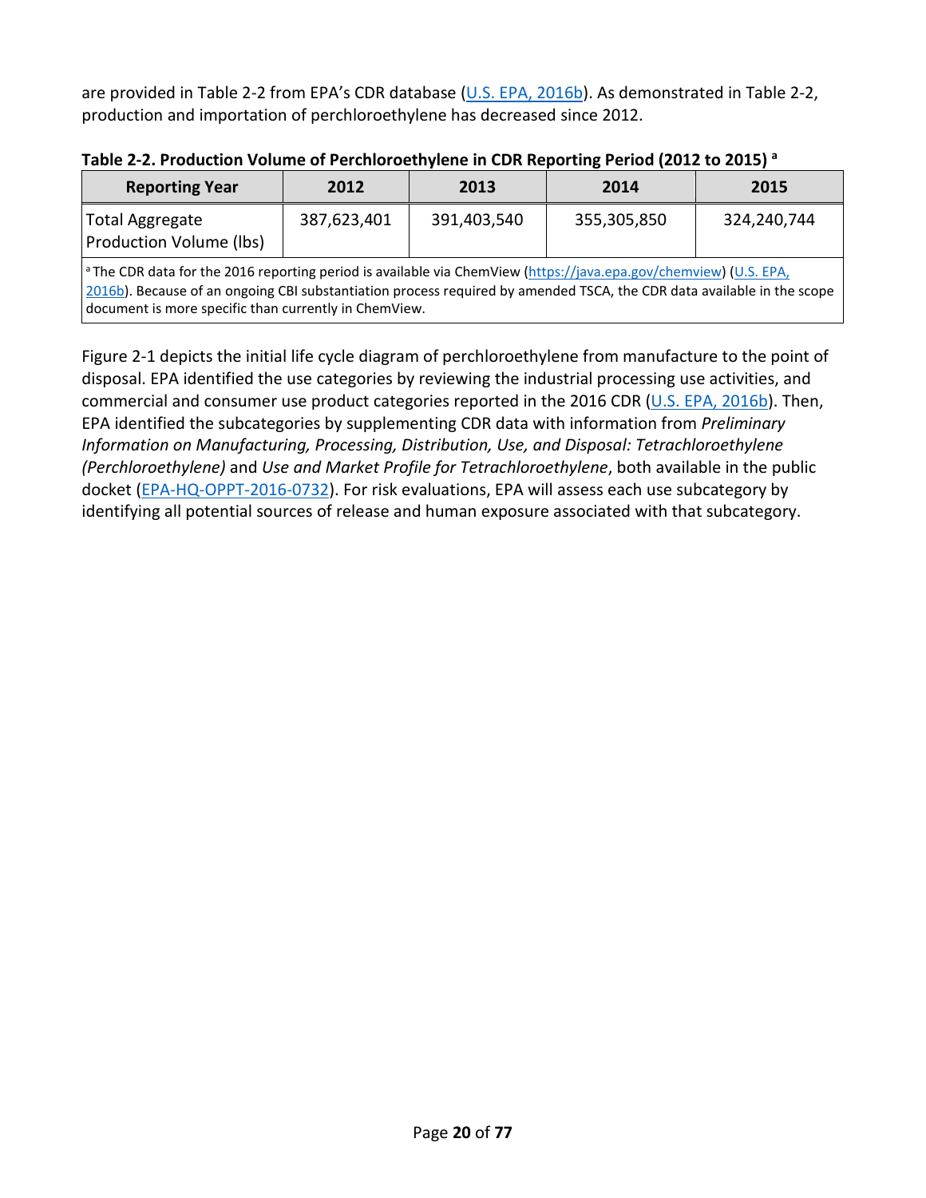are provided in Table 2-2 from EPA's CDR database (U.S. EPA, 2016b). As demonstrated in Table 2-2, production and importation of perchloroethylene has decreased since 2012.

**Table 2-2. Production Volume of Perchloroethylene in CDR Reporting Period (2012 to 2015) [a]**

| Reporting Year | 2012 | 2013 | 2014 | 2015 |
|---|---|---|---|---|
| Total Aggregate Production Volume (lbs) | 387,623,401 | 391,403,540 | 355,305,850 | 324,240,744 |

[a] The CDR data for the 2016 reporting period is available via ChemView (https://java.epa.gov/chemview) (U.S. EPA, 2016b). Because of an ongoing CBI substantiation process required by amended TSCA, the CDR data available in the scope document is more specific than currently in ChemView.

Figure 2-1 depicts the initial life cycle diagram of perchloroethylene from manufacture to the point of disposal. EPA identified the use categories by reviewing the industrial processing use activities, and commercial and consumer use product categories reported in the 2016 CDR (U.S. EPA, 2016b). Then, EPA identified the subcategories by supplementing CDR data with information from *Preliminary Information on Manufacturing, Processing, Distribution, Use, and Disposal: Tetrachloroethylene (Perchloroethylene)* and *Use and Market Profile for Tetrachloroethylene*, both available in the public docket (EPA-HQ-OPPT-2016-0732). For risk evaluations, EPA will assess each use subcategory by identifying all potential sources of release and human exposure associated with that subcategory.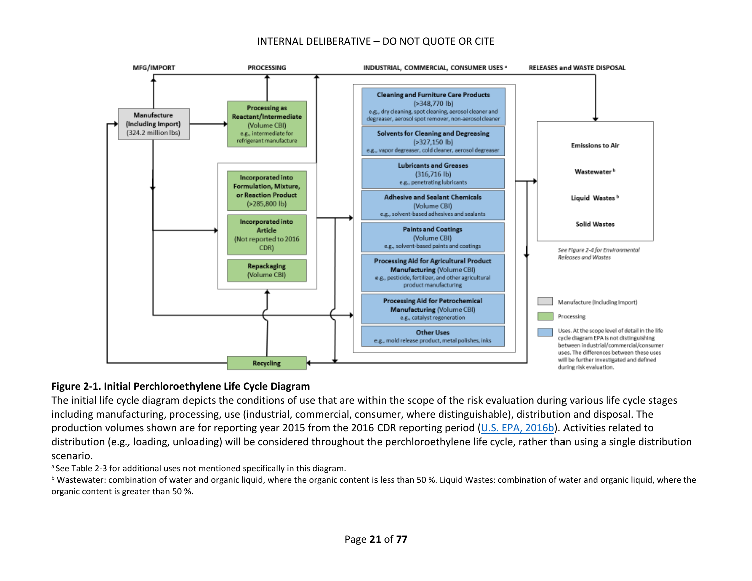MFG/IMPORT | PROCESSING | INDUSTRIAL, COMMERCIAL, CONSUMER USES [a] | RELEASES and WASTE DISPOSAL

**Manufacture (Including Import)** (324.2 million lbs)

**Processing as Reactant/Intermediate** (Volume CBI)
e.g., intermediate for refrigerant manufacture

**Incorporated into Formulation, Mixture, or Reaction Product** (>285,800 lb)

**Incorporated into Article** (Not reported to 2016 CDR)

**Repackaging** (Volume CBI)

**Recycling**

**Cleaning and Furniture Care Products** (>348,770 lb)
e.g., dry cleaning, spot cleaning, aerosol cleaner and degreaser, aerosol spot remover, non-aerosol cleaner

**Solvents for Cleaning and Degreasing** (>327,150 lb)
e.g., vapor degreaser, cold cleaner, aerosol degreaser

**Lubricants and Greases** (316,716 lb)
e.g., penetrating lubricants

**Adhesive and Sealant Chemicals** (Volume CBI)
e.g., solvent-based adhesives and sealants

**Paints and Coatings** (Volume CBI)
e.g., solvent-based paints and coatings

**Processing Aid for Agricultural Product Manufacturing** (Volume CBI)
e.g., pesticide, fertilizer, and other agricultural product manufacturing

**Processing Aid for Petrochemical Manufacturing** (Volume CBI)
e.g., catalyst regeneration

**Other Uses**
e.g., mold release product, metal polishes, inks

**Emissions to Air**

**Wastewater** [b]

**Liquid Wastes** [b]

**Solid Wastes**

*See Figure 2-4 for Environmental Releases and Wastes*

Manufacture (Including Import)

Processing

Uses. At the scope level of detail in the life cycle diagram EPA is not distinguishing between industrial/commercial/consumer uses. The differences between these uses will be further investigated and defined during risk evaluation.

**Figure 2-1. Initial Perchloroethylene Life Cycle Diagram**

The initial life cycle diagram depicts the conditions of use that are within the scope of the risk evaluation during various life cycle stages including manufacturing, processing, use (industrial, commercial, consumer, where distinguishable), distribution and disposal. The production volumes shown are for reporting year 2015 from the 2016 CDR reporting period (U.S. EPA, 2016b). Activities related to distribution (e.g., loading, unloading) will be considered throughout the perchloroethylene life cycle, rather than using a single distribution scenario.

[a] See Table 2-3 for additional uses not mentioned specifically in this diagram.

[b] Wastewater: combination of water and organic liquid, where the organic content is less than 50 %. Liquid Wastes: combination of water and organic liquid, where the organic content is greater than 50 %.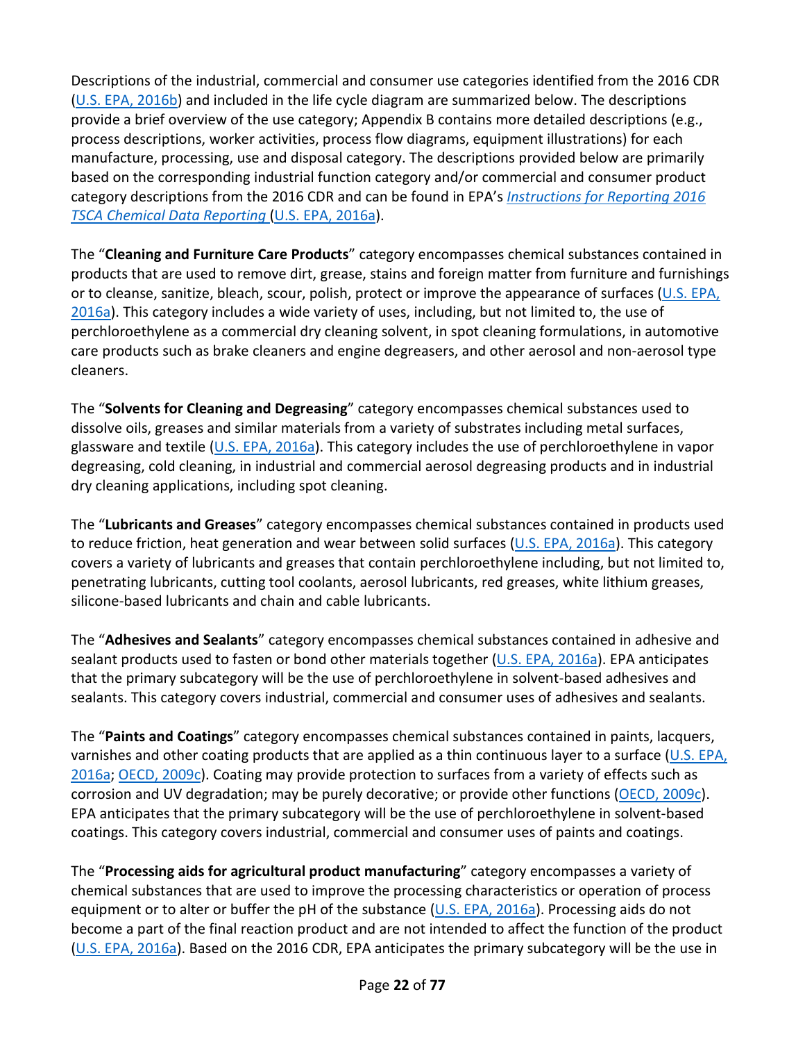Descriptions of the industrial, commercial and consumer use categories identified from the 2016 CDR (U.S. EPA, 2016b) and included in the life cycle diagram are summarized below. The descriptions provide a brief overview of the use category; Appendix B contains more detailed descriptions (e.g., process descriptions, worker activities, process flow diagrams, equipment illustrations) for each manufacture, processing, use and disposal category. The descriptions provided below are primarily based on the corresponding industrial function category and/or commercial and consumer product category descriptions from the 2016 CDR and can be found in EPA's *Instructions for Reporting 2016 TSCA Chemical Data Reporting* (U.S. EPA, 2016a).

The "**Cleaning and Furniture Care Products**" category encompasses chemical substances contained in products that are used to remove dirt, grease, stains and foreign matter from furniture and furnishings or to cleanse, sanitize, bleach, scour, polish, protect or improve the appearance of surfaces (U.S. EPA, 2016a). This category includes a wide variety of uses, including, but not limited to, the use of perchloroethylene as a commercial dry cleaning solvent, in spot cleaning formulations, in automotive care products such as brake cleaners and engine degreasers, and other aerosol and non-aerosol type cleaners.

The "**Solvents for Cleaning and Degreasing**" category encompasses chemical substances used to dissolve oils, greases and similar materials from a variety of substrates including metal surfaces, glassware and textile (U.S. EPA, 2016a). This category includes the use of perchloroethylene in vapor degreasing, cold cleaning, in industrial and commercial aerosol degreasing products and in industrial dry cleaning applications, including spot cleaning.

The "**Lubricants and Greases**" category encompasses chemical substances contained in products used to reduce friction, heat generation and wear between solid surfaces (U.S. EPA, 2016a). This category covers a variety of lubricants and greases that contain perchloroethylene including, but not limited to, penetrating lubricants, cutting tool coolants, aerosol lubricants, red greases, white lithium greases, silicone-based lubricants and chain and cable lubricants.

The "**Adhesives and Sealants**" category encompasses chemical substances contained in adhesive and sealant products used to fasten or bond other materials together (U.S. EPA, 2016a). EPA anticipates that the primary subcategory will be the use of perchloroethylene in solvent-based adhesives and sealants. This category covers industrial, commercial and consumer uses of adhesives and sealants.

The "**Paints and Coatings**" category encompasses chemical substances contained in paints, lacquers, varnishes and other coating products that are applied as a thin continuous layer to a surface (U.S. EPA, 2016a; OECD, 2009c). Coating may provide protection to surfaces from a variety of effects such as corrosion and UV degradation; may be purely decorative; or provide other functions (OECD, 2009c). EPA anticipates that the primary subcategory will be the use of perchloroethylene in solvent-based coatings. This category covers industrial, commercial and consumer uses of paints and coatings.

The "**Processing aids for agricultural product manufacturing**" category encompasses a variety of chemical substances that are used to improve the processing characteristics or operation of process equipment or to alter or buffer the pH of the substance (U.S. EPA, 2016a). Processing aids do not become a part of the final reaction product and are not intended to affect the function of the product (U.S. EPA, 2016a). Based on the 2016 CDR, EPA anticipates the primary subcategory will be the use in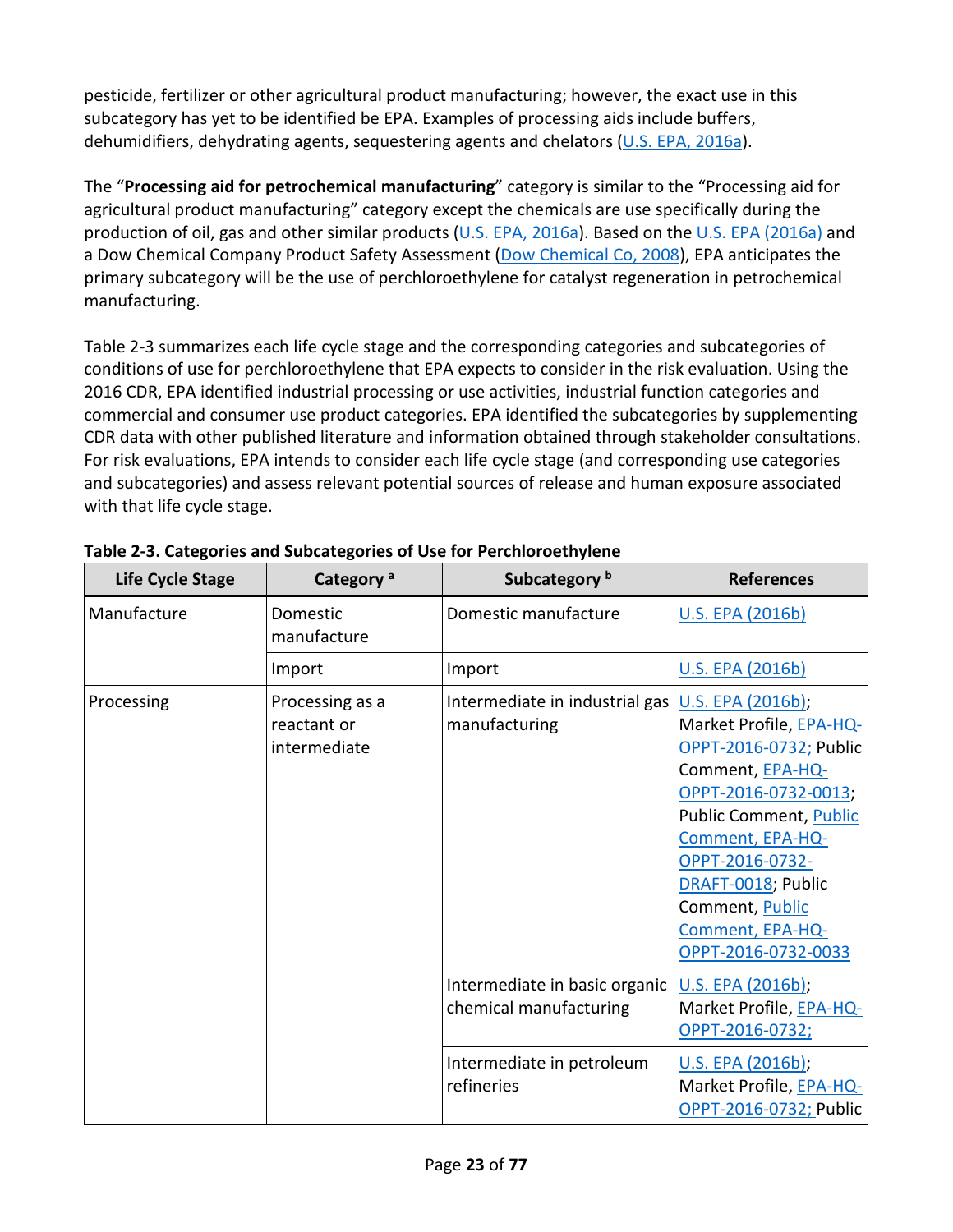pesticide, fertilizer or other agricultural product manufacturing; however, the exact use in this subcategory has yet to be identified be EPA. Examples of processing aids include buffers, dehumidifiers, dehydrating agents, sequestering agents and chelators (U.S. EPA, 2016a).

The "**Processing aid for petrochemical manufacturing**" category is similar to the "Processing aid for agricultural product manufacturing" category except the chemicals are use specifically during the production of oil, gas and other similar products (U.S. EPA, 2016a). Based on the U.S. EPA (2016a) and a Dow Chemical Company Product Safety Assessment (Dow Chemical Co, 2008), EPA anticipates the primary subcategory will be the use of perchloroethylene for catalyst regeneration in petrochemical manufacturing.

Table 2-3 summarizes each life cycle stage and the corresponding categories and subcategories of conditions of use for perchloroethylene that EPA expects to consider in the risk evaluation. Using the 2016 CDR, EPA identified industrial processing or use activities, industrial function categories and commercial and consumer use product categories. EPA identified the subcategories by supplementing CDR data with other published literature and information obtained through stakeholder consultations. For risk evaluations, EPA intends to consider each life cycle stage (and corresponding use categories and subcategories) and assess relevant potential sources of release and human exposure associated with that life cycle stage.

**Table 2-3. Categories and Subcategories of Use for Perchloroethylene**

| Life Cycle Stage | Category [a] | Subcategory [b] | References |
|---|---|---|---|
| Manufacture | Domestic manufacture | Domestic manufacture | U.S. EPA (2016b) |
| | Import | Import | U.S. EPA (2016b) |
| Processing | Processing as a reactant or intermediate | Intermediate in industrial gas manufacturing | U.S. EPA (2016b); Market Profile, EPA-HQ-OPPT-2016-0732; Public Comment, EPA-HQ-OPPT-2016-0732-0013; Public Comment, Public Comment, EPA-HQ-OPPT-2016-0732-DRAFT-0018; Public Comment, Public Comment, EPA-HQ-OPPT-2016-0732-0033 |
| | | Intermediate in basic organic chemical manufacturing | U.S. EPA (2016b); Market Profile, EPA-HQ-OPPT-2016-0732; |
| | | Intermediate in petroleum refineries | U.S. EPA (2016b); Market Profile, EPA-HQ-OPPT-2016-0732; Public |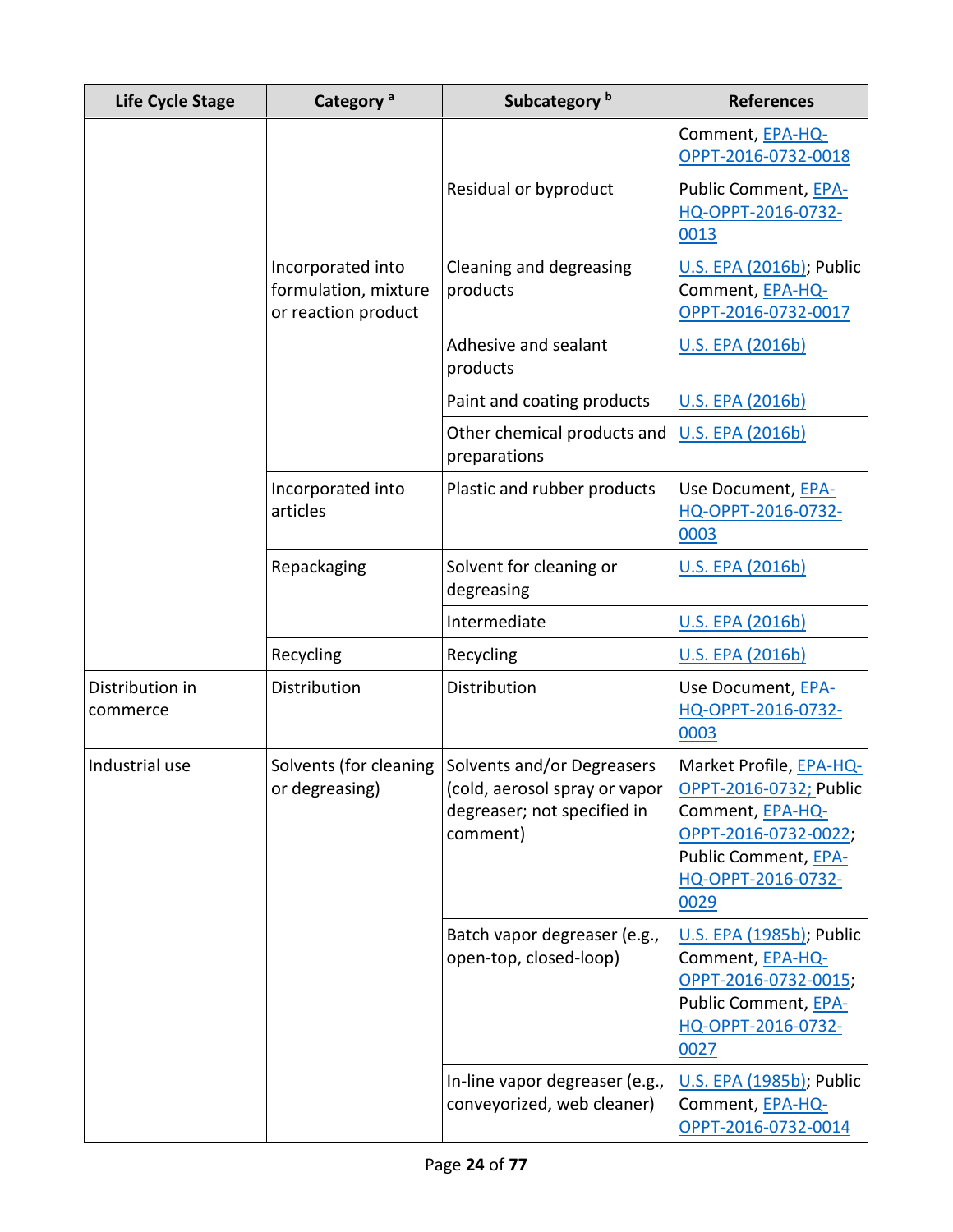| Life Cycle Stage | Category [a] | Subcategory [b] | References |
|---|---|---|---|
| | | | Comment, EPA-HQ-OPPT-2016-0732-0018 |
| | | Residual or byproduct | Public Comment, EPA-HQ-OPPT-2016-0732-0013 |
| | Incorporated into formulation, mixture or reaction product | Cleaning and degreasing products | U.S. EPA (2016b); Public Comment, EPA-HQ-OPPT-2016-0732-0017 |
| | | Adhesive and sealant products | U.S. EPA (2016b) |
| | | Paint and coating products | U.S. EPA (2016b) |
| | | Other chemical products and preparations | U.S. EPA (2016b) |
| | Incorporated into articles | Plastic and rubber products | Use Document, EPA-HQ-OPPT-2016-0732-0003 |
| | Repackaging | Solvent for cleaning or degreasing | U.S. EPA (2016b) |
| | | Intermediate | U.S. EPA (2016b) |
| | Recycling | Recycling | U.S. EPA (2016b) |
| Distribution in commerce | Distribution | Distribution | Use Document, EPA-HQ-OPPT-2016-0732-0003 |
| Industrial use | Solvents (for cleaning or degreasing) | Solvents and/or Degreasers (cold, aerosol spray or vapor degreaser; not specified in comment) | Market Profile, EPA-HQ-OPPT-2016-0732; Public Comment, EPA-HQ-OPPT-2016-0732-0022; Public Comment, EPA-HQ-OPPT-2016-0732-0029 |
| | | Batch vapor degreaser (e.g., open-top, closed-loop) | U.S. EPA (1985b); Public Comment, EPA-HQ-OPPT-2016-0732-0015; Public Comment, EPA-HQ-OPPT-2016-0732-0027 |
| | | In-line vapor degreaser (e.g., conveyorized, web cleaner) | U.S. EPA (1985b); Public Comment, EPA-HQ-OPPT-2016-0732-0014 |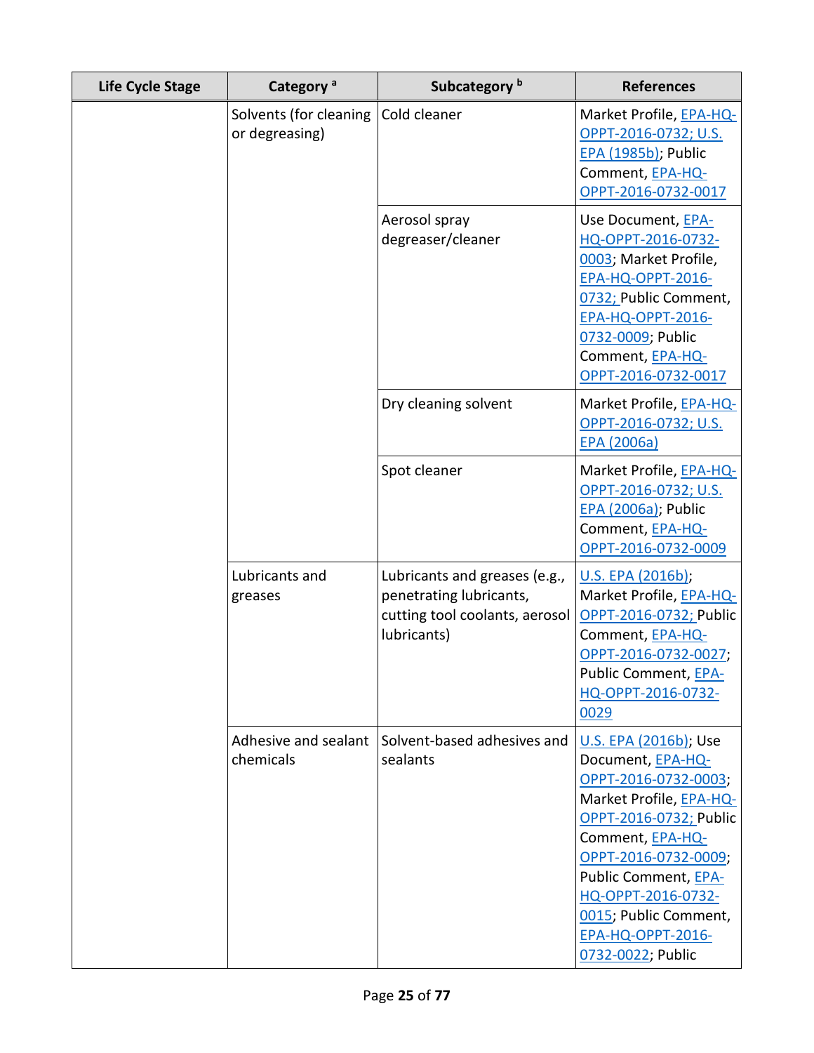| Life Cycle Stage | Category [a] | Subcategory [b] | References |
|---|---|---|---|
| | Solvents (for cleaning or degreasing) | Cold cleaner | Market Profile, EPA-HQ-OPPT-2016-0732; U.S. EPA (1985b); Public Comment, EPA-HQ-OPPT-2016-0732-0017 |
| | | Aerosol spray degreaser/cleaner | Use Document, EPA-HQ-OPPT-2016-0732-0003; Market Profile, EPA-HQ-OPPT-2016-0732; Public Comment, EPA-HQ-OPPT-2016-0732-0009; Public Comment, EPA-HQ-OPPT-2016-0732-0017 |
| | | Dry cleaning solvent | Market Profile, EPA-HQ-OPPT-2016-0732; U.S. EPA (2006a) |
| | | Spot cleaner | Market Profile, EPA-HQ-OPPT-2016-0732; U.S. EPA (2006a); Public Comment, EPA-HQ-OPPT-2016-0732-0009 |
| | Lubricants and greases | Lubricants and greases (e.g., penetrating lubricants, cutting tool coolants, aerosol lubricants) | U.S. EPA (2016b); Market Profile, EPA-HQ-OPPT-2016-0732; Public Comment, EPA-HQ-OPPT-2016-0732-0027; Public Comment, EPA-HQ-OPPT-2016-0732-0029 |
| | Adhesive and sealant chemicals | Solvent-based adhesives and sealants | U.S. EPA (2016b); Use Document, EPA-HQ-OPPT-2016-0732-0003; Market Profile, EPA-HQ-OPPT-2016-0732; Public Comment, EPA-HQ-OPPT-2016-0732-0009; Public Comment, EPA-HQ-OPPT-2016-0732-0015; Public Comment, EPA-HQ-OPPT-2016-0732-0022; Public |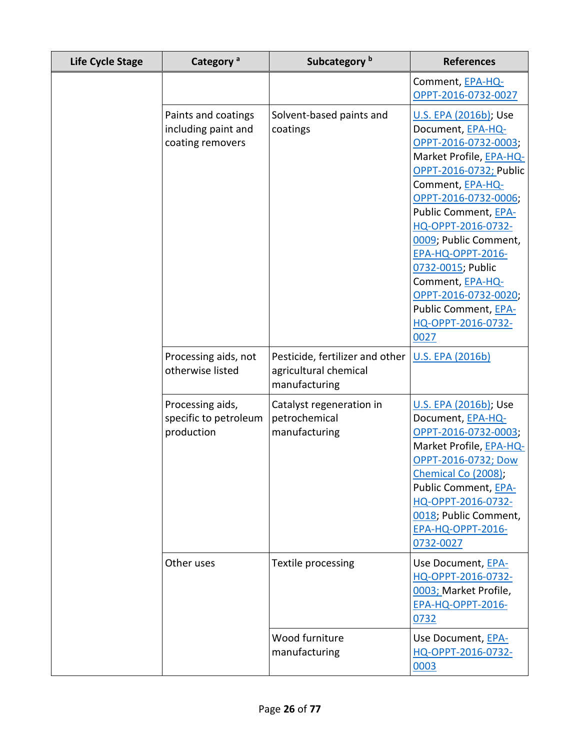| Life Cycle Stage | Category [a] | Subcategory [b] | References |
|---|---|---|---|
| | | | Comment, EPA-HQ-OPPT-2016-0732-0027 |
| | Paints and coatings including paint and coating removers | Solvent-based paints and coatings | U.S. EPA (2016b); Use Document, EPA-HQ-OPPT-2016-0732-0003; Market Profile, EPA-HQ-OPPT-2016-0732; Public Comment, EPA-HQ-OPPT-2016-0732-0006; Public Comment, EPA-HQ-OPPT-2016-0732-0009; Public Comment, EPA-HQ-OPPT-2016-0732-0015; Public Comment, EPA-HQ-OPPT-2016-0732-0020; Public Comment, EPA-HQ-OPPT-2016-0732-0027 |
| | Processing aids, not otherwise listed | Pesticide, fertilizer and other agricultural chemical manufacturing | U.S. EPA (2016b) |
| | Processing aids, specific to petroleum production | Catalyst regeneration in petrochemical manufacturing | U.S. EPA (2016b); Use Document, EPA-HQ-OPPT-2016-0732-0003; Market Profile, EPA-HQ-OPPT-2016-0732; Dow Chemical Co (2008); Public Comment, EPA-HQ-OPPT-2016-0732-0018; Public Comment, EPA-HQ-OPPT-2016-0732-0027 |
| | Other uses | Textile processing | Use Document, EPA-HQ-OPPT-2016-0732-0003; Market Profile, EPA-HQ-OPPT-2016-0732 |
| | | Wood furniture manufacturing | Use Document, EPA-HQ-OPPT-2016-0732-0003 |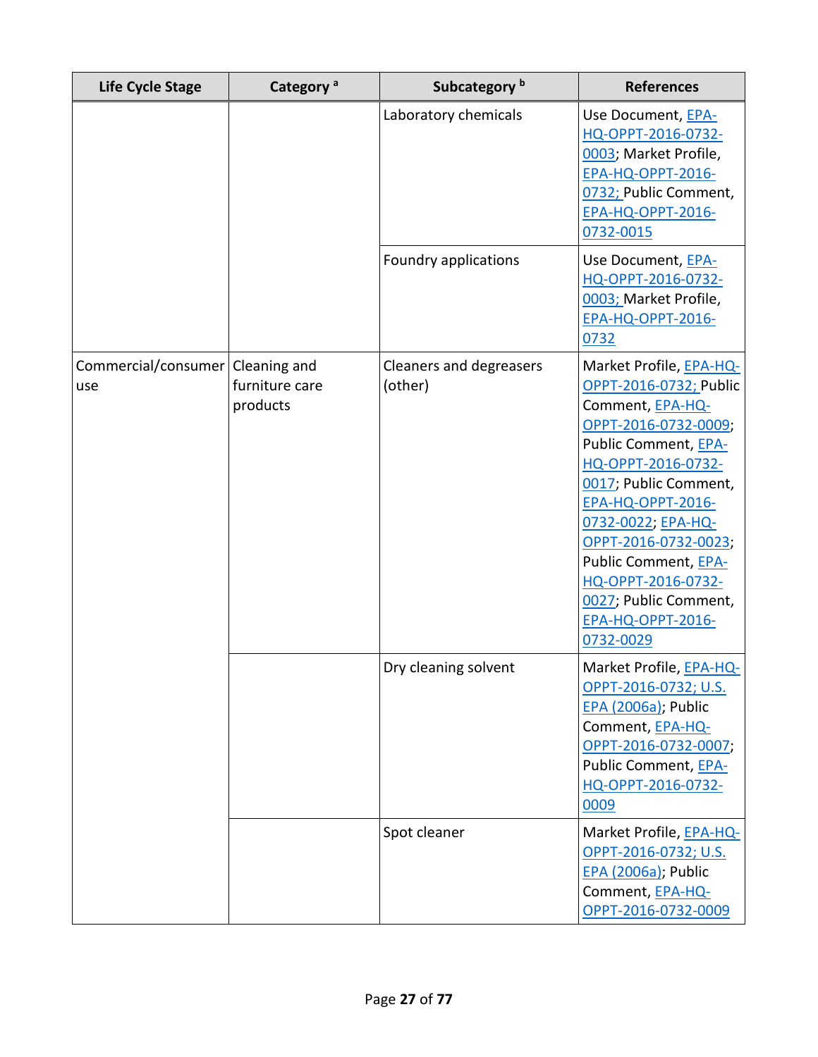| Life Cycle Stage | Category [a] | Subcategory [b] | References |
|---|---|---|---|
| | | Laboratory chemicals | Use Document, EPA-HQ-OPPT-2016-0732-0003; Market Profile, EPA-HQ-OPPT-2016-0732; Public Comment, EPA-HQ-OPPT-2016-0732-0015 |
| | | Foundry applications | Use Document, EPA-HQ-OPPT-2016-0732-0003; Market Profile, EPA-HQ-OPPT-2016-0732 |
| Commercial/consumer use | Cleaning and furniture care products | Cleaners and degreasers (other) | Market Profile, EPA-HQ-OPPT-2016-0732; Public Comment, EPA-HQ-OPPT-2016-0732-0009; Public Comment, EPA-HQ-OPPT-2016-0732-0017; Public Comment, EPA-HQ-OPPT-2016-0732-0022; EPA-HQ-OPPT-2016-0732-0023; Public Comment, EPA-HQ-OPPT-2016-0732-0027; Public Comment, EPA-HQ-OPPT-2016-0732-0029 |
| | | Dry cleaning solvent | Market Profile, EPA-HQ-OPPT-2016-0732; U.S. EPA (2006a); Public Comment, EPA-HQ-OPPT-2016-0732-0007; Public Comment, EPA-HQ-OPPT-2016-0732-0009 |
| | | Spot cleaner | Market Profile, EPA-HQ-OPPT-2016-0732; U.S. EPA (2006a); Public Comment, EPA-HQ-OPPT-2016-0732-0009 |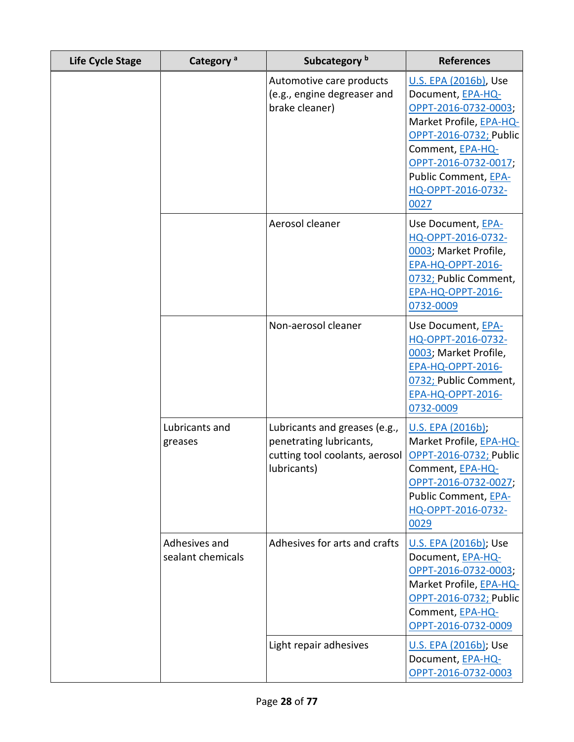| Life Cycle Stage | Category [a] | Subcategory [b] | References |
|---|---|---|---|
| | | Automotive care products (e.g., engine degreaser and brake cleaner) | U.S. EPA (2016b), Use Document, EPA-HQ-OPPT-2016-0732-0003; Market Profile, EPA-HQ-OPPT-2016-0732; Public Comment, EPA-HQ-OPPT-2016-0732-0017; Public Comment, EPA-HQ-OPPT-2016-0732-0027 |
| | | Aerosol cleaner | Use Document, EPA-HQ-OPPT-2016-0732-0003; Market Profile, EPA-HQ-OPPT-2016-0732; Public Comment, EPA-HQ-OPPT-2016-0732-0009 |
| | | Non-aerosol cleaner | Use Document, EPA-HQ-OPPT-2016-0732-0003; Market Profile, EPA-HQ-OPPT-2016-0732; Public Comment, EPA-HQ-OPPT-2016-0732-0009 |
| | Lubricants and greases | Lubricants and greases (e.g., penetrating lubricants, cutting tool coolants, aerosol lubricants) | U.S. EPA (2016b); Market Profile, EPA-HQ-OPPT-2016-0732; Public Comment, EPA-HQ-OPPT-2016-0732-0027; Public Comment, EPA-HQ-OPPT-2016-0732-0029 |
| | Adhesives and sealant chemicals | Adhesives for arts and crafts | U.S. EPA (2016b); Use Document, EPA-HQ-OPPT-2016-0732-0003; Market Profile, EPA-HQ-OPPT-2016-0732; Public Comment, EPA-HQ-OPPT-2016-0732-0009 |
| | | Light repair adhesives | U.S. EPA (2016b); Use Document, EPA-HQ-OPPT-2016-0732-0003 |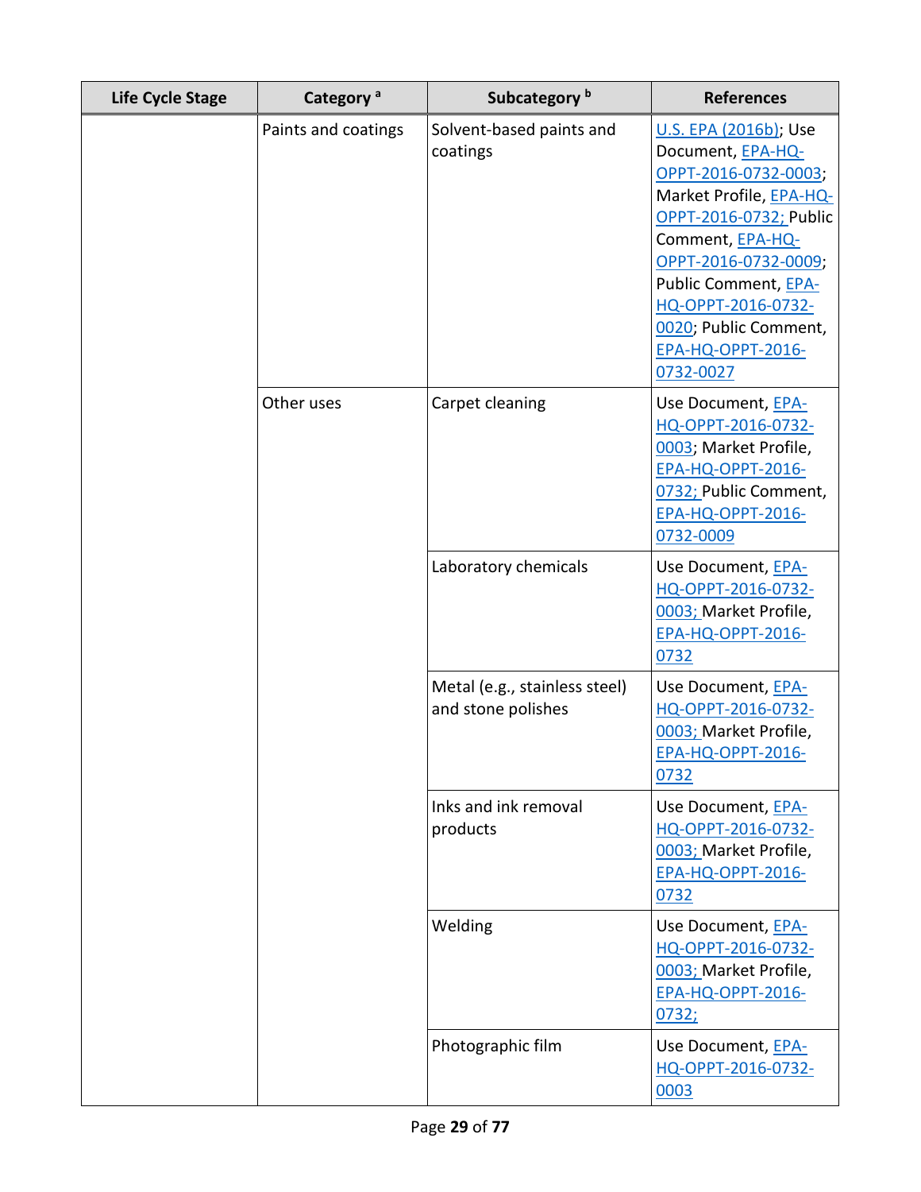| Life Cycle Stage | Category [a] | Subcategory [b] | References |
| --- | --- | --- | --- |
| | Paints and coatings | Solvent-based paints and coatings | U.S. EPA (2016b); Use Document, EPA-HQ-OPPT-2016-0732-0003; Market Profile, EPA-HQ-OPPT-2016-0732; Public Comment, EPA-HQ-OPPT-2016-0732-0009; Public Comment, EPA-HQ-OPPT-2016-0732-0020; Public Comment, EPA-HQ-OPPT-2016-0732-0027 |
| | Other uses | Carpet cleaning | Use Document, EPA-HQ-OPPT-2016-0732-0003; Market Profile, EPA-HQ-OPPT-2016-0732; Public Comment, EPA-HQ-OPPT-2016-0732-0009 |
| | | Laboratory chemicals | Use Document, EPA-HQ-OPPT-2016-0732-0003; Market Profile, EPA-HQ-OPPT-2016-0732 |
| | | Metal (e.g., stainless steel) and stone polishes | Use Document, EPA-HQ-OPPT-2016-0732-0003; Market Profile, EPA-HQ-OPPT-2016-0732 |
| | | Inks and ink removal products | Use Document, EPA-HQ-OPPT-2016-0732-0003; Market Profile, EPA-HQ-OPPT-2016-0732 |
| | | Welding | Use Document, EPA-HQ-OPPT-2016-0732-0003; Market Profile, EPA-HQ-OPPT-2016-0732; |
| | | Photographic film | Use Document, EPA-HQ-OPPT-2016-0732-0003 |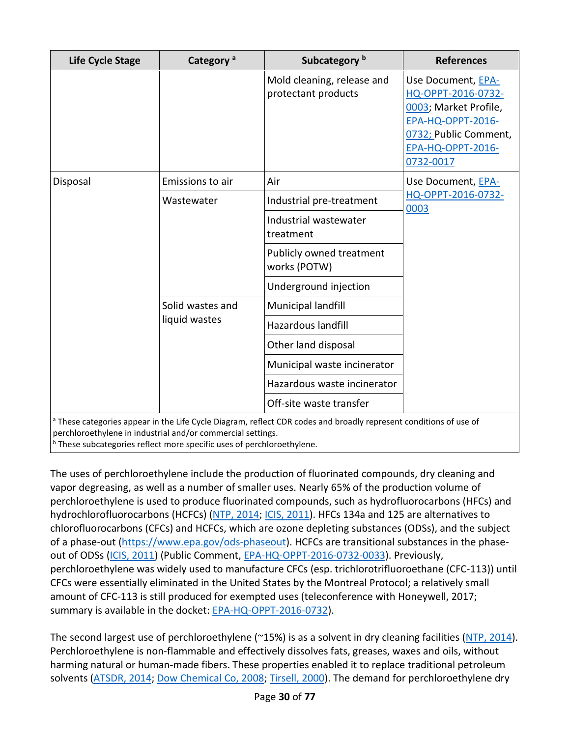| Life Cycle Stage | Category [a] | Subcategory [b] | References |
|---|---|---|---|
| | | Mold cleaning, release and protectant products | Use Document, EPA-HQ-OPPT-2016-0732-0003; Market Profile, EPA-HQ-OPPT-2016-0732; Public Comment, EPA-HQ-OPPT-2016-0732-0017 |
| Disposal | Emissions to air | Air | Use Document, EPA-HQ-OPPT-2016-0732-0003 |
| | Wastewater | Industrial pre-treatment | |
| | | Industrial wastewater treatment | |
| | | Publicly owned treatment works (POTW) | |
| | | Underground injection | |
| | Solid wastes and liquid wastes | Municipal landfill | |
| | | Hazardous landfill | |
| | | Other land disposal | |
| | | Municipal waste incinerator | |
| | | Hazardous waste incinerator | |
| | | Off-site waste transfer | |

[a] These categories appear in the Life Cycle Diagram, reflect CDR codes and broadly represent conditions of use of perchloroethylene in industrial and/or commercial settings.
[b] These subcategories reflect more specific uses of perchloroethylene.

The uses of perchloroethylene include the production of fluorinated compounds, dry cleaning and vapor degreasing, as well as a number of smaller uses. Nearly 65% of the production volume of perchloroethylene is used to produce fluorinated compounds, such as hydrofluorocarbons (HFCs) and hydrochlorofluorocarbons (HCFCs) (NTP, 2014; ICIS, 2011). HFCs 134a and 125 are alternatives to chlorofluorocarbons (CFCs) and HCFCs, which are ozone depleting substances (ODSs), and the subject of a phase-out (https://www.epa.gov/ods-phaseout). HCFCs are transitional substances in the phase-out of ODSs (ICIS, 2011) (Public Comment, EPA-HQ-OPPT-2016-0732-0033). Previously, perchloroethylene was widely used to manufacture CFCs (esp. trichlorotrifluoroethane (CFC-113)) until CFCs were essentially eliminated in the United States by the Montreal Protocol; a relatively small amount of CFC-113 is still produced for exempted uses (teleconference with Honeywell, 2017; summary is available in the docket: EPA-HQ-OPPT-2016-0732).

The second largest use of perchloroethylene (~15%) is as a solvent in dry cleaning facilities (NTP, 2014). Perchloroethylene is non-flammable and effectively dissolves fats, greases, waxes and oils, without harming natural or human-made fibers. These properties enabled it to replace traditional petroleum solvents (ATSDR, 2014; Dow Chemical Co, 2008; Tirsell, 2000). The demand for perchloroethylene dry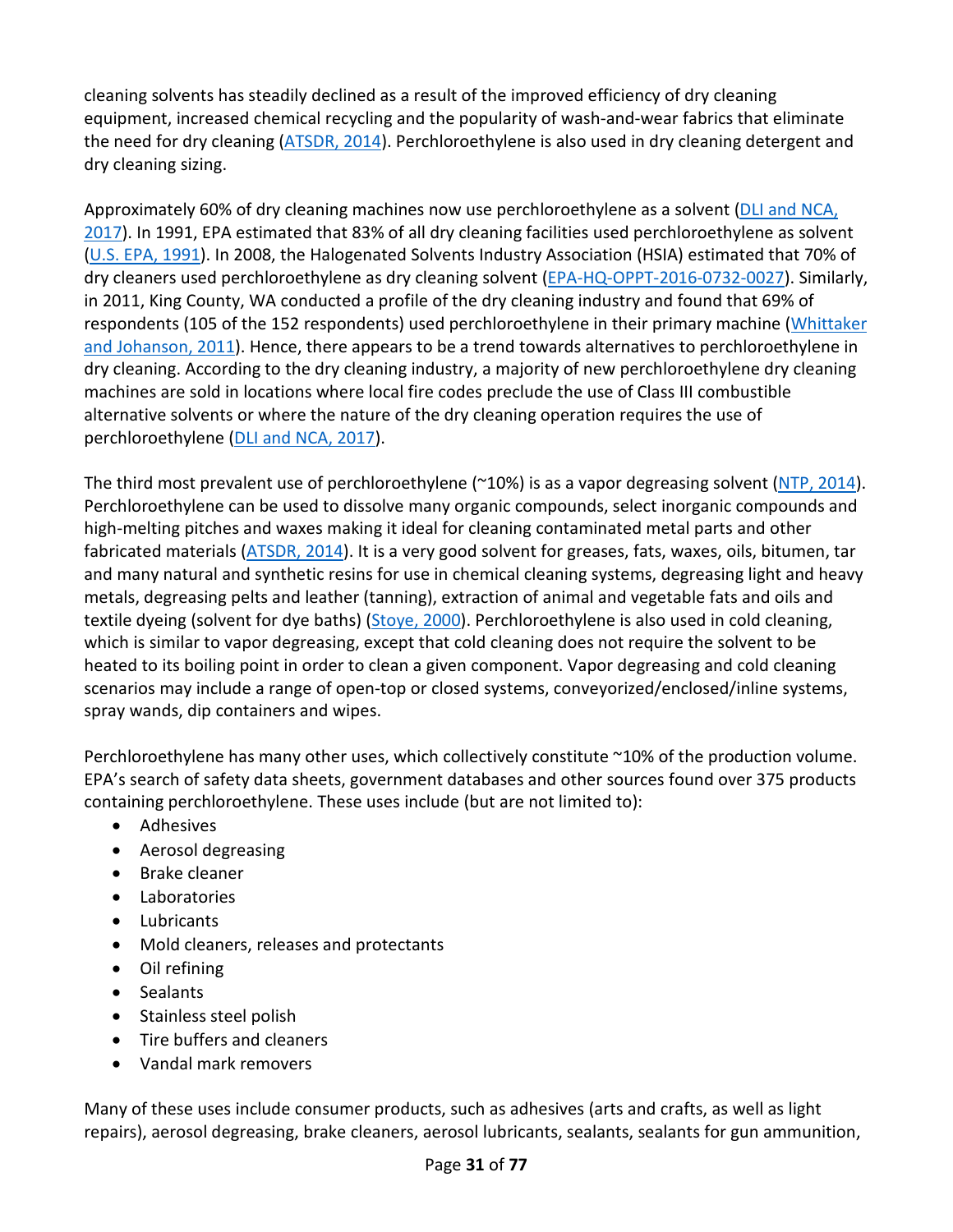cleaning solvents has steadily declined as a result of the improved efficiency of dry cleaning equipment, increased chemical recycling and the popularity of wash-and-wear fabrics that eliminate the need for dry cleaning (ATSDR, 2014). Perchloroethylene is also used in dry cleaning detergent and dry cleaning sizing.

Approximately 60% of dry cleaning machines now use perchloroethylene as a solvent (DLI and NCA, 2017). In 1991, EPA estimated that 83% of all dry cleaning facilities used perchloroethylene as solvent (U.S. EPA, 1991). In 2008, the Halogenated Solvents Industry Association (HSIA) estimated that 70% of dry cleaners used perchloroethylene as dry cleaning solvent (EPA-HQ-OPPT-2016-0732-0027). Similarly, in 2011, King County, WA conducted a profile of the dry cleaning industry and found that 69% of respondents (105 of the 152 respondents) used perchloroethylene in their primary machine (Whittaker and Johanson, 2011). Hence, there appears to be a trend towards alternatives to perchloroethylene in dry cleaning. According to the dry cleaning industry, a majority of new perchloroethylene dry cleaning machines are sold in locations where local fire codes preclude the use of Class III combustible alternative solvents or where the nature of the dry cleaning operation requires the use of perchloroethylene (DLI and NCA, 2017).

The third most prevalent use of perchloroethylene (~10%) is as a vapor degreasing solvent (NTP, 2014). Perchloroethylene can be used to dissolve many organic compounds, select inorganic compounds and high-melting pitches and waxes making it ideal for cleaning contaminated metal parts and other fabricated materials (ATSDR, 2014). It is a very good solvent for greases, fats, waxes, oils, bitumen, tar and many natural and synthetic resins for use in chemical cleaning systems, degreasing light and heavy metals, degreasing pelts and leather (tanning), extraction of animal and vegetable fats and oils and textile dyeing (solvent for dye baths) (Stoye, 2000). Perchloroethylene is also used in cold cleaning, which is similar to vapor degreasing, except that cold cleaning does not require the solvent to be heated to its boiling point in order to clean a given component. Vapor degreasing and cold cleaning scenarios may include a range of open-top or closed systems, conveyorized/enclosed/inline systems, spray wands, dip containers and wipes.

Perchloroethylene has many other uses, which collectively constitute ~10% of the production volume. EPA's search of safety data sheets, government databases and other sources found over 375 products containing perchloroethylene. These uses include (but are not limited to):

- Adhesives
- Aerosol degreasing
- Brake cleaner
- Laboratories
- Lubricants
- Mold cleaners, releases and protectants
- Oil refining
- Sealants
- Stainless steel polish
- Tire buffers and cleaners
- Vandal mark removers

Many of these uses include consumer products, such as adhesives (arts and crafts, as well as light repairs), aerosol degreasing, brake cleaners, aerosol lubricants, sealants, sealants for gun ammunition,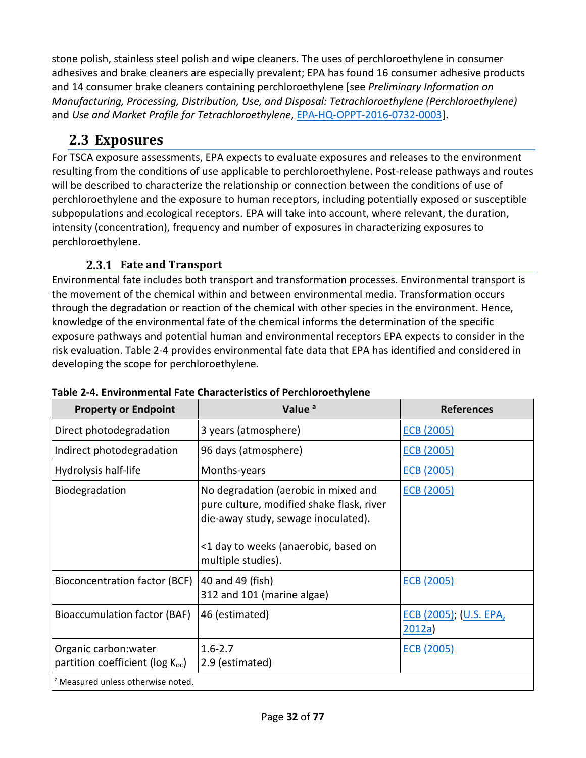stone polish, stainless steel polish and wipe cleaners. The uses of perchloroethylene in consumer adhesives and brake cleaners are especially prevalent; EPA has found 16 consumer adhesive products and 14 consumer brake cleaners containing perchloroethylene [see *Preliminary Information on Manufacturing, Processing, Distribution, Use, and Disposal: Tetrachloroethylene (Perchloroethylene)* and *Use and Market Profile for Tetrachloroethylene*, EPA-HQ-OPPT-2016-0732-0003].

## 2.3 Exposures

For TSCA exposure assessments, EPA expects to evaluate exposures and releases to the environment resulting from the conditions of use applicable to perchloroethylene. Post-release pathways and routes will be described to characterize the relationship or connection between the conditions of use of perchloroethylene and the exposure to human receptors, including potentially exposed or susceptible subpopulations and ecological receptors. EPA will take into account, where relevant, the duration, intensity (concentration), frequency and number of exposures in characterizing exposures to perchloroethylene.

### 2.3.1 Fate and Transport

Environmental fate includes both transport and transformation processes. Environmental transport is the movement of the chemical within and between environmental media. Transformation occurs through the degradation or reaction of the chemical with other species in the environment. Hence, knowledge of the environmental fate of the chemical informs the determination of the specific exposure pathways and potential human and environmental receptors EPA expects to consider in the risk evaluation. Table 2-4 provides environmental fate data that EPA has identified and considered in developing the scope for perchloroethylene.

**Table 2-4. Environmental Fate Characteristics of Perchloroethylene**

| Property or Endpoint | Value [a] | References |
|---|---|---|
| Direct photodegradation | 3 years (atmosphere) | ECB (2005) |
| Indirect photodegradation | 96 days (atmosphere) | ECB (2005) |
| Hydrolysis half-life | Months-years | ECB (2005) |
| Biodegradation | No degradation (aerobic in mixed and pure culture, modified shake flask, river die-away study, sewage inoculated).<br><br><1 day to weeks (anaerobic, based on multiple studies). | ECB (2005) |
| Bioconcentration factor (BCF) | 40 and 49 (fish)<br>312 and 101 (marine algae) | ECB (2005) |
| Bioaccumulation factor (BAF) | 46 (estimated) | ECB (2005); (U.S. EPA, 2012a) |
| Organic carbon:water partition coefficient (log $K_{oc}$) | 1.6-2.7<br>2.9 (estimated) | ECB (2005) |

[a] Measured unless otherwise noted.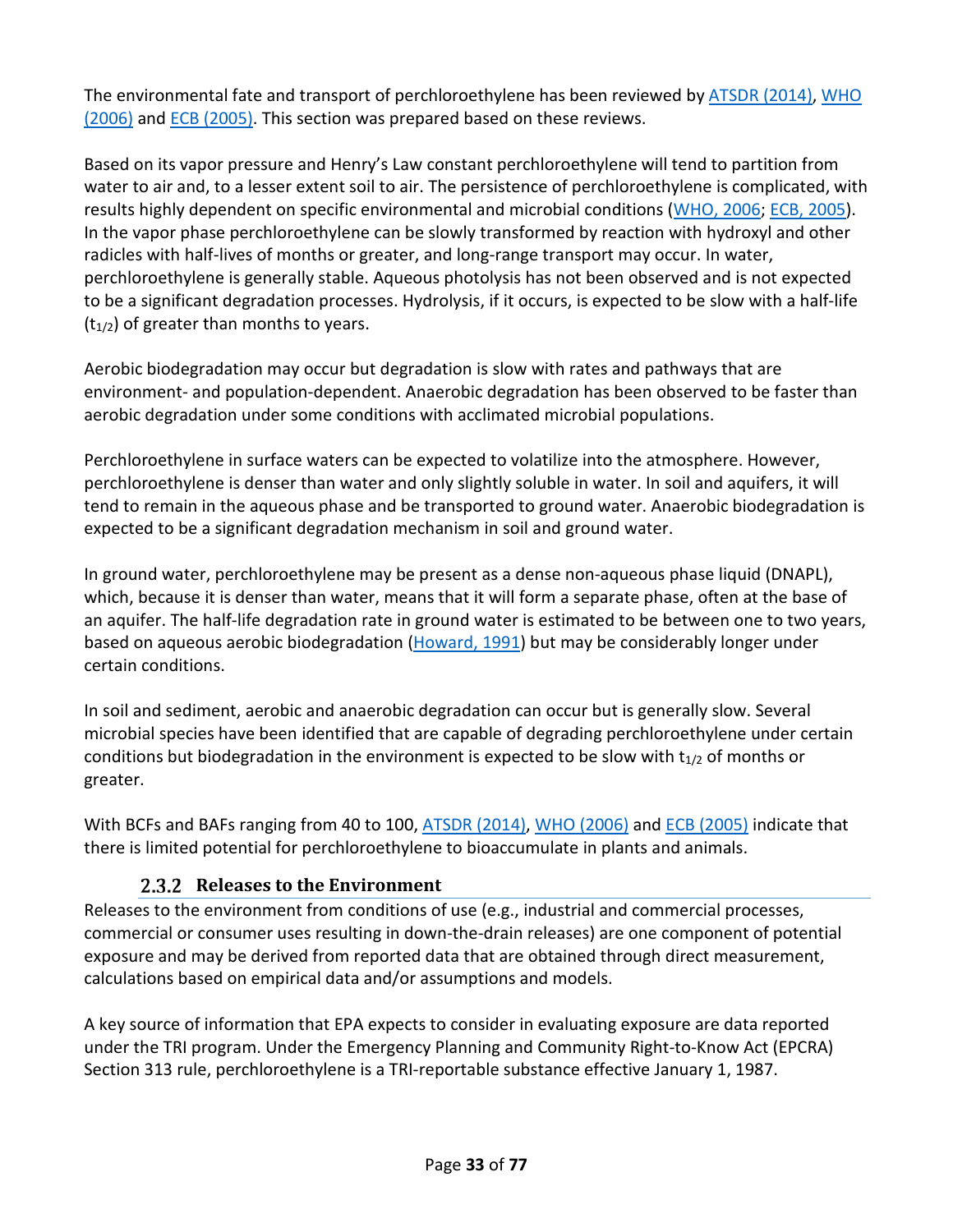The environmental fate and transport of perchloroethylene has been reviewed by ATSDR (2014), WHO (2006) and ECB (2005). This section was prepared based on these reviews.

Based on its vapor pressure and Henry's Law constant perchloroethylene will tend to partition from water to air and, to a lesser extent soil to air. The persistence of perchloroethylene is complicated, with results highly dependent on specific environmental and microbial conditions (WHO, 2006; ECB, 2005). In the vapor phase perchloroethylene can be slowly transformed by reaction with hydroxyl and other radicles with half-lives of months or greater, and long-range transport may occur. In water, perchloroethylene is generally stable. Aqueous photolysis has not been observed and is not expected to be a significant degradation processes. Hydrolysis, if it occurs, is expected to be slow with a half-life ($t_{1/2}$) of greater than months to years.

Aerobic biodegradation may occur but degradation is slow with rates and pathways that are environment- and population-dependent. Anaerobic degradation has been observed to be faster than aerobic degradation under some conditions with acclimated microbial populations.

Perchloroethylene in surface waters can be expected to volatilize into the atmosphere. However, perchloroethylene is denser than water and only slightly soluble in water. In soil and aquifers, it will tend to remain in the aqueous phase and be transported to ground water. Anaerobic biodegradation is expected to be a significant degradation mechanism in soil and ground water.

In ground water, perchloroethylene may be present as a dense non-aqueous phase liquid (DNAPL), which, because it is denser than water, means that it will form a separate phase, often at the base of an aquifer. The half-life degradation rate in ground water is estimated to be between one to two years, based on aqueous aerobic biodegradation (Howard, 1991) but may be considerably longer under certain conditions.

In soil and sediment, aerobic and anaerobic degradation can occur but is generally slow. Several microbial species have been identified that are capable of degrading perchloroethylene under certain conditions but biodegradation in the environment is expected to be slow with $t_{1/2}$ of months or greater.

With BCFs and BAFs ranging from 40 to 100, ATSDR (2014), WHO (2006) and ECB (2005) indicate that there is limited potential for perchloroethylene to bioaccumulate in plants and animals.

### 2.3.2 Releases to the Environment

Releases to the environment from conditions of use (e.g., industrial and commercial processes, commercial or consumer uses resulting in down-the-drain releases) are one component of potential exposure and may be derived from reported data that are obtained through direct measurement, calculations based on empirical data and/or assumptions and models.

A key source of information that EPA expects to consider in evaluating exposure are data reported under the TRI program. Under the Emergency Planning and Community Right-to-Know Act (EPCRA) Section 313 rule, perchloroethylene is a TRI-reportable substance effective January 1, 1987.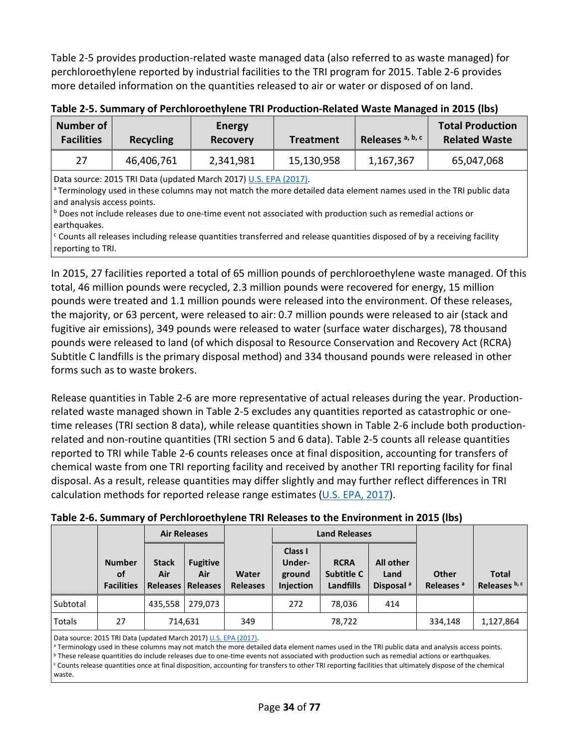Table 2-5 provides production-related waste managed data (also referred to as waste managed) for perchloroethylene reported by industrial facilities to the TRI program for 2015. Table 2-6 provides more detailed information on the quantities released to air or water or disposed of on land.

**Table 2-5. Summary of Perchloroethylene TRI Production-Related Waste Managed in 2015 (lbs)**

| Number of Facilities | Recycling | Energy Recovery | Treatment | Releases [a, b, c] | Total Production Related Waste |
|---|---|---|---|---|---|
| 27 | 46,406,761 | 2,341,981 | 15,130,958 | 1,167,367 | 65,047,068 |

Data source: 2015 TRI Data (updated March 2017) U.S. EPA (2017).
[a] Terminology used in these columns may not match the more detailed data element names used in the TRI public data and analysis access points.
[b] Does not include releases due to one-time event not associated with production such as remedial actions or earthquakes.
[c] Counts all releases including release quantities transferred and release quantities disposed of by a receiving facility reporting to TRI.

In 2015, 27 facilities reported a total of 65 million pounds of perchloroethylene waste managed. Of this total, 46 million pounds were recycled, 2.3 million pounds were recovered for energy, 15 million pounds were treated and 1.1 million pounds were released into the environment. Of these releases, the majority, or 63 percent, were released to air: 0.7 million pounds were released to air (stack and fugitive air emissions), 349 pounds were released to water (surface water discharges), 78 thousand pounds were released to land (of which disposal to Resource Conservation and Recovery Act (RCRA) Subtitle C landfills is the primary disposal method) and 334 thousand pounds were released in other forms such as to waste brokers.

Release quantities in Table 2-6 are more representative of actual releases during the year. Production-related waste managed shown in Table 2-5 excludes any quantities reported as catastrophic or one-time releases (TRI section 8 data), while release quantities shown in Table 2-6 include both production-related and non-routine quantities (TRI section 5 and 6 data). Table 2-5 counts all release quantities reported to TRI while Table 2-6 counts releases once at final disposition, accounting for transfers of chemical waste from one TRI reporting facility and received by another TRI reporting facility for final disposal. As a result, release quantities may differ slightly and may further reflect differences in TRI calculation methods for reported release range estimates (U.S. EPA, 2017).

**Table 2-6. Summary of Perchloroethylene TRI Releases to the Environment in 2015 (lbs)**

| | | Air Releases | | | Land Releases | | | | |
|---|---|---|---|---|---|---|---|---|---|
| | Number of Facilities | Stack Air Releases | Fugitive Air Releases | Water Releases | Class I Under-ground Injection | RCRA Subtitle C Landfills | All other Land Disposal [a] | Other Releases [a] | Total Releases [b, c] |
| Subtotal | | 435,558 | 279,073 | | 272 | 78,036 | 414 | | |
| Totals | 27 | 714,631 | | 349 | 78,722 | | | 334,148 | 1,127,864 |

Data source: 2015 TRI Data (updated March 2017) U.S. EPA (2017).
[a] Terminology used in these columns may not match the more detailed data element names used in the TRI public data and analysis access points.
[b] These release quantities do include releases due to one-time events not associated with production such as remedial actions or earthquakes.
[c] Counts release quantities once at final disposition, accounting for transfers to other TRI reporting facilities that ultimately dispose of the chemical waste.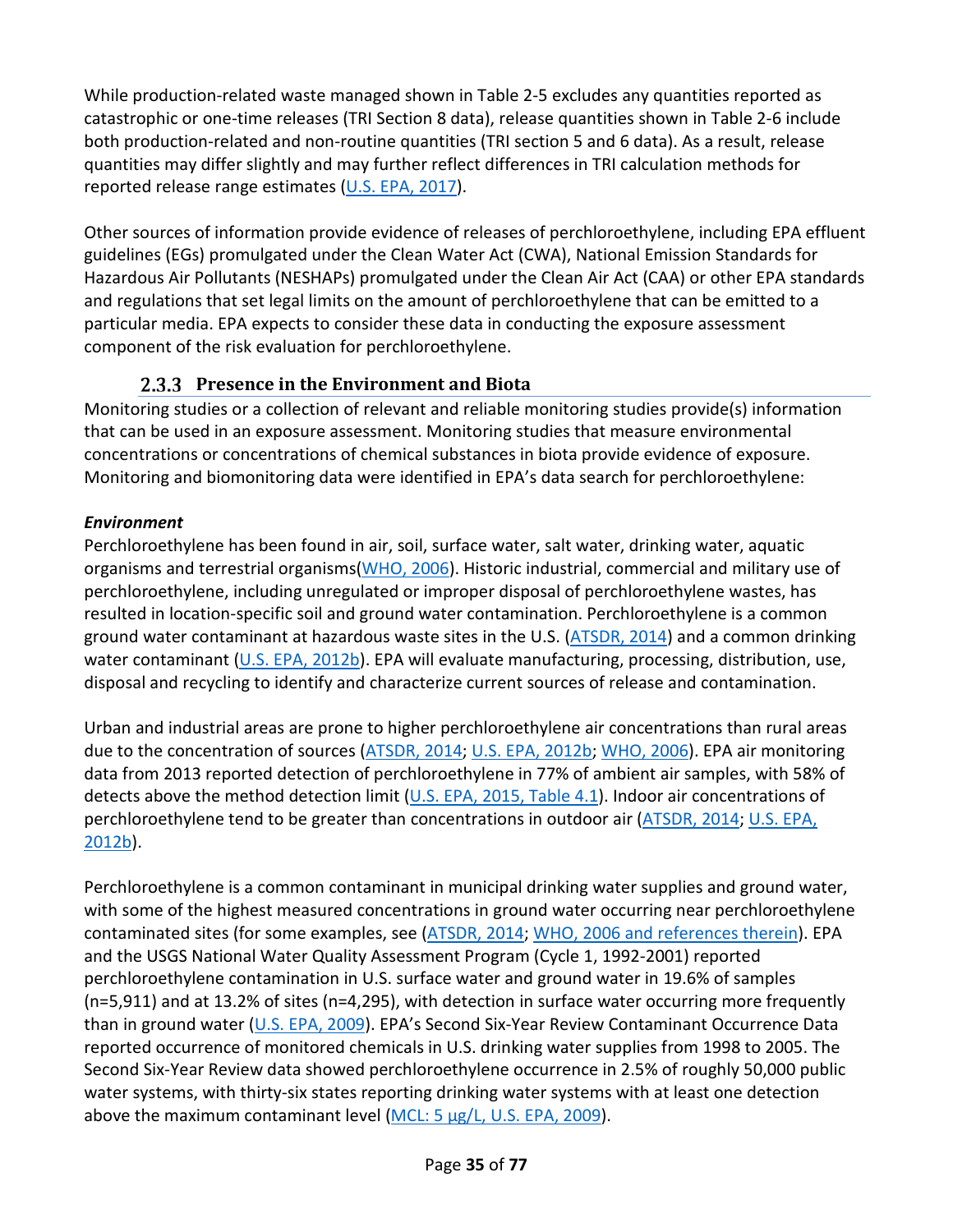While production-related waste managed shown in Table 2-5 excludes any quantities reported as catastrophic or one-time releases (TRI Section 8 data), release quantities shown in Table 2-6 include both production-related and non-routine quantities (TRI section 5 and 6 data). As a result, release quantities may differ slightly and may further reflect differences in TRI calculation methods for reported release range estimates (U.S. EPA, 2017).

Other sources of information provide evidence of releases of perchloroethylene, including EPA effluent guidelines (EGs) promulgated under the Clean Water Act (CWA), National Emission Standards for Hazardous Air Pollutants (NESHAPs) promulgated under the Clean Air Act (CAA) or other EPA standards and regulations that set legal limits on the amount of perchloroethylene that can be emitted to a particular media. EPA expects to consider these data in conducting the exposure assessment component of the risk evaluation for perchloroethylene.

### 2.3.3 Presence in the Environment and Biota

Monitoring studies or a collection of relevant and reliable monitoring studies provide(s) information that can be used in an exposure assessment. Monitoring studies that measure environmental concentrations or concentrations of chemical substances in biota provide evidence of exposure. Monitoring and biomonitoring data were identified in EPA's data search for perchloroethylene:

***Environment***

Perchloroethylene has been found in air, soil, surface water, salt water, drinking water, aquatic organisms and terrestrial organisms(WHO, 2006). Historic industrial, commercial and military use of perchloroethylene, including unregulated or improper disposal of perchloroethylene wastes, has resulted in location-specific soil and ground water contamination. Perchloroethylene is a common ground water contaminant at hazardous waste sites in the U.S. (ATSDR, 2014) and a common drinking water contaminant (U.S. EPA, 2012b). EPA will evaluate manufacturing, processing, distribution, use, disposal and recycling to identify and characterize current sources of release and contamination.

Urban and industrial areas are prone to higher perchloroethylene air concentrations than rural areas due to the concentration of sources (ATSDR, 2014; U.S. EPA, 2012b; WHO, 2006). EPA air monitoring data from 2013 reported detection of perchloroethylene in 77% of ambient air samples, with 58% of detects above the method detection limit (U.S. EPA, 2015, Table 4.1). Indoor air concentrations of perchloroethylene tend to be greater than concentrations in outdoor air (ATSDR, 2014; U.S. EPA, 2012b).

Perchloroethylene is a common contaminant in municipal drinking water supplies and ground water, with some of the highest measured concentrations in ground water occurring near perchloroethylene contaminated sites (for some examples, see (ATSDR, 2014; WHO, 2006 and references therein). EPA and the USGS National Water Quality Assessment Program (Cycle 1, 1992-2001) reported perchloroethylene contamination in U.S. surface water and ground water in 19.6% of samples (n=5,911) and at 13.2% of sites (n=4,295), with detection in surface water occurring more frequently than in ground water (U.S. EPA, 2009). EPA's Second Six-Year Review Contaminant Occurrence Data reported occurrence of monitored chemicals in U.S. drinking water supplies from 1998 to 2005. The Second Six-Year Review data showed perchloroethylene occurrence in 2.5% of roughly 50,000 public water systems, with thirty-six states reporting drinking water systems with at least one detection above the maximum contaminant level (MCL: 5 µg/L, U.S. EPA, 2009).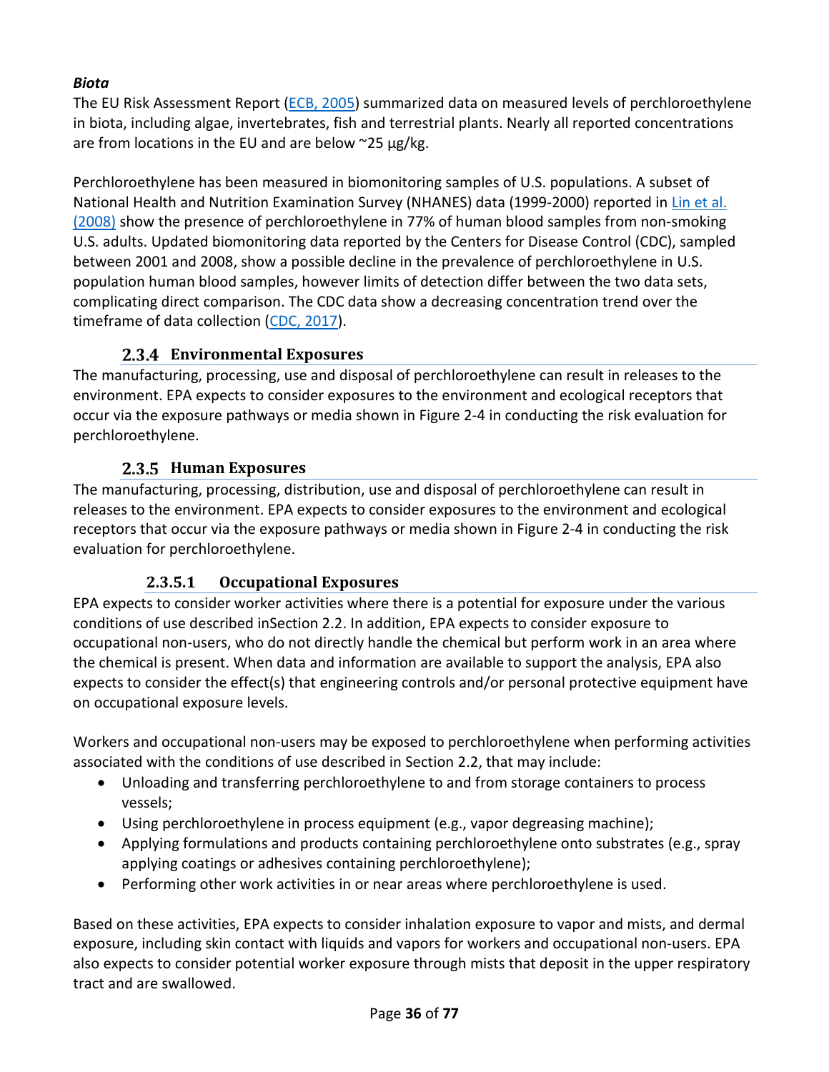***Biota***

The EU Risk Assessment Report (ECB, 2005) summarized data on measured levels of perchloroethylene in biota, including algae, invertebrates, fish and terrestrial plants. Nearly all reported concentrations are from locations in the EU and are below ~25 µg/kg.

Perchloroethylene has been measured in biomonitoring samples of U.S. populations. A subset of National Health and Nutrition Examination Survey (NHANES) data (1999-2000) reported in Lin et al. (2008) show the presence of perchloroethylene in 77% of human blood samples from non-smoking U.S. adults. Updated biomonitoring data reported by the Centers for Disease Control (CDC), sampled between 2001 and 2008, show a possible decline in the prevalence of perchloroethylene in U.S. population human blood samples, however limits of detection differ between the two data sets, complicating direct comparison. The CDC data show a decreasing concentration trend over the timeframe of data collection (CDC, 2017).

### 2.3.4 Environmental Exposures

The manufacturing, processing, use and disposal of perchloroethylene can result in releases to the environment. EPA expects to consider exposures to the environment and ecological receptors that occur via the exposure pathways or media shown in Figure 2-4 in conducting the risk evaluation for perchloroethylene.

### 2.3.5 Human Exposures

The manufacturing, processing, distribution, use and disposal of perchloroethylene can result in releases to the environment. EPA expects to consider exposures to the environment and ecological receptors that occur via the exposure pathways or media shown in Figure 2-4 in conducting the risk evaluation for perchloroethylene.

#### 2.3.5.1 Occupational Exposures

EPA expects to consider worker activities where there is a potential for exposure under the various conditions of use described inSection 2.2. In addition, EPA expects to consider exposure to occupational non-users, who do not directly handle the chemical but perform work in an area where the chemical is present. When data and information are available to support the analysis, EPA also expects to consider the effect(s) that engineering controls and/or personal protective equipment have on occupational exposure levels.

Workers and occupational non-users may be exposed to perchloroethylene when performing activities associated with the conditions of use described in Section 2.2, that may include:

- Unloading and transferring perchloroethylene to and from storage containers to process vessels;
- Using perchloroethylene in process equipment (e.g., vapor degreasing machine);
- Applying formulations and products containing perchloroethylene onto substrates (e.g., spray applying coatings or adhesives containing perchloroethylene);
- Performing other work activities in or near areas where perchloroethylene is used.

Based on these activities, EPA expects to consider inhalation exposure to vapor and mists, and dermal exposure, including skin contact with liquids and vapors for workers and occupational non-users. EPA also expects to consider potential worker exposure through mists that deposit in the upper respiratory tract and are swallowed.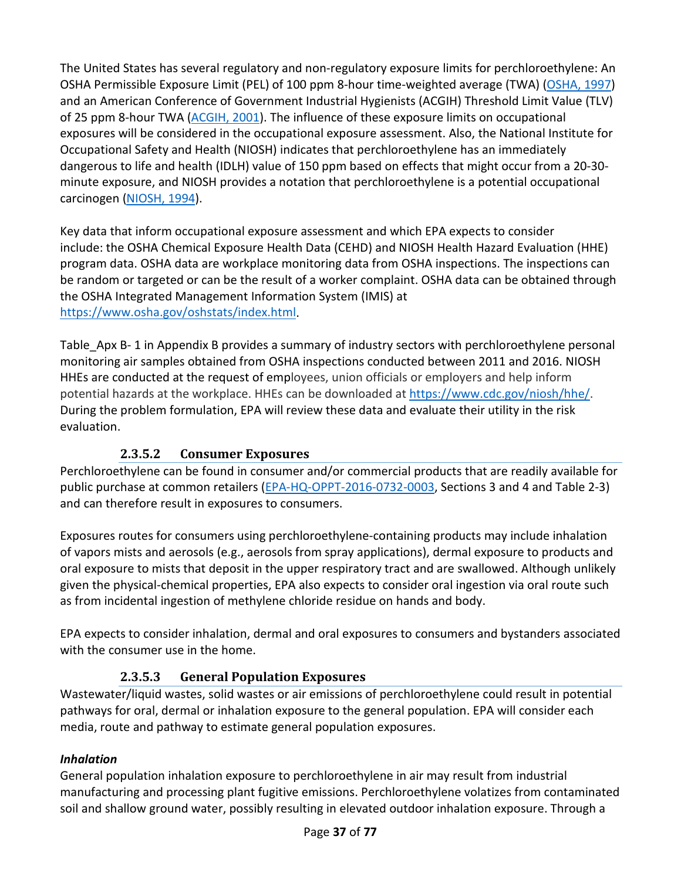The United States has several regulatory and non-regulatory exposure limits for perchloroethylene: An OSHA Permissible Exposure Limit (PEL) of 100 ppm 8-hour time-weighted average (TWA) (OSHA, 1997) and an American Conference of Government Industrial Hygienists (ACGIH) Threshold Limit Value (TLV) of 25 ppm 8-hour TWA (ACGIH, 2001). The influence of these exposure limits on occupational exposures will be considered in the occupational exposure assessment. Also, the National Institute for Occupational Safety and Health (NIOSH) indicates that perchloroethylene has an immediately dangerous to life and health (IDLH) value of 150 ppm based on effects that might occur from a 20-30-minute exposure, and NIOSH provides a notation that perchloroethylene is a potential occupational carcinogen (NIOSH, 1994).

Key data that inform occupational exposure assessment and which EPA expects to consider include: the OSHA Chemical Exposure Health Data (CEHD) and NIOSH Health Hazard Evaluation (HHE) program data. OSHA data are workplace monitoring data from OSHA inspections. The inspections can be random or targeted or can be the result of a worker complaint. OSHA data can be obtained through the OSHA Integrated Management Information System (IMIS) at https://www.osha.gov/oshstats/index.html.

Table_Apx B- 1 in Appendix B provides a summary of industry sectors with perchloroethylene personal monitoring air samples obtained from OSHA inspections conducted between 2011 and 2016. NIOSH HHEs are conducted at the request of employees, union officials or employers and help inform potential hazards at the workplace. HHEs can be downloaded at https://www.cdc.gov/niosh/hhe/. During the problem formulation, EPA will review these data and evaluate their utility in the risk evaluation.

#### 2.3.5.2 Consumer Exposures

Perchloroethylene can be found in consumer and/or commercial products that are readily available for public purchase at common retailers (EPA-HQ-OPPT-2016-0732-0003, Sections 3 and 4 and Table 2-3) and can therefore result in exposures to consumers.

Exposures routes for consumers using perchloroethylene-containing products may include inhalation of vapors mists and aerosols (e.g., aerosols from spray applications), dermal exposure to products and oral exposure to mists that deposit in the upper respiratory tract and are swallowed. Although unlikely given the physical-chemical properties, EPA also expects to consider oral ingestion via oral route such as from incidental ingestion of methylene chloride residue on hands and body.

EPA expects to consider inhalation, dermal and oral exposures to consumers and bystanders associated with the consumer use in the home.

#### 2.3.5.3 General Population Exposures

Wastewater/liquid wastes, solid wastes or air emissions of perchloroethylene could result in potential pathways for oral, dermal or inhalation exposure to the general population. EPA will consider each media, route and pathway to estimate general population exposures.

***Inhalation***

General population inhalation exposure to perchloroethylene in air may result from industrial manufacturing and processing plant fugitive emissions. Perchloroethylene volatizes from contaminated soil and shallow ground water, possibly resulting in elevated outdoor inhalation exposure. Through a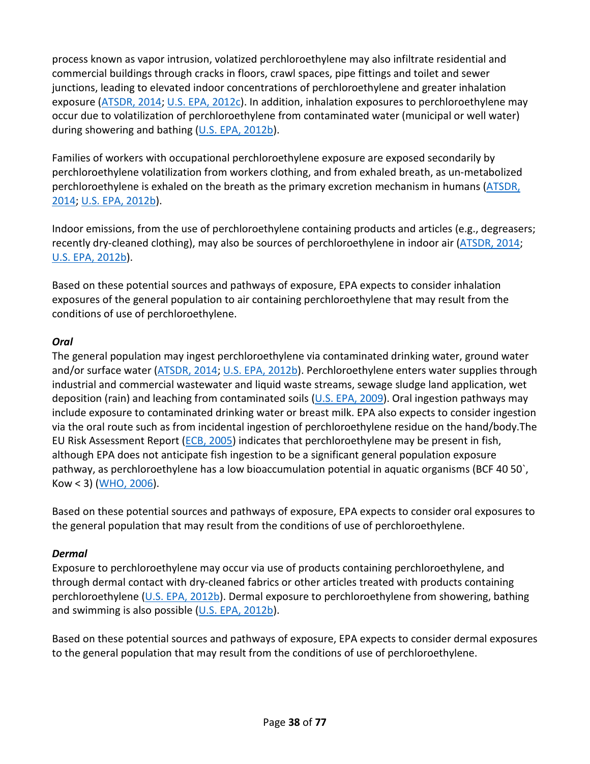process known as vapor intrusion, volatized perchloroethylene may also infiltrate residential and commercial buildings through cracks in floors, crawl spaces, pipe fittings and toilet and sewer junctions, leading to elevated indoor concentrations of perchloroethylene and greater inhalation exposure (ATSDR, 2014; U.S. EPA, 2012c). In addition, inhalation exposures to perchloroethylene may occur due to volatilization of perchloroethylene from contaminated water (municipal or well water) during showering and bathing (U.S. EPA, 2012b).

Families of workers with occupational perchloroethylene exposure are exposed secondarily by perchloroethylene volatilization from workers clothing, and from exhaled breath, as un-metabolized perchloroethylene is exhaled on the breath as the primary excretion mechanism in humans (ATSDR, 2014; U.S. EPA, 2012b).

Indoor emissions, from the use of perchloroethylene containing products and articles (e.g., degreasers; recently dry-cleaned clothing), may also be sources of perchloroethylene in indoor air (ATSDR, 2014; U.S. EPA, 2012b).

Based on these potential sources and pathways of exposure, EPA expects to consider inhalation exposures of the general population to air containing perchloroethylene that may result from the conditions of use of perchloroethylene.

***Oral***

The general population may ingest perchloroethylene via contaminated drinking water, ground water and/or surface water (ATSDR, 2014; U.S. EPA, 2012b). Perchloroethylene enters water supplies through industrial and commercial wastewater and liquid waste streams, sewage sludge land application, wet deposition (rain) and leaching from contaminated soils (U.S. EPA, 2009). Oral ingestion pathways may include exposure to contaminated drinking water or breast milk. EPA also expects to consider ingestion via the oral route such as from incidental ingestion of perchloroethylene residue on the hand/body.The EU Risk Assessment Report (ECB, 2005) indicates that perchloroethylene may be present in fish, although EPA does not anticipate fish ingestion to be a significant general population exposure pathway, as perchloroethylene has a low bioaccumulation potential in aquatic organisms (BCF 40 50`, Kow < 3) (WHO, 2006).

Based on these potential sources and pathways of exposure, EPA expects to consider oral exposures to the general population that may result from the conditions of use of perchloroethylene.

***Dermal***

Exposure to perchloroethylene may occur via use of products containing perchloroethylene, and through dermal contact with dry-cleaned fabrics or other articles treated with products containing perchloroethylene (U.S. EPA, 2012b). Dermal exposure to perchloroethylene from showering, bathing and swimming is also possible (U.S. EPA, 2012b).

Based on these potential sources and pathways of exposure, EPA expects to consider dermal exposures to the general population that may result from the conditions of use of perchloroethylene.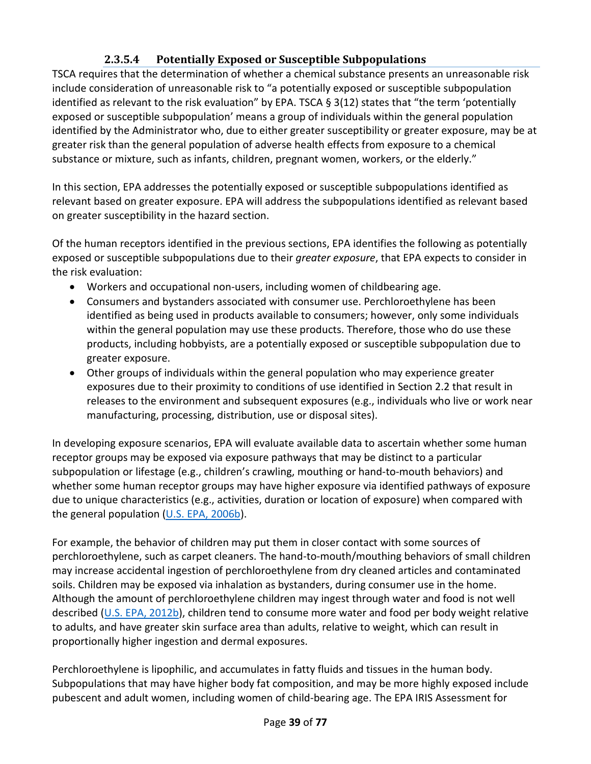#### 2.3.5.4 Potentially Exposed or Susceptible Subpopulations

TSCA requires that the determination of whether a chemical substance presents an unreasonable risk include consideration of unreasonable risk to "a potentially exposed or susceptible subpopulation identified as relevant to the risk evaluation" by EPA. TSCA § 3(12) states that "the term 'potentially exposed or susceptible subpopulation' means a group of individuals within the general population identified by the Administrator who, due to either greater susceptibility or greater exposure, may be at greater risk than the general population of adverse health effects from exposure to a chemical substance or mixture, such as infants, children, pregnant women, workers, or the elderly."

In this section, EPA addresses the potentially exposed or susceptible subpopulations identified as relevant based on greater exposure. EPA will address the subpopulations identified as relevant based on greater susceptibility in the hazard section.

Of the human receptors identified in the previous sections, EPA identifies the following as potentially exposed or susceptible subpopulations due to their *greater exposure*, that EPA expects to consider in the risk evaluation:

- Workers and occupational non-users, including women of childbearing age.
- Consumers and bystanders associated with consumer use. Perchloroethylene has been identified as being used in products available to consumers; however, only some individuals within the general population may use these products. Therefore, those who do use these products, including hobbyists, are a potentially exposed or susceptible subpopulation due to greater exposure.
- Other groups of individuals within the general population who may experience greater exposures due to their proximity to conditions of use identified in Section 2.2 that result in releases to the environment and subsequent exposures (e.g., individuals who live or work near manufacturing, processing, distribution, use or disposal sites).

In developing exposure scenarios, EPA will evaluate available data to ascertain whether some human receptor groups may be exposed via exposure pathways that may be distinct to a particular subpopulation or lifestage (e.g., children's crawling, mouthing or hand-to-mouth behaviors) and whether some human receptor groups may have higher exposure via identified pathways of exposure due to unique characteristics (e.g., activities, duration or location of exposure) when compared with the general population (U.S. EPA, 2006b).

For example, the behavior of children may put them in closer contact with some sources of perchloroethylene, such as carpet cleaners. The hand-to-mouth/mouthing behaviors of small children may increase accidental ingestion of perchloroethylene from dry cleaned articles and contaminated soils. Children may be exposed via inhalation as bystanders, during consumer use in the home. Although the amount of perchloroethylene children may ingest through water and food is not well described (U.S. EPA, 2012b), children tend to consume more water and food per body weight relative to adults, and have greater skin surface area than adults, relative to weight, which can result in proportionally higher ingestion and dermal exposures.

Perchloroethylene is lipophilic, and accumulates in fatty fluids and tissues in the human body. Subpopulations that may have higher body fat composition, and may be more highly exposed include pubescent and adult women, including women of child-bearing age. The EPA IRIS Assessment for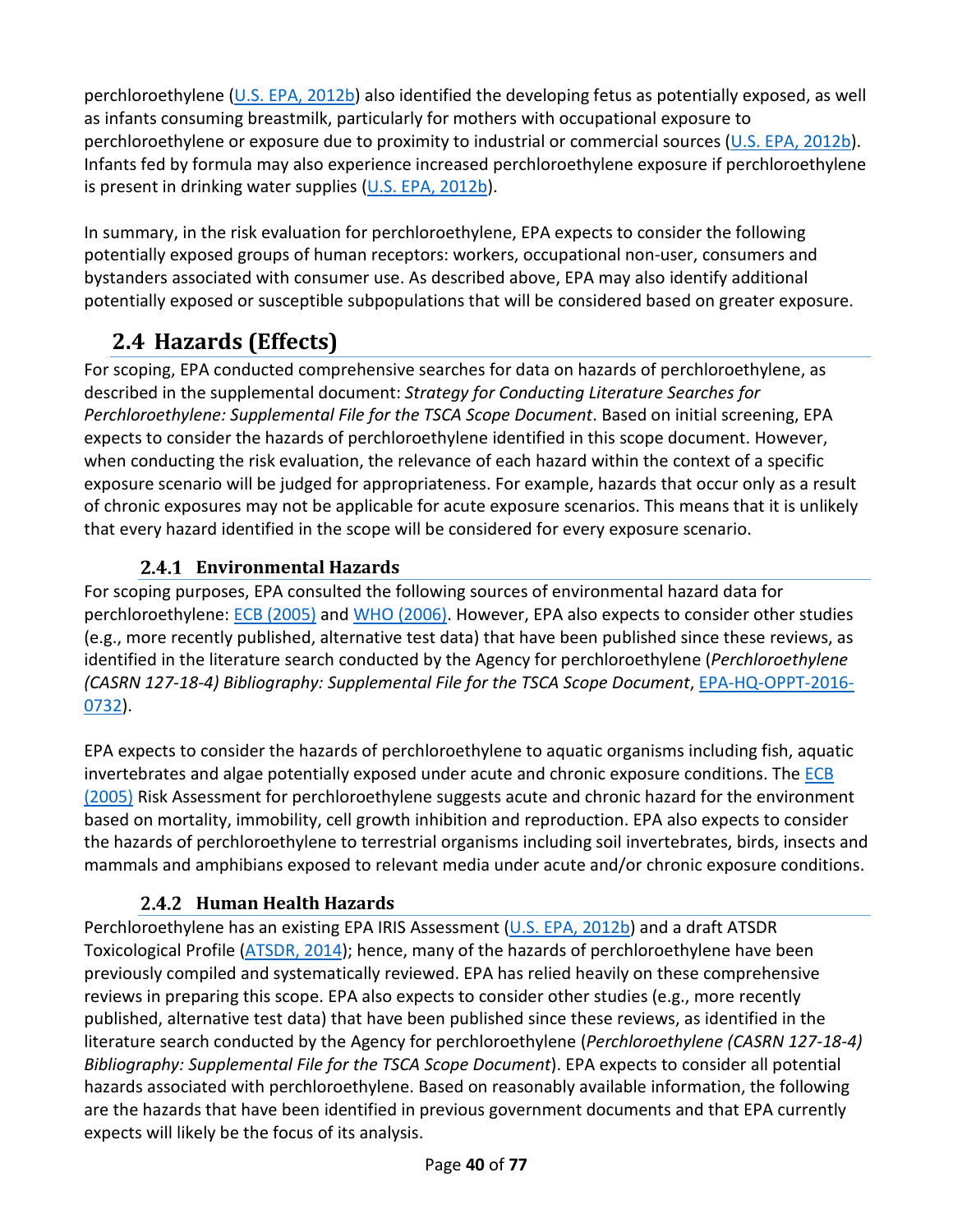perchloroethylene (U.S. EPA, 2012b) also identified the developing fetus as potentially exposed, as well as infants consuming breastmilk, particularly for mothers with occupational exposure to perchloroethylene or exposure due to proximity to industrial or commercial sources (U.S. EPA, 2012b). Infants fed by formula may also experience increased perchloroethylene exposure if perchloroethylene is present in drinking water supplies (U.S. EPA, 2012b).

In summary, in the risk evaluation for perchloroethylene, EPA expects to consider the following potentially exposed groups of human receptors: workers, occupational non-user, consumers and bystanders associated with consumer use. As described above, EPA may also identify additional potentially exposed or susceptible subpopulations that will be considered based on greater exposure.

## 2.4 Hazards (Effects)

For scoping, EPA conducted comprehensive searches for data on hazards of perchloroethylene, as described in the supplemental document: *Strategy for Conducting Literature Searches for Perchloroethylene: Supplemental File for the TSCA Scope Document*. Based on initial screening, EPA expects to consider the hazards of perchloroethylene identified in this scope document. However, when conducting the risk evaluation, the relevance of each hazard within the context of a specific exposure scenario will be judged for appropriateness. For example, hazards that occur only as a result of chronic exposures may not be applicable for acute exposure scenarios. This means that it is unlikely that every hazard identified in the scope will be considered for every exposure scenario.

### 2.4.1 Environmental Hazards

For scoping purposes, EPA consulted the following sources of environmental hazard data for perchloroethylene: ECB (2005) and WHO (2006). However, EPA also expects to consider other studies (e.g., more recently published, alternative test data) that have been published since these reviews, as identified in the literature search conducted by the Agency for perchloroethylene (*Perchloroethylene (CASRN 127-18-4) Bibliography: Supplemental File for the TSCA Scope Document*, EPA-HQ-OPPT-2016-0732).

EPA expects to consider the hazards of perchloroethylene to aquatic organisms including fish, aquatic invertebrates and algae potentially exposed under acute and chronic exposure conditions. The ECB (2005) Risk Assessment for perchloroethylene suggests acute and chronic hazard for the environment based on mortality, immobility, cell growth inhibition and reproduction. EPA also expects to consider the hazards of perchloroethylene to terrestrial organisms including soil invertebrates, birds, insects and mammals and amphibians exposed to relevant media under acute and/or chronic exposure conditions.

### 2.4.2 Human Health Hazards

Perchloroethylene has an existing EPA IRIS Assessment (U.S. EPA, 2012b) and a draft ATSDR Toxicological Profile (ATSDR, 2014); hence, many of the hazards of perchloroethylene have been previously compiled and systematically reviewed. EPA has relied heavily on these comprehensive reviews in preparing this scope. EPA also expects to consider other studies (e.g., more recently published, alternative test data) that have been published since these reviews, as identified in the literature search conducted by the Agency for perchloroethylene (*Perchloroethylene (CASRN 127-18-4) Bibliography: Supplemental File for the TSCA Scope Document*). EPA expects to consider all potential hazards associated with perchloroethylene. Based on reasonably available information, the following are the hazards that have been identified in previous government documents and that EPA currently expects will likely be the focus of its analysis.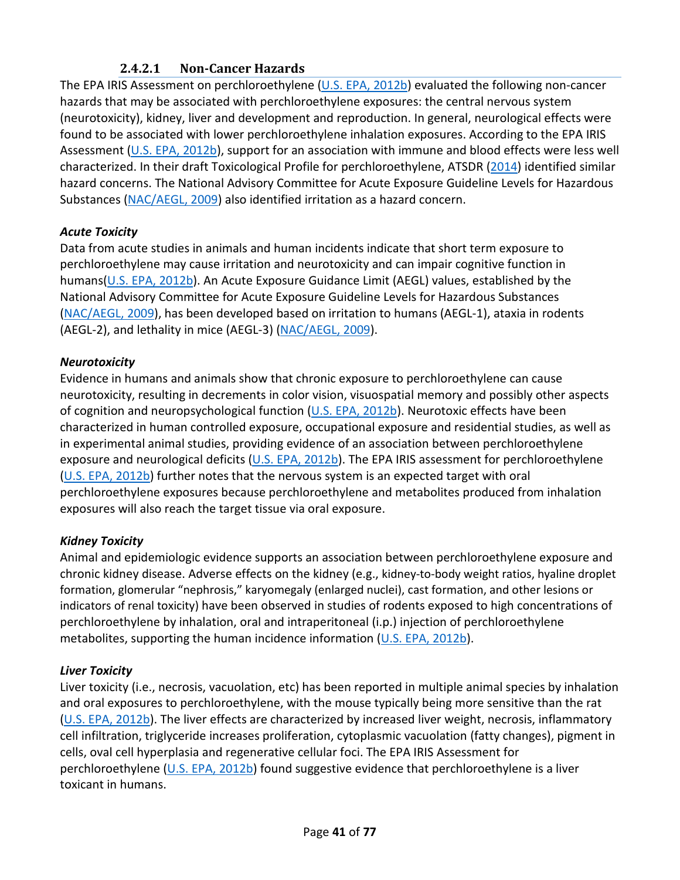#### 2.4.2.1 Non-Cancer Hazards

The EPA IRIS Assessment on perchloroethylene (U.S. EPA, 2012b) evaluated the following non-cancer hazards that may be associated with perchloroethylene exposures: the central nervous system (neurotoxicity), kidney, liver and development and reproduction. In general, neurological effects were found to be associated with lower perchloroethylene inhalation exposures. According to the EPA IRIS Assessment (U.S. EPA, 2012b), support for an association with immune and blood effects were less well characterized. In their draft Toxicological Profile for perchloroethylene, ATSDR (2014) identified similar hazard concerns. The National Advisory Committee for Acute Exposure Guideline Levels for Hazardous Substances (NAC/AEGL, 2009) also identified irritation as a hazard concern.

***Acute Toxicity***

Data from acute studies in animals and human incidents indicate that short term exposure to perchloroethylene may cause irritation and neurotoxicity and can impair cognitive function in humans(U.S. EPA, 2012b). An Acute Exposure Guidance Limit (AEGL) values, established by the National Advisory Committee for Acute Exposure Guideline Levels for Hazardous Substances (NAC/AEGL, 2009), has been developed based on irritation to humans (AEGL-1), ataxia in rodents (AEGL-2), and lethality in mice (AEGL-3) (NAC/AEGL, 2009).

***Neurotoxicity***

Evidence in humans and animals show that chronic exposure to perchloroethylene can cause neurotoxicity, resulting in decrements in color vision, visuospatial memory and possibly other aspects of cognition and neuropsychological function (U.S. EPA, 2012b). Neurotoxic effects have been characterized in human controlled exposure, occupational exposure and residential studies, as well as in experimental animal studies, providing evidence of an association between perchloroethylene exposure and neurological deficits (U.S. EPA, 2012b). The EPA IRIS assessment for perchloroethylene (U.S. EPA, 2012b) further notes that the nervous system is an expected target with oral perchloroethylene exposures because perchloroethylene and metabolites produced from inhalation exposures will also reach the target tissue via oral exposure.

***Kidney Toxicity***

Animal and epidemiologic evidence supports an association between perchloroethylene exposure and chronic kidney disease. Adverse effects on the kidney (e.g., kidney-to-body weight ratios, hyaline droplet formation, glomerular "nephrosis," karyomegaly (enlarged nuclei), cast formation, and other lesions or indicators of renal toxicity) have been observed in studies of rodents exposed to high concentrations of perchloroethylene by inhalation, oral and intraperitoneal (i.p.) injection of perchloroethylene metabolites, supporting the human incidence information (U.S. EPA, 2012b).

***Liver Toxicity***

Liver toxicity (i.e., necrosis, vacuolation, etc) has been reported in multiple animal species by inhalation and oral exposures to perchloroethylene, with the mouse typically being more sensitive than the rat (U.S. EPA, 2012b). The liver effects are characterized by increased liver weight, necrosis, inflammatory cell infiltration, triglyceride increases proliferation, cytoplasmic vacuolation (fatty changes), pigment in cells, oval cell hyperplasia and regenerative cellular foci. The EPA IRIS Assessment for perchloroethylene (U.S. EPA, 2012b) found suggestive evidence that perchloroethylene is a liver toxicant in humans.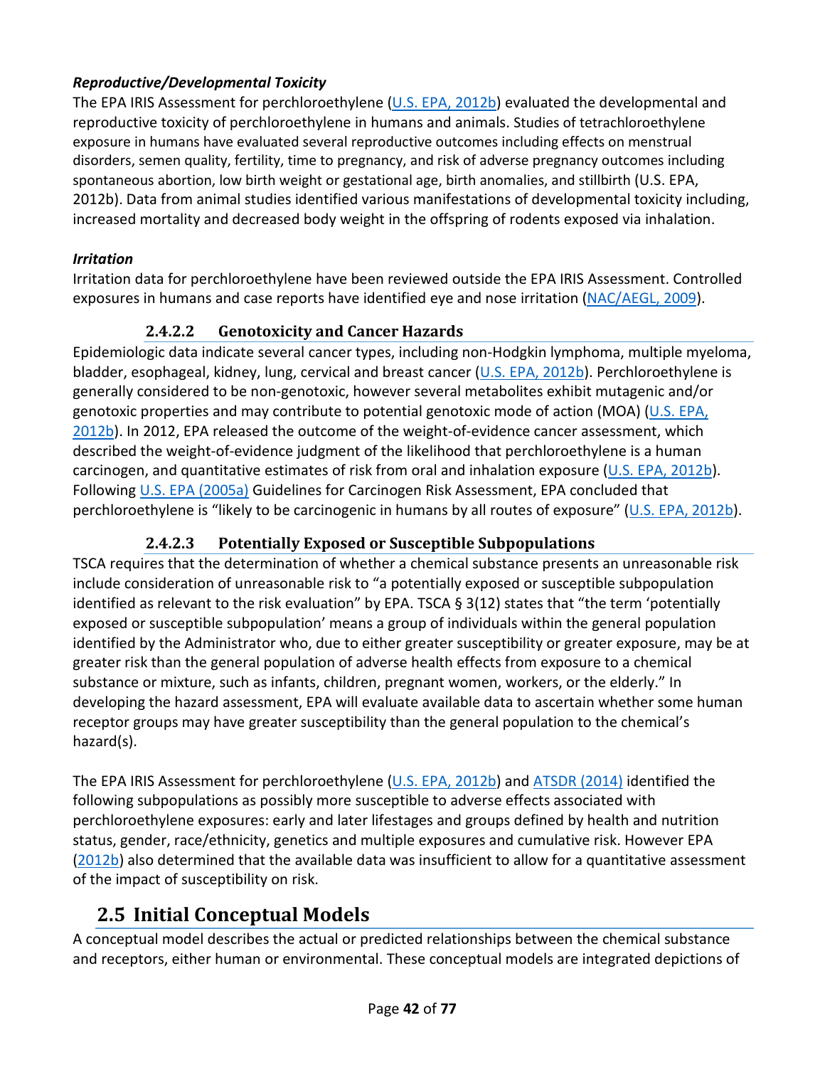***Reproductive/Developmental Toxicity***

The EPA IRIS Assessment for perchloroethylene (U.S. EPA, 2012b) evaluated the developmental and reproductive toxicity of perchloroethylene in humans and animals. Studies of tetrachloroethylene exposure in humans have evaluated several reproductive outcomes including effects on menstrual disorders, semen quality, fertility, time to pregnancy, and risk of adverse pregnancy outcomes including spontaneous abortion, low birth weight or gestational age, birth anomalies, and stillbirth (U.S. EPA, 2012b). Data from animal studies identified various manifestations of developmental toxicity including, increased mortality and decreased body weight in the offspring of rodents exposed via inhalation.

***Irritation***

Irritation data for perchloroethylene have been reviewed outside the EPA IRIS Assessment. Controlled exposures in humans and case reports have identified eye and nose irritation (NAC/AEGL, 2009).

#### 2.4.2.2 Genotoxicity and Cancer Hazards

Epidemiologic data indicate several cancer types, including non-Hodgkin lymphoma, multiple myeloma, bladder, esophageal, kidney, lung, cervical and breast cancer (U.S. EPA, 2012b). Perchloroethylene is generally considered to be non-genotoxic, however several metabolites exhibit mutagenic and/or genotoxic properties and may contribute to potential genotoxic mode of action (MOA) (U.S. EPA, 2012b). In 2012, EPA released the outcome of the weight-of-evidence cancer assessment, which described the weight-of-evidence judgment of the likelihood that perchloroethylene is a human carcinogen, and quantitative estimates of risk from oral and inhalation exposure (U.S. EPA, 2012b). Following U.S. EPA (2005a) Guidelines for Carcinogen Risk Assessment, EPA concluded that perchloroethylene is "likely to be carcinogenic in humans by all routes of exposure" (U.S. EPA, 2012b).

#### 2.4.2.3 Potentially Exposed or Susceptible Subpopulations

TSCA requires that the determination of whether a chemical substance presents an unreasonable risk include consideration of unreasonable risk to "a potentially exposed or susceptible subpopulation identified as relevant to the risk evaluation" by EPA. TSCA § 3(12) states that "the term 'potentially exposed or susceptible subpopulation' means a group of individuals within the general population identified by the Administrator who, due to either greater susceptibility or greater exposure, may be at greater risk than the general population of adverse health effects from exposure to a chemical substance or mixture, such as infants, children, pregnant women, workers, or the elderly." In developing the hazard assessment, EPA will evaluate available data to ascertain whether some human receptor groups may have greater susceptibility than the general population to the chemical's hazard(s).

The EPA IRIS Assessment for perchloroethylene (U.S. EPA, 2012b) and ATSDR (2014) identified the following subpopulations as possibly more susceptible to adverse effects associated with perchloroethylene exposures: early and later lifestages and groups defined by health and nutrition status, gender, race/ethnicity, genetics and multiple exposures and cumulative risk. However EPA (2012b) also determined that the available data was insufficient to allow for a quantitative assessment of the impact of susceptibility on risk.

## 2.5 Initial Conceptual Models

A conceptual model describes the actual or predicted relationships between the chemical substance and receptors, either human or environmental. These conceptual models are integrated depictions of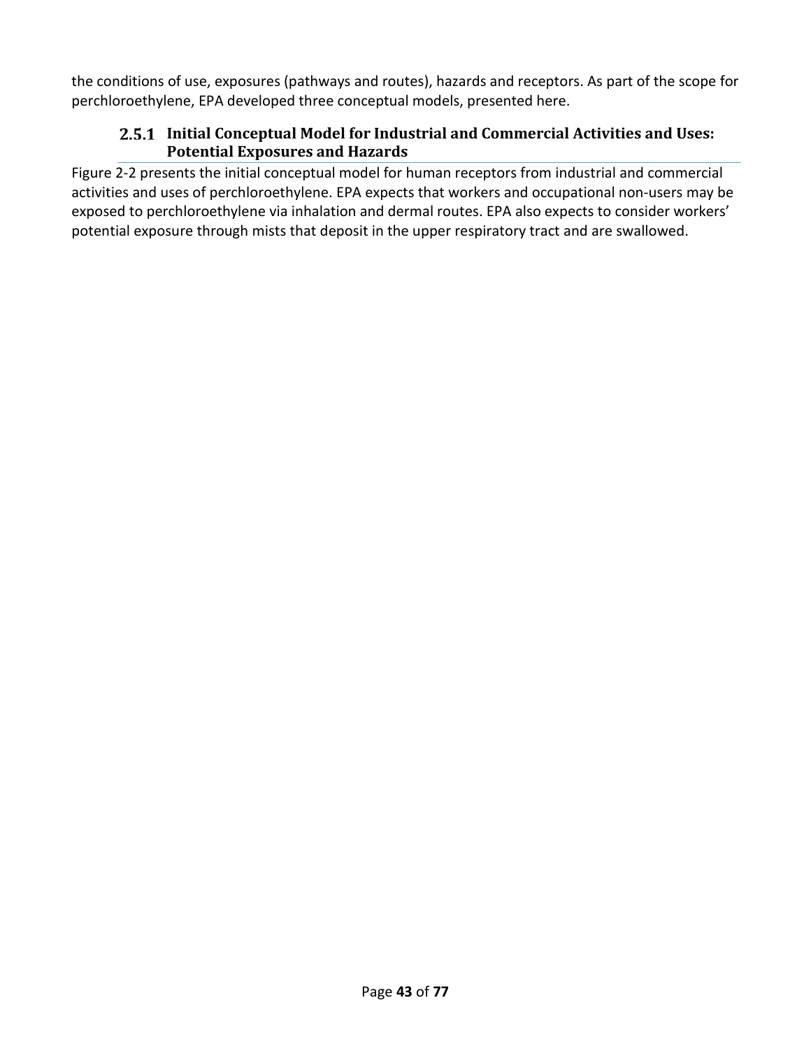the conditions of use, exposures (pathways and routes), hazards and receptors. As part of the scope for perchloroethylene, EPA developed three conceptual models, presented here.

### 2.5.1 Initial Conceptual Model for Industrial and Commercial Activities and Uses: Potential Exposures and Hazards

Figure 2-2 presents the initial conceptual model for human receptors from industrial and commercial activities and uses of perchloroethylene. EPA expects that workers and occupational non-users may be exposed to perchloroethylene via inhalation and dermal routes. EPA also expects to consider workers' potential exposure through mists that deposit in the upper respiratory tract and are swallowed.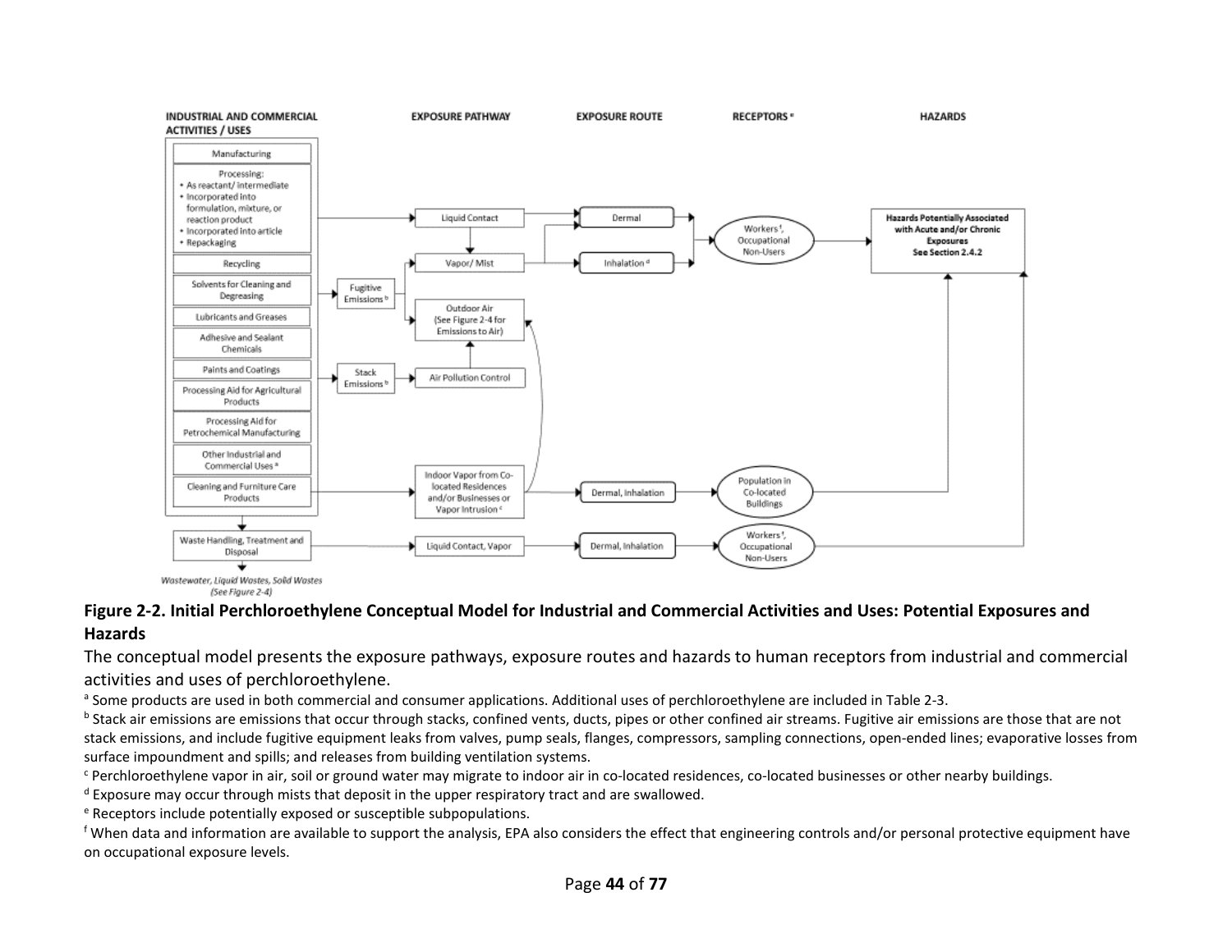INDUSTRIAL AND COMMERCIAL ACTIVITIES / USES

- Manufacturing
- Processing:
  - As reactant/ intermediate
  - Incorporated into formulation, mixture, or reaction product
  - Incorporated into article
  - Repackaging
- Recycling
- Solvents for Cleaning and Degreasing
- Lubricants and Greases
- Adhesive and Sealant Chemicals
- Paints and Coatings
- Processing Aid for Agricultural Products
- Processing Aid for Petrochemical Manufacturing
- Other Industrial and Commercial Uses [a]
- Cleaning and Furniture Care Products
- Waste Handling, Treatment and Disposal

*Wastewater, Liquid Wastes, Solid Wastes (See Figure 2-4)*

Fugitive Emissions [b]

Stack Emissions [b]

EXPOSURE PATHWAY

- Liquid Contact
- Vapor/ Mist
- Outdoor Air (See Figure 2-4 for Emissions to Air)
- Air Pollution Control
- Indoor Vapor from Co-located Residences and/or Businesses or Vapor Intrusion [c]
- Liquid Contact, Vapor

EXPOSURE ROUTE

- Dermal
- Inhalation [d]
- Dermal, Inhalation
- Dermal, Inhalation

RECEPTORS [e]

- Workers [f], Occupational Non-Users
- Population in Co-located Buildings
- Workers [f], Occupational Non-Users

HAZARDS

**Hazards Potentially Associated with Acute and/or Chronic Exposures See Section 2.4.2**

**Figure 2-2. Initial Perchloroethylene Conceptual Model for Industrial and Commercial Activities and Uses: Potential Exposures and Hazards**

The conceptual model presents the exposure pathways, exposure routes and hazards to human receptors from industrial and commercial activities and uses of perchloroethylene.

[a] Some products are used in both commercial and consumer applications. Additional uses of perchloroethylene are included in Table 2-3.

[b] Stack air emissions are emissions that occur through stacks, confined vents, ducts, pipes or other confined air streams. Fugitive air emissions are those that are not stack emissions, and include fugitive equipment leaks from valves, pump seals, flanges, compressors, sampling connections, open-ended lines; evaporative losses from surface impoundment and spills; and releases from building ventilation systems.

[c] Perchloroethylene vapor in air, soil or ground water may migrate to indoor air in co-located residences, co-located businesses or other nearby buildings.

[d] Exposure may occur through mists that deposit in the upper respiratory tract and are swallowed.

[e] Receptors include potentially exposed or susceptible subpopulations.

[f] When data and information are available to support the analysis, EPA also considers the effect that engineering controls and/or personal protective equipment have on occupational exposure levels.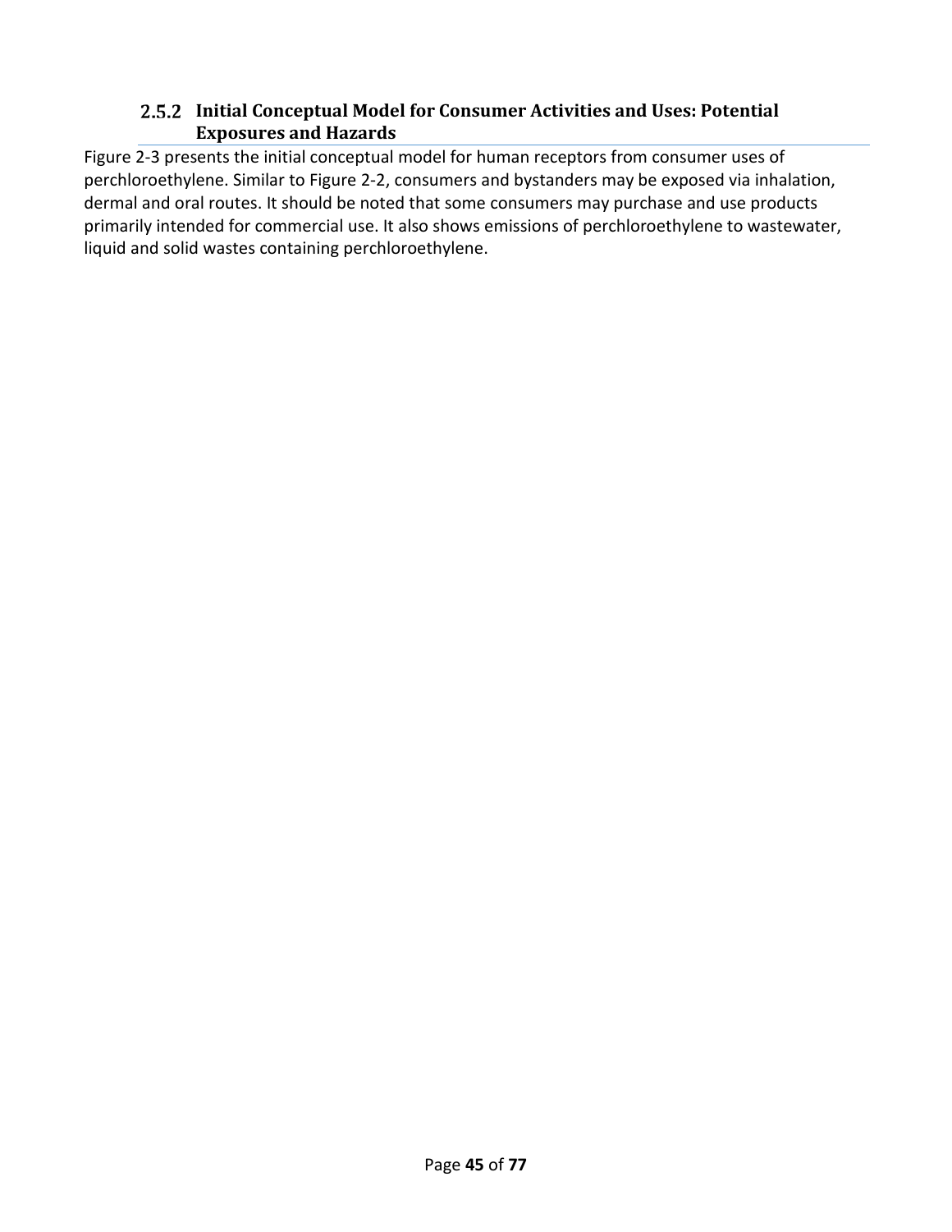### 2.5.2 Initial Conceptual Model for Consumer Activities and Uses: Potential Exposures and Hazards

Figure 2-3 presents the initial conceptual model for human receptors from consumer uses of perchloroethylene. Similar to Figure 2-2, consumers and bystanders may be exposed via inhalation, dermal and oral routes. It should be noted that some consumers may purchase and use products primarily intended for commercial use. It also shows emissions of perchloroethylene to wastewater, liquid and solid wastes containing perchloroethylene.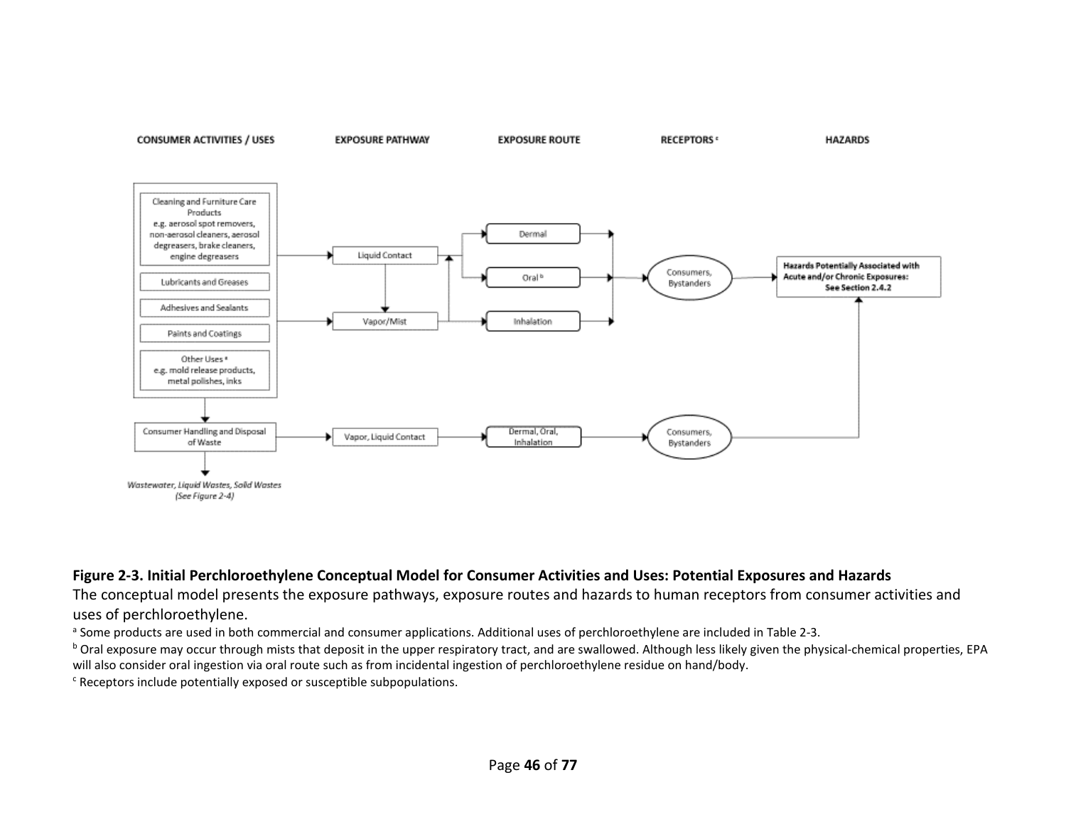CONSUMER ACTIVITIES / USES | EXPOSURE PATHWAY | EXPOSURE ROUTE | RECEPTORS [c] | HAZARDS

Cleaning and Furniture Care Products
e.g. aerosol spot removers, non-aerosol cleaners, aerosol degreasers, brake cleaners, engine degreasers

Lubricants and Greases

Adhesives and Sealants

Paints and Coatings

Other Uses [a]
e.g. mold release products, metal polishes, inks

Liquid Contact

Vapor/Mist

Dermal

Oral [b]

Inhalation

Consumers, Bystanders

**Hazards Potentially Associated with Acute and/or Chronic Exposures: See Section 2.4.2**

Consumer Handling and Disposal of Waste

Vapor, Liquid Contact

Dermal, Oral, Inhalation

Consumers, Bystanders

*Wastewater, Liquid Wastes, Solid Wastes (See Figure 2-4)*

**Figure 2-3. Initial Perchloroethylene Conceptual Model for Consumer Activities and Uses: Potential Exposures and Hazards**

The conceptual model presents the exposure pathways, exposure routes and hazards to human receptors from consumer activities and uses of perchloroethylene.

[a] Some products are used in both commercial and consumer applications. Additional uses of perchloroethylene are included in Table 2-3.

[b] Oral exposure may occur through mists that deposit in the upper respiratory tract, and are swallowed. Although less likely given the physical-chemical properties, EPA will also consider oral ingestion via oral route such as from incidental ingestion of perchloroethylene residue on hand/body.

[c] Receptors include potentially exposed or susceptible subpopulations.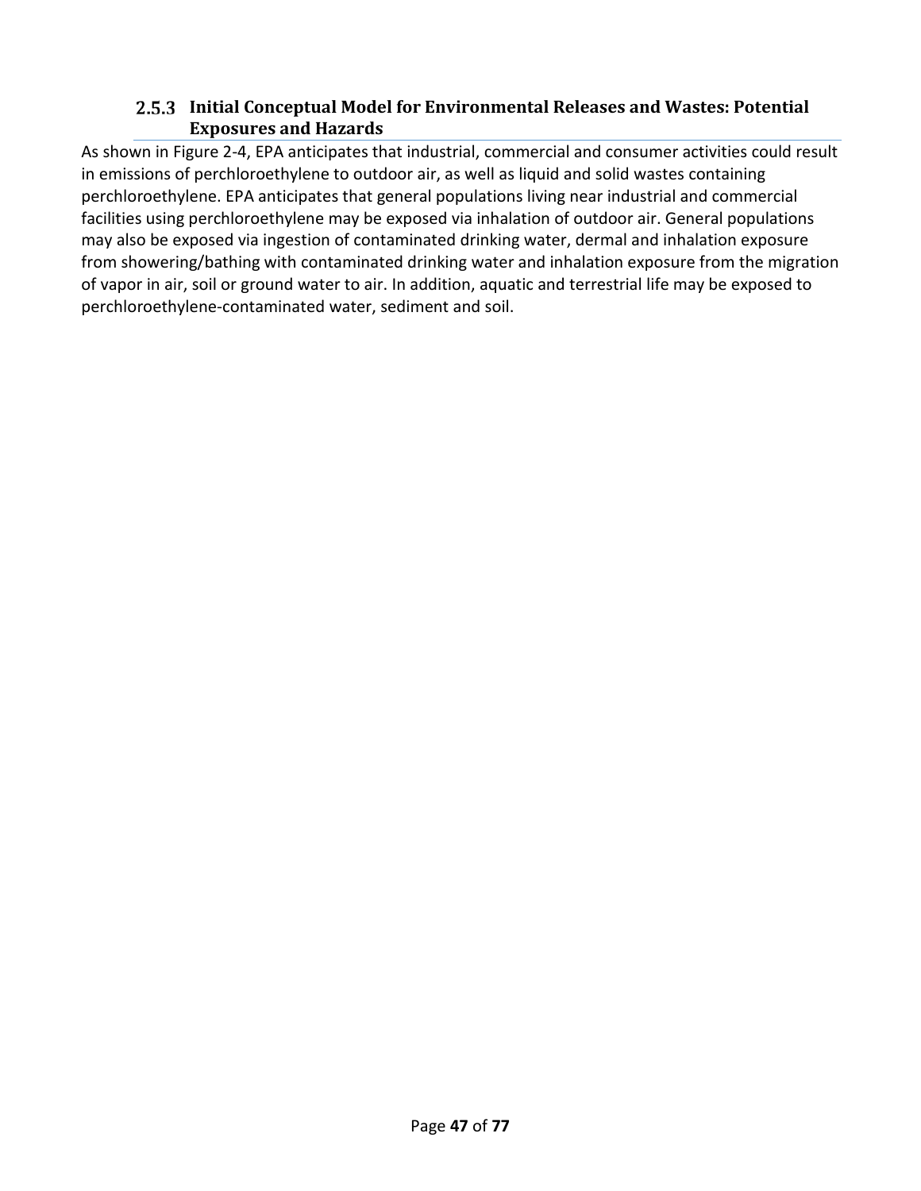### 2.5.3 Initial Conceptual Model for Environmental Releases and Wastes: Potential Exposures and Hazards

As shown in Figure 2-4, EPA anticipates that industrial, commercial and consumer activities could result in emissions of perchloroethylene to outdoor air, as well as liquid and solid wastes containing perchloroethylene. EPA anticipates that general populations living near industrial and commercial facilities using perchloroethylene may be exposed via inhalation of outdoor air. General populations may also be exposed via ingestion of contaminated drinking water, dermal and inhalation exposure from showering/bathing with contaminated drinking water and inhalation exposure from the migration of vapor in air, soil or ground water to air. In addition, aquatic and terrestrial life may be exposed to perchloroethylene-contaminated water, sediment and soil.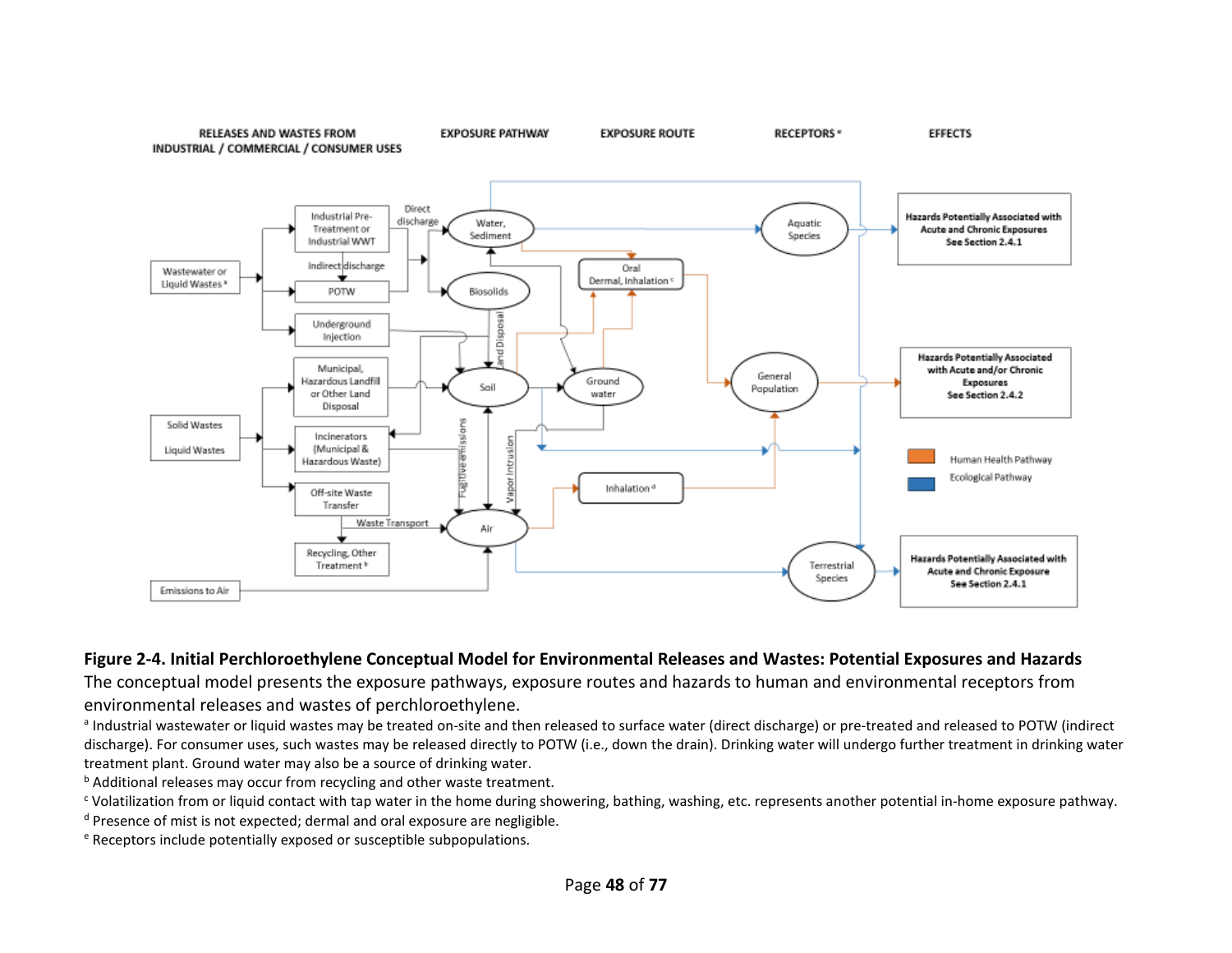**Figure 2-4. Initial Perchloroethylene Conceptual Model for Environmental Releases and Wastes: Potential Exposures and Hazards**

The conceptual model presents the exposure pathways, exposure routes and hazards to human and environmental receptors from environmental releases and wastes of perchloroethylene.

[a] Industrial wastewater or liquid wastes may be treated on-site and then released to surface water (direct discharge) or pre-treated and released to POTW (indirect discharge). For consumer uses, such wastes may be released directly to POTW (i.e., down the drain). Drinking water will undergo further treatment in drinking water treatment plant. Ground water may also be a source of drinking water.

[b] Additional releases may occur from recycling and other waste treatment.

[c] Volatilization from or liquid contact with tap water in the home during showering, bathing, washing, etc. represents another potential in-home exposure pathway.

[d] Presence of mist is not expected; dermal and oral exposure are negligible.

[e] Receptors include potentially exposed or susceptible subpopulations.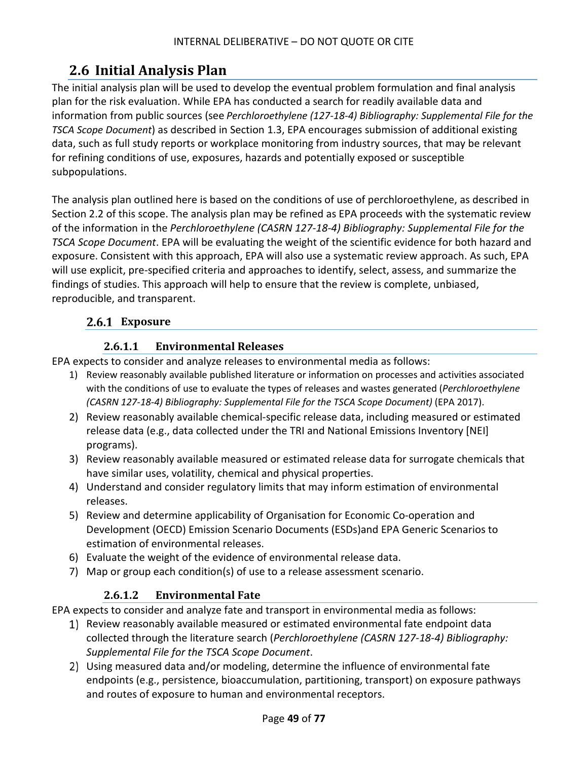## 2.6 Initial Analysis Plan

The initial analysis plan will be used to develop the eventual problem formulation and final analysis plan for the risk evaluation. While EPA has conducted a search for readily available data and information from public sources (see *Perchloroethylene (127-18-4) Bibliography: Supplemental File for the TSCA Scope Document*) as described in Section 1.3, EPA encourages submission of additional existing data, such as full study reports or workplace monitoring from industry sources, that may be relevant for refining conditions of use, exposures, hazards and potentially exposed or susceptible subpopulations.

The analysis plan outlined here is based on the conditions of use of perchloroethylene, as described in Section 2.2 of this scope. The analysis plan may be refined as EPA proceeds with the systematic review of the information in the *Perchloroethylene (CASRN 127-18-4) Bibliography: Supplemental File for the TSCA Scope Document*. EPA will be evaluating the weight of the scientific evidence for both hazard and exposure. Consistent with this approach, EPA will also use a systematic review approach. As such, EPA will use explicit, pre-specified criteria and approaches to identify, select, assess, and summarize the findings of studies. This approach will help to ensure that the review is complete, unbiased, reproducible, and transparent.

### 2.6.1 Exposure

#### 2.6.1.1 Environmental Releases

EPA expects to consider and analyze releases to environmental media as follows:

1) Review reasonably available published literature or information on processes and activities associated with the conditions of use to evaluate the types of releases and wastes generated (*Perchloroethylene (CASRN 127-18-4) Bibliography: Supplemental File for the TSCA Scope Document)* (EPA 2017).
2) Review reasonably available chemical-specific release data, including measured or estimated release data (e.g., data collected under the TRI and National Emissions Inventory [NEI] programs).
3) Review reasonably available measured or estimated release data for surrogate chemicals that have similar uses, volatility, chemical and physical properties.
4) Understand and consider regulatory limits that may inform estimation of environmental releases.
5) Review and determine applicability of Organisation for Economic Co-operation and Development (OECD) Emission Scenario Documents (ESDs)and EPA Generic Scenarios to estimation of environmental releases.
6) Evaluate the weight of the evidence of environmental release data.
7) Map or group each condition(s) of use to a release assessment scenario.

#### 2.6.1.2 Environmental Fate

EPA expects to consider and analyze fate and transport in environmental media as follows:

1) Review reasonably available measured or estimated environmental fate endpoint data collected through the literature search (*Perchloroethylene (CASRN 127-18-4) Bibliography: Supplemental File for the TSCA Scope Document*.
2) Using measured data and/or modeling, determine the influence of environmental fate endpoints (e.g., persistence, bioaccumulation, partitioning, transport) on exposure pathways and routes of exposure to human and environmental receptors.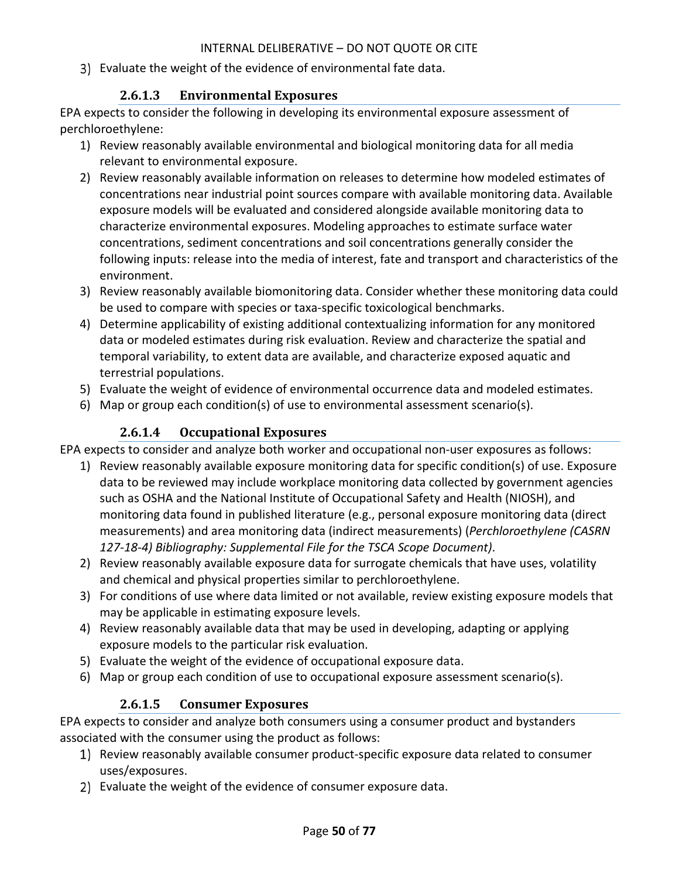3) Evaluate the weight of the evidence of environmental fate data.

#### 2.6.1.3 Environmental Exposures

EPA expects to consider the following in developing its environmental exposure assessment of perchloroethylene:

1) Review reasonably available environmental and biological monitoring data for all media relevant to environmental exposure.
2) Review reasonably available information on releases to determine how modeled estimates of concentrations near industrial point sources compare with available monitoring data. Available exposure models will be evaluated and considered alongside available monitoring data to characterize environmental exposures. Modeling approaches to estimate surface water concentrations, sediment concentrations and soil concentrations generally consider the following inputs: release into the media of interest, fate and transport and characteristics of the environment.
3) Review reasonably available biomonitoring data. Consider whether these monitoring data could be used to compare with species or taxa-specific toxicological benchmarks.
4) Determine applicability of existing additional contextualizing information for any monitored data or modeled estimates during risk evaluation. Review and characterize the spatial and temporal variability, to extent data are available, and characterize exposed aquatic and terrestrial populations.
5) Evaluate the weight of evidence of environmental occurrence data and modeled estimates.
6) Map or group each condition(s) of use to environmental assessment scenario(s).

#### 2.6.1.4 Occupational Exposures

EPA expects to consider and analyze both worker and occupational non-user exposures as follows:

1) Review reasonably available exposure monitoring data for specific condition(s) of use. Exposure data to be reviewed may include workplace monitoring data collected by government agencies such as OSHA and the National Institute of Occupational Safety and Health (NIOSH), and monitoring data found in published literature (e.g., personal exposure monitoring data (direct measurements) and area monitoring data (indirect measurements) (*Perchloroethylene (CASRN 127-18-4) Bibliography: Supplemental File for the TSCA Scope Document)*.
2) Review reasonably available exposure data for surrogate chemicals that have uses, volatility and chemical and physical properties similar to perchloroethylene.
3) For conditions of use where data limited or not available, review existing exposure models that may be applicable in estimating exposure levels.
4) Review reasonably available data that may be used in developing, adapting or applying exposure models to the particular risk evaluation.
5) Evaluate the weight of the evidence of occupational exposure data.
6) Map or group each condition of use to occupational exposure assessment scenario(s).

#### 2.6.1.5 Consumer Exposures

EPA expects to consider and analyze both consumers using a consumer product and bystanders associated with the consumer using the product as follows:

1) Review reasonably available consumer product-specific exposure data related to consumer uses/exposures.
2) Evaluate the weight of the evidence of consumer exposure data.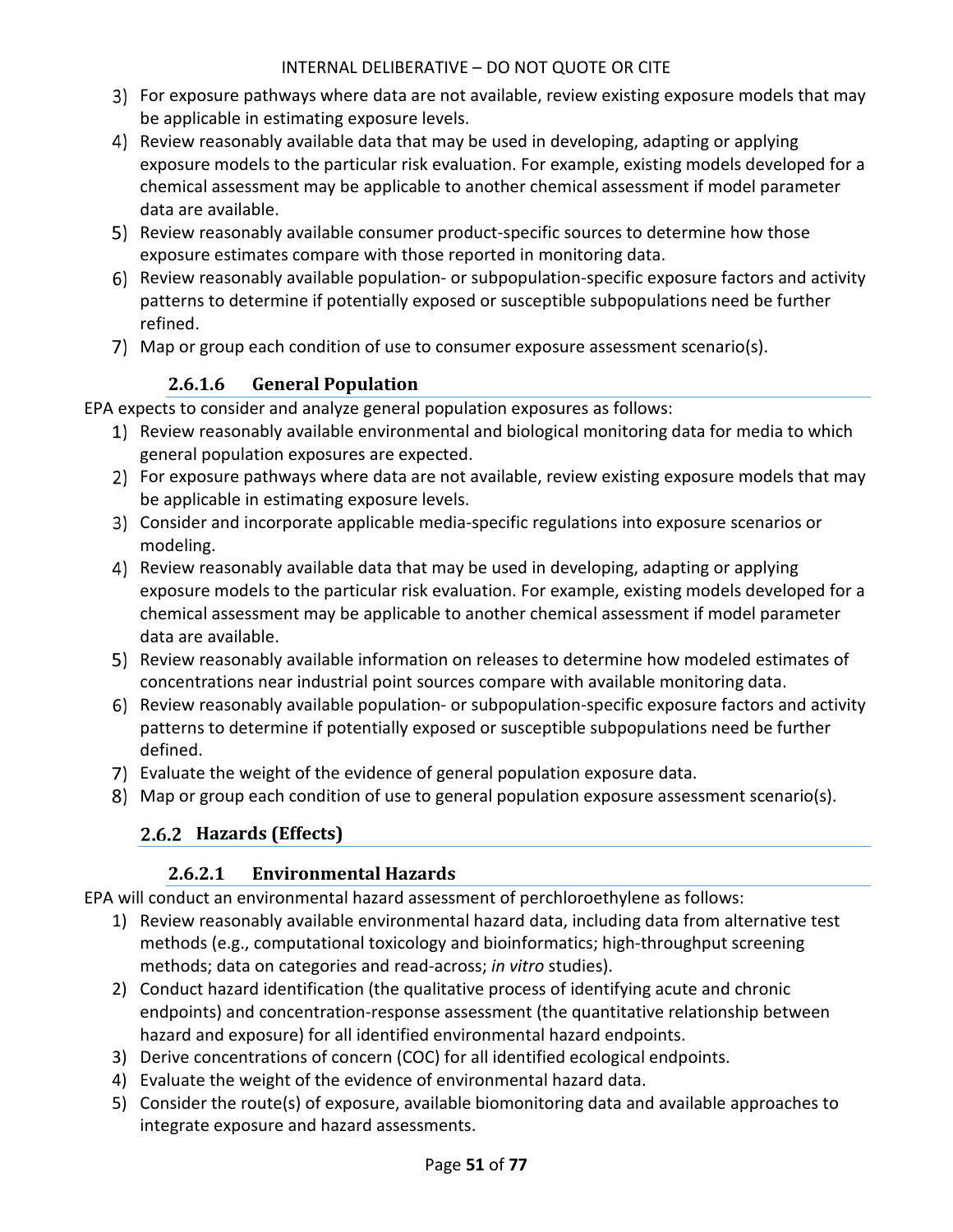3) For exposure pathways where data are not available, review existing exposure models that may be applicable in estimating exposure levels.
4) Review reasonably available data that may be used in developing, adapting or applying exposure models to the particular risk evaluation. For example, existing models developed for a chemical assessment may be applicable to another chemical assessment if model parameter data are available.
5) Review reasonably available consumer product-specific sources to determine how those exposure estimates compare with those reported in monitoring data.
6) Review reasonably available population- or subpopulation-specific exposure factors and activity patterns to determine if potentially exposed or susceptible subpopulations need be further refined.
7) Map or group each condition of use to consumer exposure assessment scenario(s).

#### 2.6.1.6 General Population

EPA expects to consider and analyze general population exposures as follows:

1) Review reasonably available environmental and biological monitoring data for media to which general population exposures are expected.
2) For exposure pathways where data are not available, review existing exposure models that may be applicable in estimating exposure levels.
3) Consider and incorporate applicable media-specific regulations into exposure scenarios or modeling.
4) Review reasonably available data that may be used in developing, adapting or applying exposure models to the particular risk evaluation. For example, existing models developed for a chemical assessment may be applicable to another chemical assessment if model parameter data are available.
5) Review reasonably available information on releases to determine how modeled estimates of concentrations near industrial point sources compare with available monitoring data.
6) Review reasonably available population- or subpopulation-specific exposure factors and activity patterns to determine if potentially exposed or susceptible subpopulations need be further defined.
7) Evaluate the weight of the evidence of general population exposure data.
8) Map or group each condition of use to general population exposure assessment scenario(s).

### 2.6.2 Hazards (Effects)

#### 2.6.2.1 Environmental Hazards

EPA will conduct an environmental hazard assessment of perchloroethylene as follows:

1) Review reasonably available environmental hazard data, including data from alternative test methods (e.g., computational toxicology and bioinformatics; high-throughput screening methods; data on categories and read-across; *in vitro* studies).
2) Conduct hazard identification (the qualitative process of identifying acute and chronic endpoints) and concentration-response assessment (the quantitative relationship between hazard and exposure) for all identified environmental hazard endpoints.
3) Derive concentrations of concern (COC) for all identified ecological endpoints.
4) Evaluate the weight of the evidence of environmental hazard data.
5) Consider the route(s) of exposure, available biomonitoring data and available approaches to integrate exposure and hazard assessments.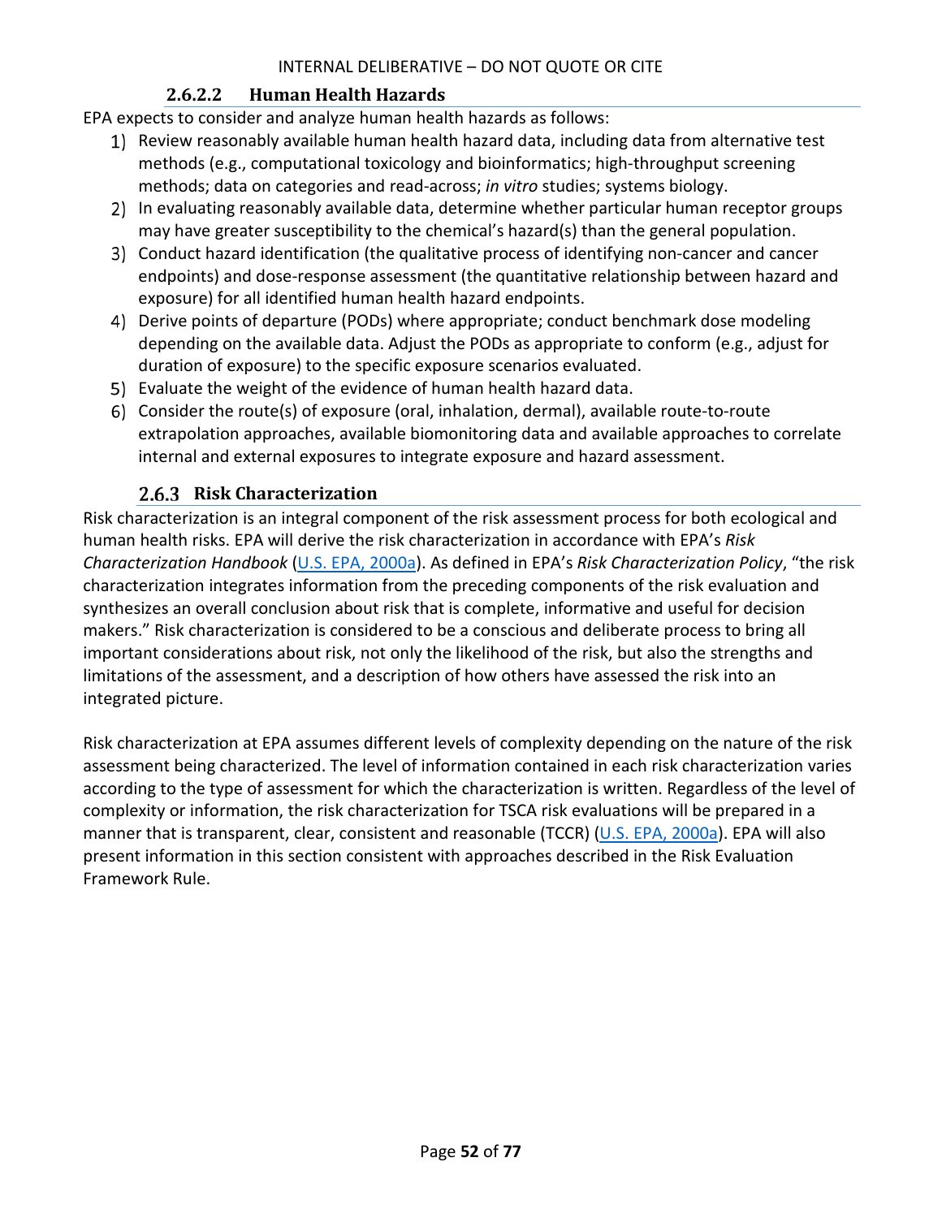#### 2.6.2.2 Human Health Hazards

EPA expects to consider and analyze human health hazards as follows:

1) Review reasonably available human health hazard data, including data from alternative test methods (e.g., computational toxicology and bioinformatics; high-throughput screening methods; data on categories and read-across; *in vitro* studies; systems biology.
2) In evaluating reasonably available data, determine whether particular human receptor groups may have greater susceptibility to the chemical's hazard(s) than the general population.
3) Conduct hazard identification (the qualitative process of identifying non-cancer and cancer endpoints) and dose-response assessment (the quantitative relationship between hazard and exposure) for all identified human health hazard endpoints.
4) Derive points of departure (PODs) where appropriate; conduct benchmark dose modeling depending on the available data. Adjust the PODs as appropriate to conform (e.g., adjust for duration of exposure) to the specific exposure scenarios evaluated.
5) Evaluate the weight of the evidence of human health hazard data.
6) Consider the route(s) of exposure (oral, inhalation, dermal), available route-to-route extrapolation approaches, available biomonitoring data and available approaches to correlate internal and external exposures to integrate exposure and hazard assessment.

### 2.6.3 Risk Characterization

Risk characterization is an integral component of the risk assessment process for both ecological and human health risks. EPA will derive the risk characterization in accordance with EPA's *Risk Characterization Handbook* (U.S. EPA, 2000a). As defined in EPA's *Risk Characterization Policy*, "the risk characterization integrates information from the preceding components of the risk evaluation and synthesizes an overall conclusion about risk that is complete, informative and useful for decision makers." Risk characterization is considered to be a conscious and deliberate process to bring all important considerations about risk, not only the likelihood of the risk, but also the strengths and limitations of the assessment, and a description of how others have assessed the risk into an integrated picture.

Risk characterization at EPA assumes different levels of complexity depending on the nature of the risk assessment being characterized. The level of information contained in each risk characterization varies according to the type of assessment for which the characterization is written. Regardless of the level of complexity or information, the risk characterization for TSCA risk evaluations will be prepared in a manner that is transparent, clear, consistent and reasonable (TCCR) (U.S. EPA, 2000a). EPA will also present information in this section consistent with approaches described in the Risk Evaluation Framework Rule.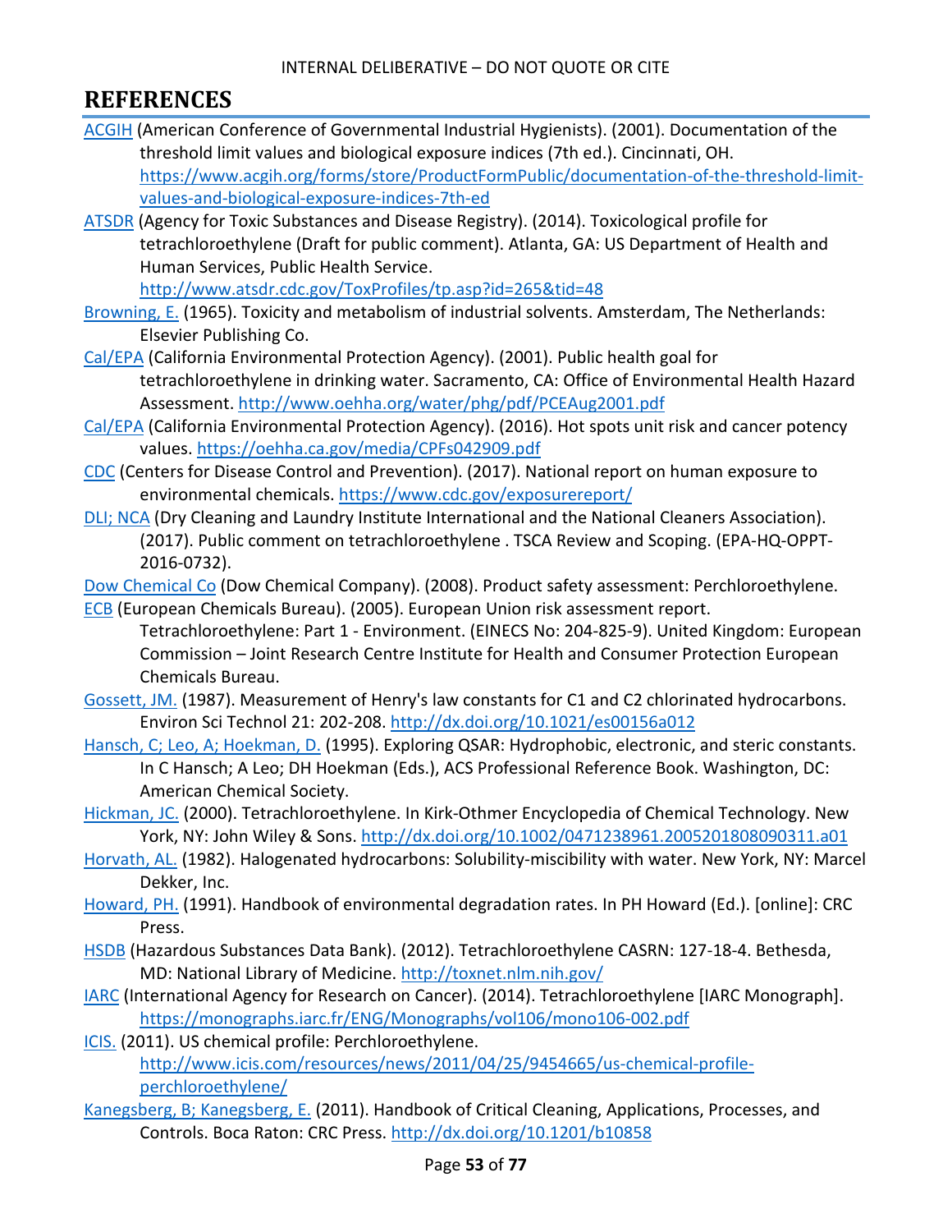# REFERENCES

ACGIH (American Conference of Governmental Industrial Hygienists). (2001). Documentation of the threshold limit values and biological exposure indices (7th ed.). Cincinnati, OH. https://www.acgih.org/forms/store/ProductFormPublic/documentation-of-the-threshold-limit-values-and-biological-exposure-indices-7th-ed

ATSDR (Agency for Toxic Substances and Disease Registry). (2014). Toxicological profile for tetrachloroethylene (Draft for public comment). Atlanta, GA: US Department of Health and Human Services, Public Health Service. http://www.atsdr.cdc.gov/ToxProfiles/tp.asp?id=265&tid=48

Browning, E. (1965). Toxicity and metabolism of industrial solvents. Amsterdam, The Netherlands: Elsevier Publishing Co.

Cal/EPA (California Environmental Protection Agency). (2001). Public health goal for tetrachloroethylene in drinking water. Sacramento, CA: Office of Environmental Health Hazard Assessment. http://www.oehha.org/water/phg/pdf/PCEAug2001.pdf

Cal/EPA (California Environmental Protection Agency). (2016). Hot spots unit risk and cancer potency values. https://oehha.ca.gov/media/CPFs042909.pdf

CDC (Centers for Disease Control and Prevention). (2017). National report on human exposure to environmental chemicals. https://www.cdc.gov/exposurereport/

DLI; NCA (Dry Cleaning and Laundry Institute International and the National Cleaners Association). (2017). Public comment on tetrachloroethylene . TSCA Review and Scoping. (EPA-HQ-OPPT-2016-0732).

Dow Chemical Co (Dow Chemical Company). (2008). Product safety assessment: Perchloroethylene.

ECB (European Chemicals Bureau). (2005). European Union risk assessment report. Tetrachloroethylene: Part 1 - Environment. (EINECS No: 204-825-9). United Kingdom: European Commission – Joint Research Centre Institute for Health and Consumer Protection European Chemicals Bureau.

Gossett, JM. (1987). Measurement of Henry's law constants for C1 and C2 chlorinated hydrocarbons. Environ Sci Technol 21: 202-208. http://dx.doi.org/10.1021/es00156a012

Hansch, C; Leo, A; Hoekman, D. (1995). Exploring QSAR: Hydrophobic, electronic, and steric constants. In C Hansch; A Leo; DH Hoekman (Eds.), ACS Professional Reference Book. Washington, DC: American Chemical Society.

Hickman, JC. (2000). Tetrachloroethylene. In Kirk-Othmer Encyclopedia of Chemical Technology. New York, NY: John Wiley & Sons. http://dx.doi.org/10.1002/0471238961.2005201808090311.a01

Horvath, AL. (1982). Halogenated hydrocarbons: Solubility-miscibility with water. New York, NY: Marcel Dekker, Inc.

Howard, PH. (1991). Handbook of environmental degradation rates. In PH Howard (Ed.). [online]: CRC Press.

HSDB (Hazardous Substances Data Bank). (2012). Tetrachloroethylene CASRN: 127-18-4. Bethesda, MD: National Library of Medicine. http://toxnet.nlm.nih.gov/

IARC (International Agency for Research on Cancer). (2014). Tetrachloroethylene [IARC Monograph]. https://monographs.iarc.fr/ENG/Monographs/vol106/mono106-002.pdf

ICIS. (2011). US chemical profile: Perchloroethylene. http://www.icis.com/resources/news/2011/04/25/9454665/us-chemical-profile-perchloroethylene/

Kanegsberg, B; Kanegsberg, E. (2011). Handbook of Critical Cleaning, Applications, Processes, and Controls. Boca Raton: CRC Press. http://dx.doi.org/10.1201/b10858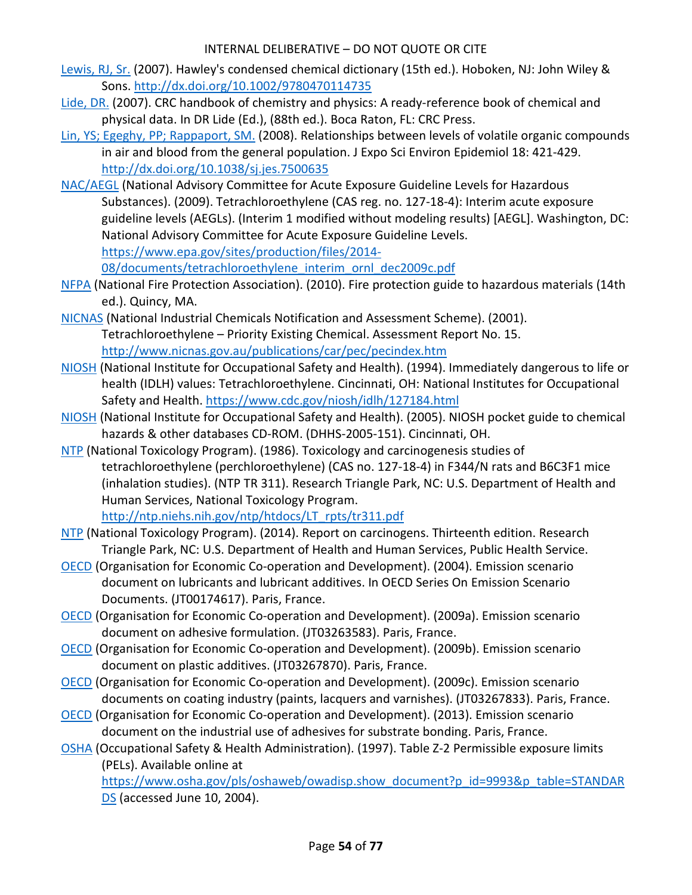Lewis, RJ, Sr. (2007). Hawley's condensed chemical dictionary (15th ed.). Hoboken, NJ: John Wiley & Sons. http://dx.doi.org/10.1002/9780470114735

Lide, DR. (2007). CRC handbook of chemistry and physics: A ready-reference book of chemical and physical data. In DR Lide (Ed.), (88th ed.). Boca Raton, FL: CRC Press.

Lin, YS; Egeghy, PP; Rappaport, SM. (2008). Relationships between levels of volatile organic compounds in air and blood from the general population. J Expo Sci Environ Epidemiol 18: 421-429. http://dx.doi.org/10.1038/sj.jes.7500635

NAC/AEGL (National Advisory Committee for Acute Exposure Guideline Levels for Hazardous Substances). (2009). Tetrachloroethylene (CAS reg. no. 127-18-4): Interim acute exposure guideline levels (AEGLs). (Interim 1 modified without modeling results) [AEGL]. Washington, DC: National Advisory Committee for Acute Exposure Guideline Levels. https://www.epa.gov/sites/production/files/2014-08/documents/tetrachloroethylene_interim_ornl_dec2009c.pdf

NFPA (National Fire Protection Association). (2010). Fire protection guide to hazardous materials (14th ed.). Quincy, MA.

NICNAS (National Industrial Chemicals Notification and Assessment Scheme). (2001). Tetrachloroethylene – Priority Existing Chemical. Assessment Report No. 15. http://www.nicnas.gov.au/publications/car/pec/pecindex.htm

NIOSH (National Institute for Occupational Safety and Health). (1994). Immediately dangerous to life or health (IDLH) values: Tetrachloroethylene. Cincinnati, OH: National Institutes for Occupational Safety and Health. https://www.cdc.gov/niosh/idlh/127184.html

NIOSH (National Institute for Occupational Safety and Health). (2005). NIOSH pocket guide to chemical hazards & other databases CD-ROM. (DHHS-2005-151). Cincinnati, OH.

NTP (National Toxicology Program). (1986). Toxicology and carcinogenesis studies of tetrachloroethylene (perchloroethylene) (CAS no. 127-18-4) in F344/N rats and B6C3F1 mice (inhalation studies). (NTP TR 311). Research Triangle Park, NC: U.S. Department of Health and Human Services, National Toxicology Program. http://ntp.niehs.nih.gov/ntp/htdocs/LT_rpts/tr311.pdf

NTP (National Toxicology Program). (2014). Report on carcinogens. Thirteenth edition. Research Triangle Park, NC: U.S. Department of Health and Human Services, Public Health Service.

OECD (Organisation for Economic Co-operation and Development). (2004). Emission scenario document on lubricants and lubricant additives. In OECD Series On Emission Scenario Documents. (JT00174617). Paris, France.

OECD (Organisation for Economic Co-operation and Development). (2009a). Emission scenario document on adhesive formulation. (JT03263583). Paris, France.

OECD (Organisation for Economic Co-operation and Development). (2009b). Emission scenario document on plastic additives. (JT03267870). Paris, France.

OECD (Organisation for Economic Co-operation and Development). (2009c). Emission scenario documents on coating industry (paints, lacquers and varnishes). (JT03267833). Paris, France.

OECD (Organisation for Economic Co-operation and Development). (2013). Emission scenario document on the industrial use of adhesives for substrate bonding. Paris, France.

OSHA (Occupational Safety & Health Administration). (1997). Table Z-2 Permissible exposure limits (PELs). Available online at https://www.osha.gov/pls/oshaweb/owadisp.show_document?p_id=9993&p_table=STANDARDS (accessed June 10, 2004).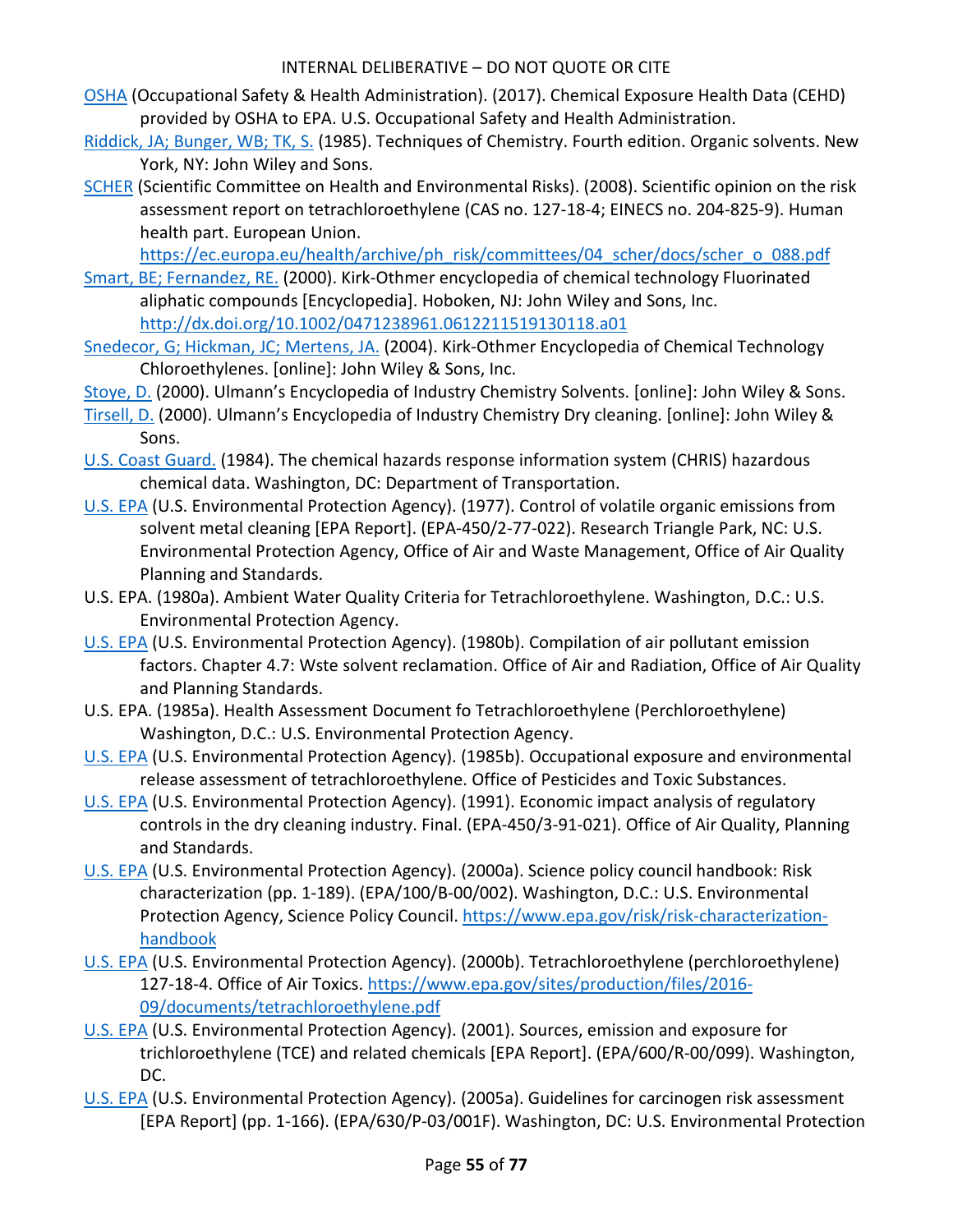OSHA (Occupational Safety & Health Administration). (2017). Chemical Exposure Health Data (CEHD) provided by OSHA to EPA. U.S. Occupational Safety and Health Administration.

Riddick, JA; Bunger, WB; TK, S. (1985). Techniques of Chemistry. Fourth edition. Organic solvents. New York, NY: John Wiley and Sons.

SCHER (Scientific Committee on Health and Environmental Risks). (2008). Scientific opinion on the risk assessment report on tetrachloroethylene (CAS no. 127-18-4; EINECS no. 204-825-9). Human health part. European Union. https://ec.europa.eu/health/archive/ph_risk/committees/04_scher/docs/scher_o_088.pdf

Smart, BE; Fernandez, RE. (2000). Kirk-Othmer encyclopedia of chemical technology Fluorinated aliphatic compounds [Encyclopedia]. Hoboken, NJ: John Wiley and Sons, Inc. http://dx.doi.org/10.1002/0471238961.0612211519130118.a01

Snedecor, G; Hickman, JC; Mertens, JA. (2004). Kirk-Othmer Encyclopedia of Chemical Technology Chloroethylenes. [online]: John Wiley & Sons, Inc.

Stoye, D. (2000). Ulmann's Encyclopedia of Industry Chemistry Solvents. [online]: John Wiley & Sons.

Tirsell, D. (2000). Ulmann's Encyclopedia of Industry Chemistry Dry cleaning. [online]: John Wiley & Sons.

U.S. Coast Guard. (1984). The chemical hazards response information system (CHRIS) hazardous chemical data. Washington, DC: Department of Transportation.

U.S. EPA (U.S. Environmental Protection Agency). (1977). Control of volatile organic emissions from solvent metal cleaning [EPA Report]. (EPA-450/2-77-022). Research Triangle Park, NC: U.S. Environmental Protection Agency, Office of Air and Waste Management, Office of Air Quality Planning and Standards.

U.S. EPA. (1980a). Ambient Water Quality Criteria for Tetrachloroethylene. Washington, D.C.: U.S. Environmental Protection Agency.

U.S. EPA (U.S. Environmental Protection Agency). (1980b). Compilation of air pollutant emission factors. Chapter 4.7: Wste solvent reclamation. Office of Air and Radiation, Office of Air Quality and Planning Standards.

U.S. EPA. (1985a). Health Assessment Document fo Tetrachloroethylene (Perchloroethylene) Washington, D.C.: U.S. Environmental Protection Agency.

U.S. EPA (U.S. Environmental Protection Agency). (1985b). Occupational exposure and environmental release assessment of tetrachloroethylene. Office of Pesticides and Toxic Substances.

U.S. EPA (U.S. Environmental Protection Agency). (1991). Economic impact analysis of regulatory controls in the dry cleaning industry. Final. (EPA-450/3-91-021). Office of Air Quality, Planning and Standards.

U.S. EPA (U.S. Environmental Protection Agency). (2000a). Science policy council handbook: Risk characterization (pp. 1-189). (EPA/100/B-00/002). Washington, D.C.: U.S. Environmental Protection Agency, Science Policy Council. https://www.epa.gov/risk/risk-characterization-handbook

U.S. EPA (U.S. Environmental Protection Agency). (2000b). Tetrachloroethylene (perchloroethylene) 127-18-4. Office of Air Toxics. https://www.epa.gov/sites/production/files/2016-09/documents/tetrachloroethylene.pdf

U.S. EPA (U.S. Environmental Protection Agency). (2001). Sources, emission and exposure for trichloroethylene (TCE) and related chemicals [EPA Report]. (EPA/600/R-00/099). Washington, DC.

U.S. EPA (U.S. Environmental Protection Agency). (2005a). Guidelines for carcinogen risk assessment [EPA Report] (pp. 1-166). (EPA/630/P-03/001F). Washington, DC: U.S. Environmental Protection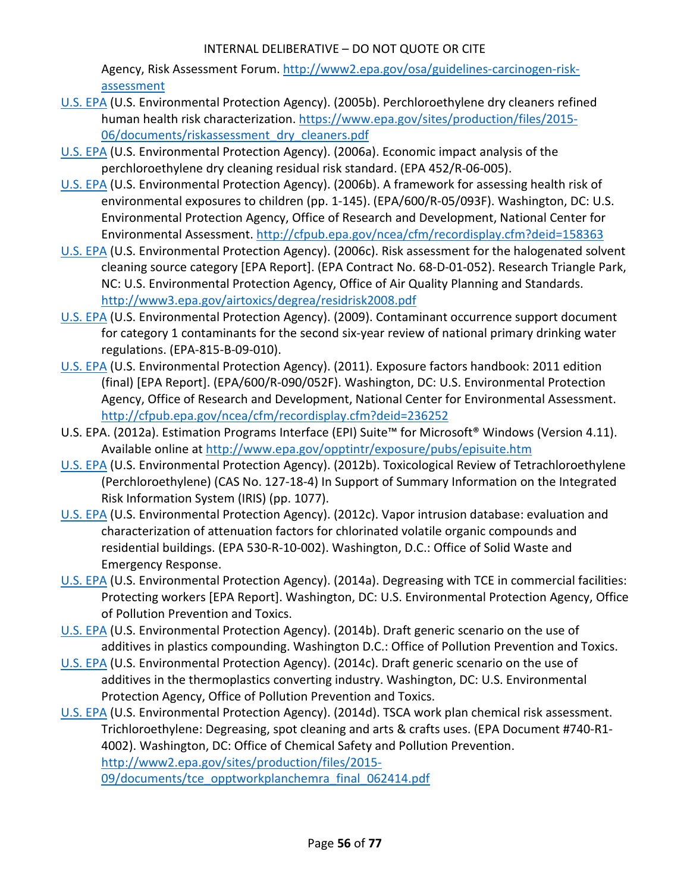Agency, Risk Assessment Forum. http://www2.epa.gov/osa/guidelines-carcinogen-risk-assessment

U.S. EPA (U.S. Environmental Protection Agency). (2005b). Perchloroethylene dry cleaners refined human health risk characterization. https://www.epa.gov/sites/production/files/2015-06/documents/riskassessment_dry_cleaners.pdf

U.S. EPA (U.S. Environmental Protection Agency). (2006a). Economic impact analysis of the perchloroethylene dry cleaning residual risk standard. (EPA 452/R-06-005).

U.S. EPA (U.S. Environmental Protection Agency). (2006b). A framework for assessing health risk of environmental exposures to children (pp. 1-145). (EPA/600/R-05/093F). Washington, DC: U.S. Environmental Protection Agency, Office of Research and Development, National Center for Environmental Assessment. http://cfpub.epa.gov/ncea/cfm/recordisplay.cfm?deid=158363

U.S. EPA (U.S. Environmental Protection Agency). (2006c). Risk assessment for the halogenated solvent cleaning source category [EPA Report]. (EPA Contract No. 68-D-01-052). Research Triangle Park, NC: U.S. Environmental Protection Agency, Office of Air Quality Planning and Standards. http://www3.epa.gov/airtoxics/degrea/residrisk2008.pdf

U.S. EPA (U.S. Environmental Protection Agency). (2009). Contaminant occurrence support document for category 1 contaminants for the second six-year review of national primary drinking water regulations. (EPA-815-B-09-010).

U.S. EPA (U.S. Environmental Protection Agency). (2011). Exposure factors handbook: 2011 edition (final) [EPA Report]. (EPA/600/R-090/052F). Washington, DC: U.S. Environmental Protection Agency, Office of Research and Development, National Center for Environmental Assessment. http://cfpub.epa.gov/ncea/cfm/recordisplay.cfm?deid=236252

U.S. EPA. (2012a). Estimation Programs Interface (EPI) Suite™ for Microsoft® Windows (Version 4.11). Available online at http://www.epa.gov/opptintr/exposure/pubs/episuite.htm

U.S. EPA (U.S. Environmental Protection Agency). (2012b). Toxicological Review of Tetrachloroethylene (Perchloroethylene) (CAS No. 127-18-4) In Support of Summary Information on the Integrated Risk Information System (IRIS) (pp. 1077).

U.S. EPA (U.S. Environmental Protection Agency). (2012c). Vapor intrusion database: evaluation and characterization of attenuation factors for chlorinated volatile organic compounds and residential buildings. (EPA 530-R-10-002). Washington, D.C.: Office of Solid Waste and Emergency Response.

U.S. EPA (U.S. Environmental Protection Agency). (2014a). Degreasing with TCE in commercial facilities: Protecting workers [EPA Report]. Washington, DC: U.S. Environmental Protection Agency, Office of Pollution Prevention and Toxics.

U.S. EPA (U.S. Environmental Protection Agency). (2014b). Draft generic scenario on the use of additives in plastics compounding. Washington D.C.: Office of Pollution Prevention and Toxics.

U.S. EPA (U.S. Environmental Protection Agency). (2014c). Draft generic scenario on the use of additives in the thermoplastics converting industry. Washington, DC: U.S. Environmental Protection Agency, Office of Pollution Prevention and Toxics.

U.S. EPA (U.S. Environmental Protection Agency). (2014d). TSCA work plan chemical risk assessment. Trichloroethylene: Degreasing, spot cleaning and arts & crafts uses. (EPA Document #740-R1-4002). Washington, DC: Office of Chemical Safety and Pollution Prevention. http://www2.epa.gov/sites/production/files/2015-09/documents/tce_opptworkplanchemra_final_062414.pdf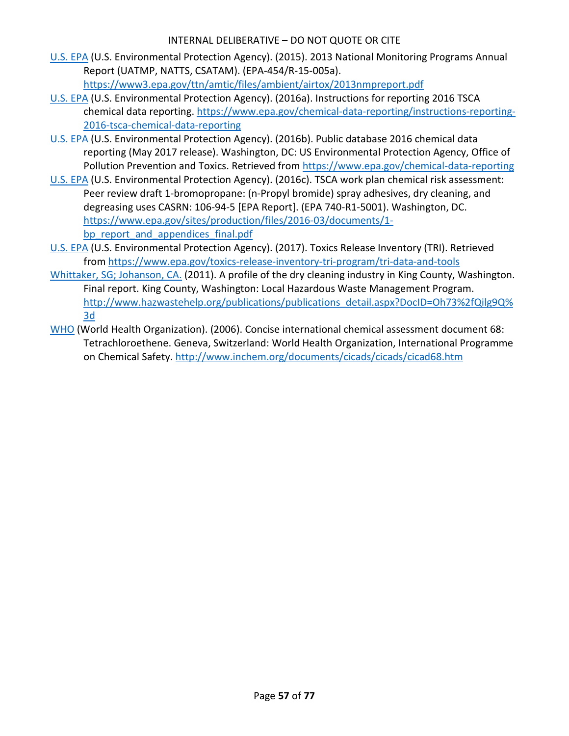U.S. EPA (U.S. Environmental Protection Agency). (2015). 2013 National Monitoring Programs Annual Report (UATMP, NATTS, CSATAM). (EPA-454/R-15-005a). https://www3.epa.gov/ttn/amtic/files/ambient/airtox/2013nmpreport.pdf

U.S. EPA (U.S. Environmental Protection Agency). (2016a). Instructions for reporting 2016 TSCA chemical data reporting. https://www.epa.gov/chemical-data-reporting/instructions-reporting-2016-tsca-chemical-data-reporting

U.S. EPA (U.S. Environmental Protection Agency). (2016b). Public database 2016 chemical data reporting (May 2017 release). Washington, DC: US Environmental Protection Agency, Office of Pollution Prevention and Toxics. Retrieved from https://www.epa.gov/chemical-data-reporting

U.S. EPA (U.S. Environmental Protection Agency). (2016c). TSCA work plan chemical risk assessment: Peer review draft 1-bromopropane: (n-Propyl bromide) spray adhesives, dry cleaning, and degreasing uses CASRN: 106-94-5 [EPA Report]. (EPA 740-R1-5001). Washington, DC. https://www.epa.gov/sites/production/files/2016-03/documents/1-bp_report_and_appendices_final.pdf

U.S. EPA (U.S. Environmental Protection Agency). (2017). Toxics Release Inventory (TRI). Retrieved from https://www.epa.gov/toxics-release-inventory-tri-program/tri-data-and-tools

Whittaker, SG; Johanson, CA. (2011). A profile of the dry cleaning industry in King County, Washington. Final report. King County, Washington: Local Hazardous Waste Management Program. http://www.hazwastehelp.org/publications/publications_detail.aspx?DocID=Oh73%2fQilg9Q%3d

WHO (World Health Organization). (2006). Concise international chemical assessment document 68: Tetrachloroethene. Geneva, Switzerland: World Health Organization, International Programme on Chemical Safety. http://www.inchem.org/documents/cicads/cicads/cicad68.htm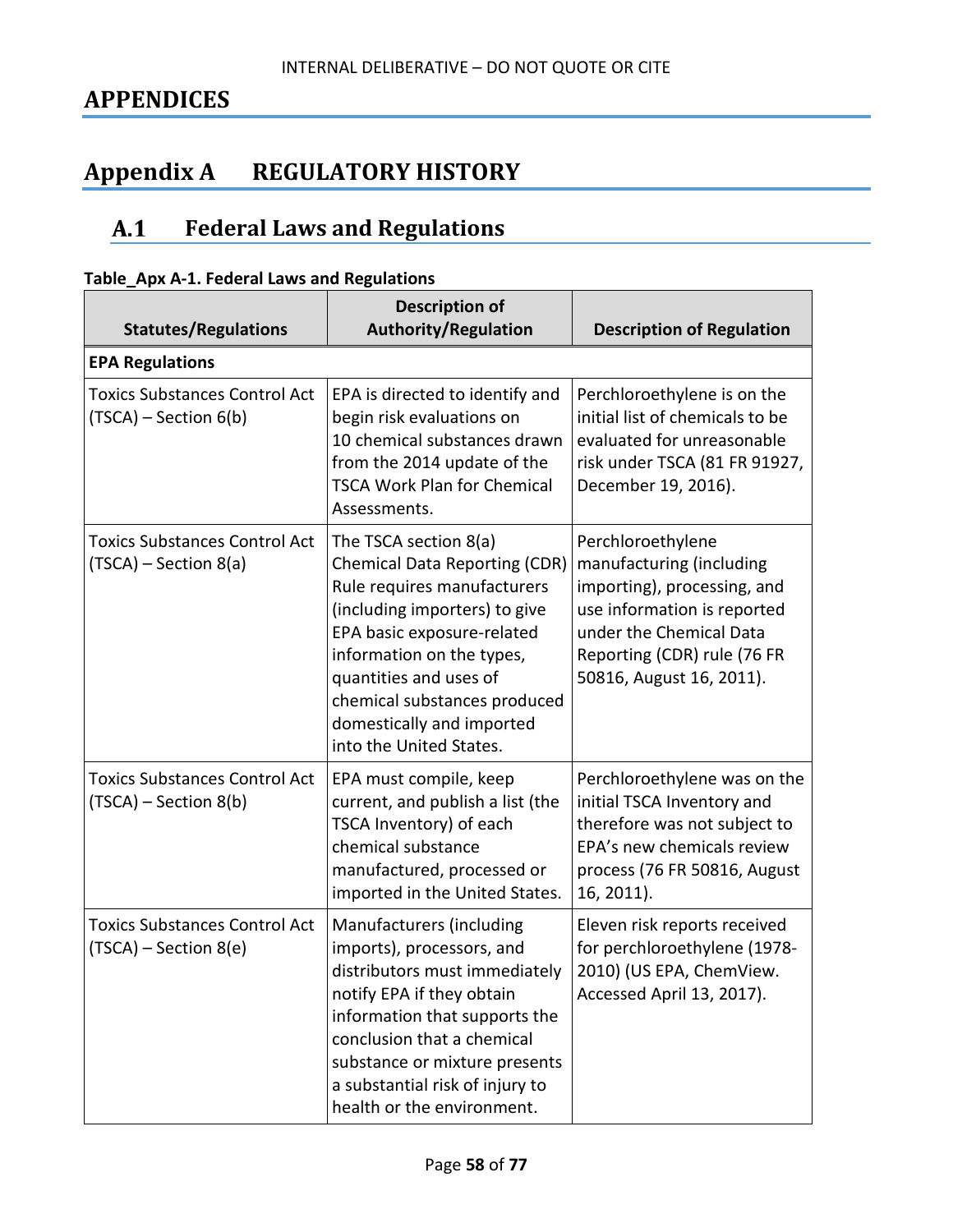# APPENDICES

# Appendix A REGULATORY HISTORY

## A.1 Federal Laws and Regulations

**Table_Apx A-1. Federal Laws and Regulations**

| Statutes/Regulations | Description of Authority/Regulation | Description of Regulation |
|---|---|---|
| **EPA Regulations** | | |
| Toxics Substances Control Act (TSCA) – Section 6(b) | EPA is directed to identify and begin risk evaluations on 10 chemical substances drawn from the 2014 update of the TSCA Work Plan for Chemical Assessments. | Perchloroethylene is on the initial list of chemicals to be evaluated for unreasonable risk under TSCA (81 FR 91927, December 19, 2016). |
| Toxics Substances Control Act (TSCA) – Section 8(a) | The TSCA section 8(a) Chemical Data Reporting (CDR) Rule requires manufacturers (including importers) to give EPA basic exposure-related information on the types, quantities and uses of chemical substances produced domestically and imported into the United States. | Perchloroethylene manufacturing (including importing), processing, and use information is reported under the Chemical Data Reporting (CDR) rule (76 FR 50816, August 16, 2011). |
| Toxics Substances Control Act (TSCA) – Section 8(b) | EPA must compile, keep current, and publish a list (the TSCA Inventory) of each chemical substance manufactured, processed or imported in the United States. | Perchloroethylene was on the initial TSCA Inventory and therefore was not subject to EPA's new chemicals review process (76 FR 50816, August 16, 2011). |
| Toxics Substances Control Act (TSCA) – Section 8(e) | Manufacturers (including imports), processors, and distributors must immediately notify EPA if they obtain information that supports the conclusion that a chemical substance or mixture presents a substantial risk of injury to health or the environment. | Eleven risk reports received for perchloroethylene (1978-2010) (US EPA, ChemView. Accessed April 13, 2017). |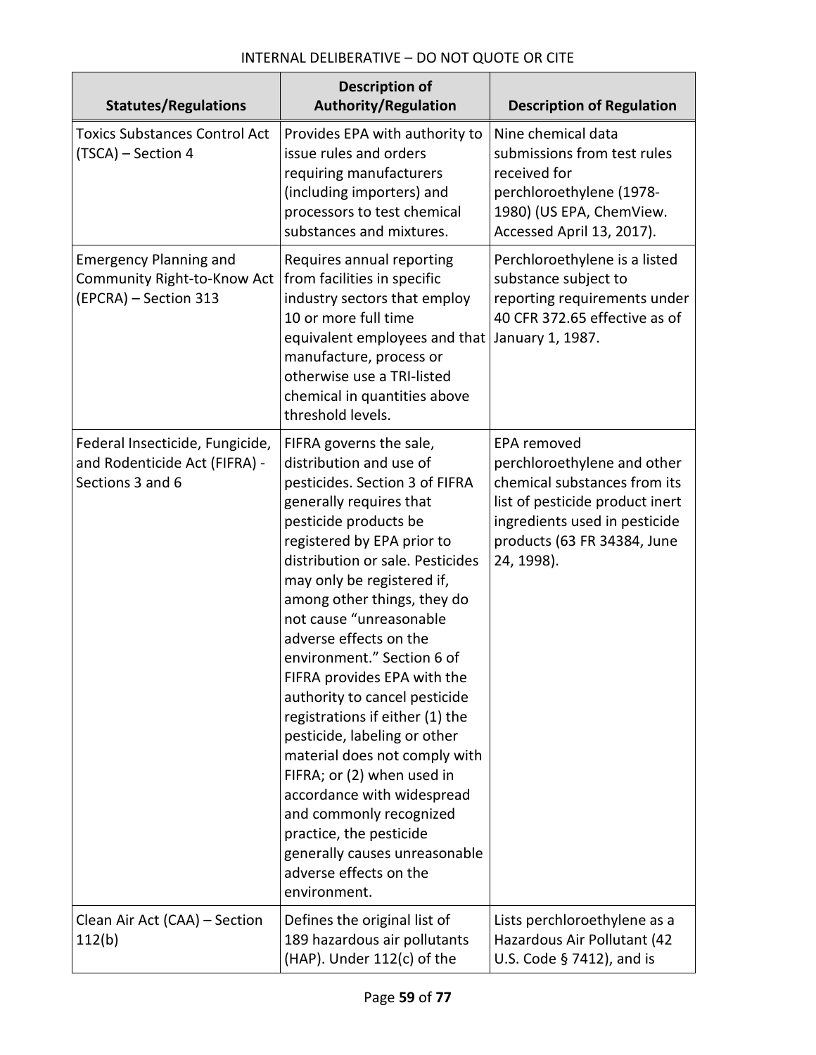| Statutes/Regulations | Description of Authority/Regulation | Description of Regulation |
|---|---|---|
| Toxics Substances Control Act (TSCA) – Section 4 | Provides EPA with authority to issue rules and orders requiring manufacturers (including importers) and processors to test chemical substances and mixtures. | Nine chemical data submissions from test rules received for perchloroethylene (1978-1980) (US EPA, ChemView. Accessed April 13, 2017). |
| Emergency Planning and Community Right-to-Know Act (EPCRA) – Section 313 | Requires annual reporting from facilities in specific industry sectors that employ 10 or more full time equivalent employees and that manufacture, process or otherwise use a TRI-listed chemical in quantities above threshold levels. | Perchloroethylene is a listed substance subject to reporting requirements under 40 CFR 372.65 effective as of January 1, 1987. |
| Federal Insecticide, Fungicide, and Rodenticide Act (FIFRA) - Sections 3 and 6 | FIFRA governs the sale, distribution and use of pesticides. Section 3 of FIFRA generally requires that pesticide products be registered by EPA prior to distribution or sale. Pesticides may only be registered if, among other things, they do not cause "unreasonable adverse effects on the environment." Section 6 of FIFRA provides EPA with the authority to cancel pesticide registrations if either (1) the pesticide, labeling or other material does not comply with FIFRA; or (2) when used in accordance with widespread and commonly recognized practice, the pesticide generally causes unreasonable adverse effects on the environment. | EPA removed perchloroethylene and other chemical substances from its list of pesticide product inert ingredients used in pesticide products (63 FR 34384, June 24, 1998). |
| Clean Air Act (CAA) – Section 112(b) | Defines the original list of 189 hazardous air pollutants (HAP). Under 112(c) of the | Lists perchloroethylene as a Hazardous Air Pollutant (42 U.S. Code § 7412), and is |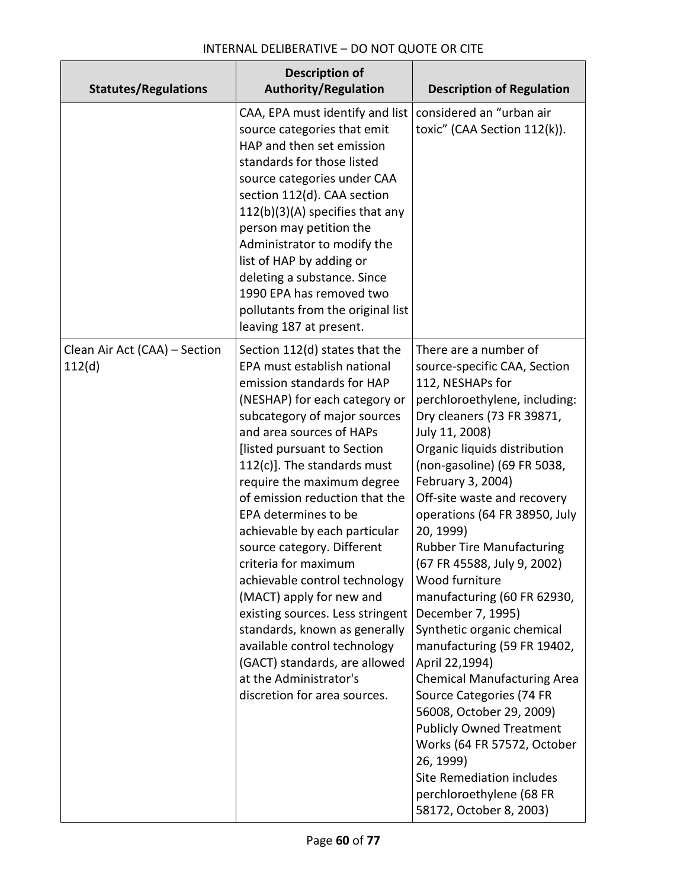| Statutes/Regulations | Description of Authority/Regulation | Description of Regulation |
|---|---|---|
| | CAA, EPA must identify and list source categories that emit HAP and then set emission standards for those listed source categories under CAA section 112(d). CAA section 112(b)(3)(A) specifies that any person may petition the Administrator to modify the list of HAP by adding or deleting a substance. Since 1990 EPA has removed two pollutants from the original list leaving 187 at present. | considered an "urban air toxic" (CAA Section 112(k)). |
| Clean Air Act (CAA) – Section 112(d) | Section 112(d) states that the EPA must establish national emission standards for HAP (NESHAP) for each category or subcategory of major sources and area sources of HAPs [listed pursuant to Section 112(c)]. The standards must require the maximum degree of emission reduction that the EPA determines to be achievable by each particular source category. Different criteria for maximum achievable control technology (MACT) apply for new and existing sources. Less stringent standards, known as generally available control technology (GACT) standards, are allowed at the Administrator's discretion for area sources. | There are a number of source-specific CAA, Section 112, NESHAPs for perchloroethylene, including:<br>Dry cleaners (73 FR 39871, July 11, 2008)<br>Organic liquids distribution (non-gasoline) (69 FR 5038, February 3, 2004)<br>Off-site waste and recovery operations (64 FR 38950, July 20, 1999)<br>Rubber Tire Manufacturing (67 FR 45588, July 9, 2002)<br>Wood furniture manufacturing (60 FR 62930, December 7, 1995)<br>Synthetic organic chemical manufacturing (59 FR 19402, April 22,1994)<br>Chemical Manufacturing Area Source Categories (74 FR 56008, October 29, 2009)<br>Publicly Owned Treatment Works (64 FR 57572, October 26, 1999)<br>Site Remediation includes perchloroethylene (68 FR 58172, October 8, 2003) |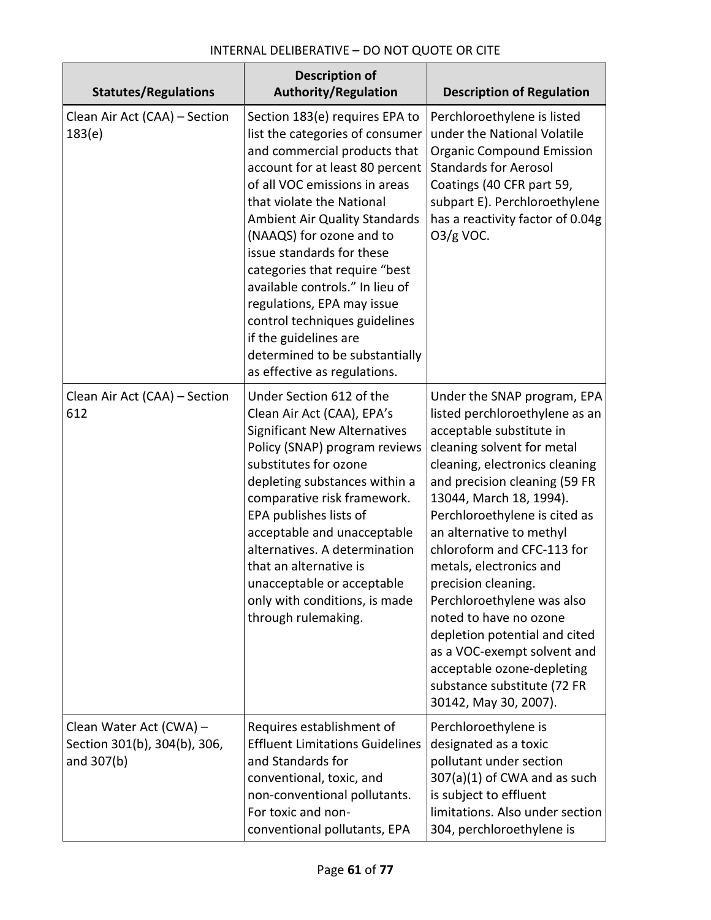| Statutes/Regulations | Description of Authority/Regulation | Description of Regulation |
|---|---|---|
| Clean Air Act (CAA) – Section 183(e) | Section 183(e) requires EPA to list the categories of consumer and commercial products that account for at least 80 percent of all VOC emissions in areas that violate the National Ambient Air Quality Standards (NAAQS) for ozone and to issue standards for these categories that require "best available controls." In lieu of regulations, EPA may issue control techniques guidelines if the guidelines are determined to be substantially as effective as regulations. | Perchloroethylene is listed under the National Volatile Organic Compound Emission Standards for Aerosol Coatings (40 CFR part 59, subpart E). Perchloroethylene has a reactivity factor of 0.04g $O_3$/g VOC. |
| Clean Air Act (CAA) – Section 612 | Under Section 612 of the Clean Air Act (CAA), EPA's Significant New Alternatives Policy (SNAP) program reviews substitutes for ozone depleting substances within a comparative risk framework. EPA publishes lists of acceptable and unacceptable alternatives. A determination that an alternative is unacceptable or acceptable only with conditions, is made through rulemaking. | Under the SNAP program, EPA listed perchloroethylene as an acceptable substitute in cleaning solvent for metal cleaning, electronics cleaning and precision cleaning (59 FR 13044, March 18, 1994). Perchloroethylene is cited as an alternative to methyl chloroform and CFC-113 for metals, electronics and precision cleaning. Perchloroethylene was also noted to have no ozone depletion potential and cited as a VOC-exempt solvent and acceptable ozone-depleting substance substitute (72 FR 30142, May 30, 2007). |
| Clean Water Act (CWA) – Section 301(b), 304(b), 306, and 307(b) | Requires establishment of Effluent Limitations Guidelines and Standards for conventional, toxic, and non-conventional pollutants. For toxic and non-conventional pollutants, EPA | Perchloroethylene is designated as a toxic pollutant under section 307(a)(1) of CWA and as such is subject to effluent limitations. Also under section 304, perchloroethylene is |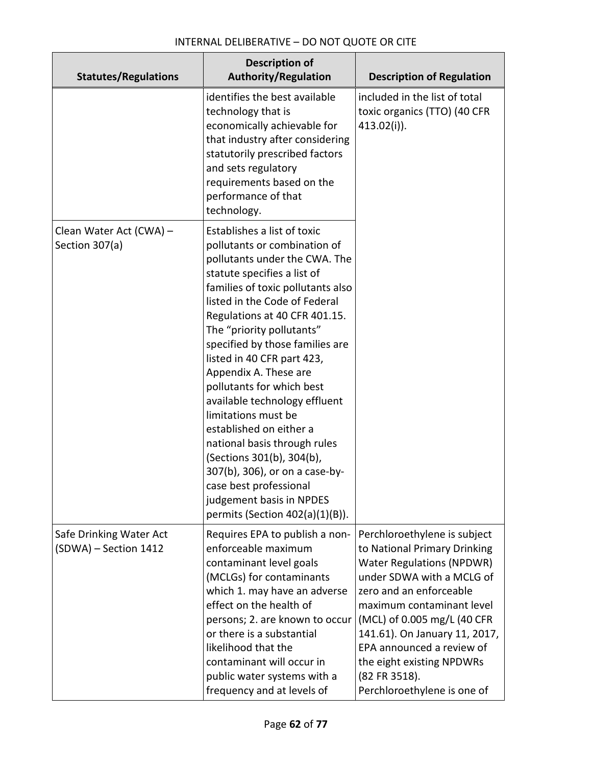| Statutes/Regulations | Description of Authority/Regulation | Description of Regulation |
|---|---|---|
| | identifies the best available technology that is economically achievable for that industry after considering statutorily prescribed factors and sets regulatory requirements based on the performance of that technology. | included in the list of total toxic organics (TTO) (40 CFR 413.02(i)). |
| Clean Water Act (CWA) – Section 307(a) | Establishes a list of toxic pollutants or combination of pollutants under the CWA. The statute specifies a list of families of toxic pollutants also listed in the Code of Federal Regulations at 40 CFR 401.15. The "priority pollutants" specified by those families are listed in 40 CFR part 423, Appendix A. These are pollutants for which best available technology effluent limitations must be established on either a national basis through rules (Sections 301(b), 304(b), 307(b), 306), or on a case-by-case best professional judgement basis in NPDES permits (Section 402(a)(1)(B)). | |
| Safe Drinking Water Act (SDWA) – Section 1412 | Requires EPA to publish a non-enforceable maximum contaminant level goals (MCLGs) for contaminants which 1. may have an adverse effect on the health of persons; 2. are known to occur or there is a substantial likelihood that the contaminant will occur in public water systems with a frequency and at levels of | Perchloroethylene is subject to National Primary Drinking Water Regulations (NPDWR) under SDWA with a MCLG of zero and an enforceable maximum contaminant level (MCL) of 0.005 mg/L (40 CFR 141.61). On January 11, 2017, EPA announced a review of the eight existing NPDWRs (82 FR 3518). Perchloroethylene is one of |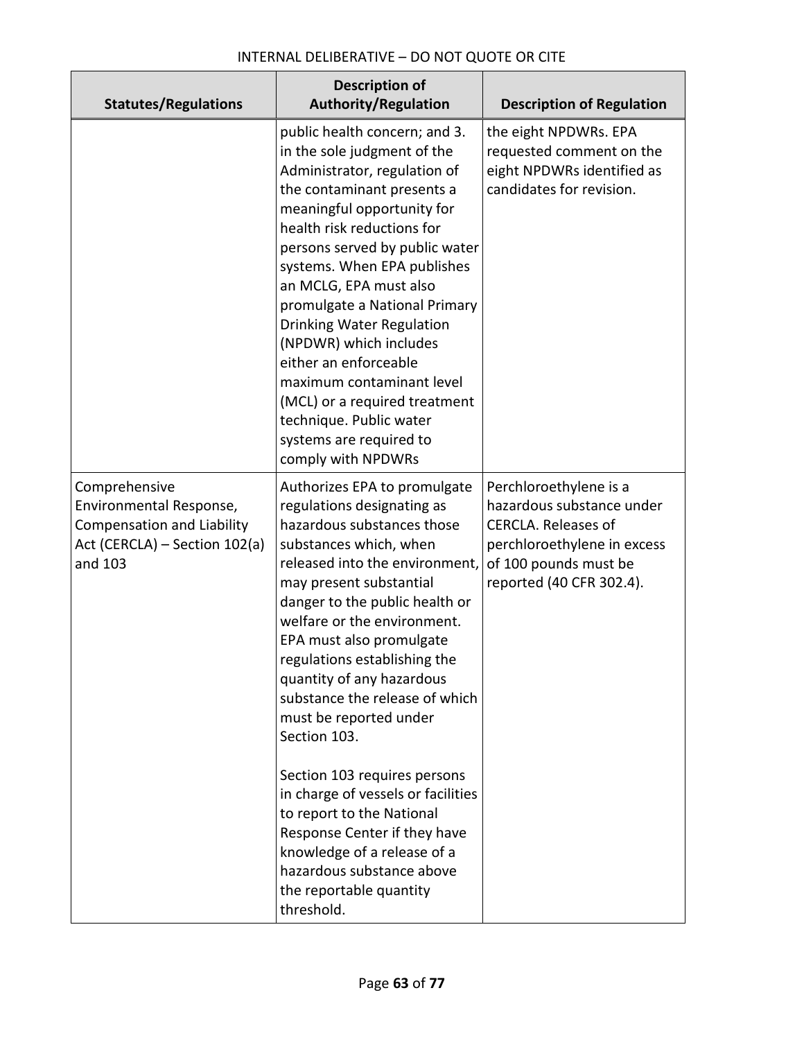| Statutes/Regulations | Description of Authority/Regulation | Description of Regulation |
|---|---|---|
| | public health concern; and 3. in the sole judgment of the Administrator, regulation of the contaminant presents a meaningful opportunity for health risk reductions for persons served by public water systems. When EPA publishes an MCLG, EPA must also promulgate a National Primary Drinking Water Regulation (NPDWR) which includes either an enforceable maximum contaminant level (MCL) or a required treatment technique. Public water systems are required to comply with NPDWRs | the eight NPDWRs. EPA requested comment on the eight NPDWRs identified as candidates for revision. |
| Comprehensive Environmental Response, Compensation and Liability Act (CERCLA) – Section 102(a) and 103 | Authorizes EPA to promulgate regulations designating as hazardous substances those substances which, when released into the environment, may present substantial danger to the public health or welfare or the environment. EPA must also promulgate regulations establishing the quantity of any hazardous substance the release of which must be reported under Section 103.<br><br>Section 103 requires persons in charge of vessels or facilities to report to the National Response Center if they have knowledge of a release of a hazardous substance above the reportable quantity threshold. | Perchloroethylene is a hazardous substance under CERCLA. Releases of perchloroethylene in excess of 100 pounds must be reported (40 CFR 302.4). |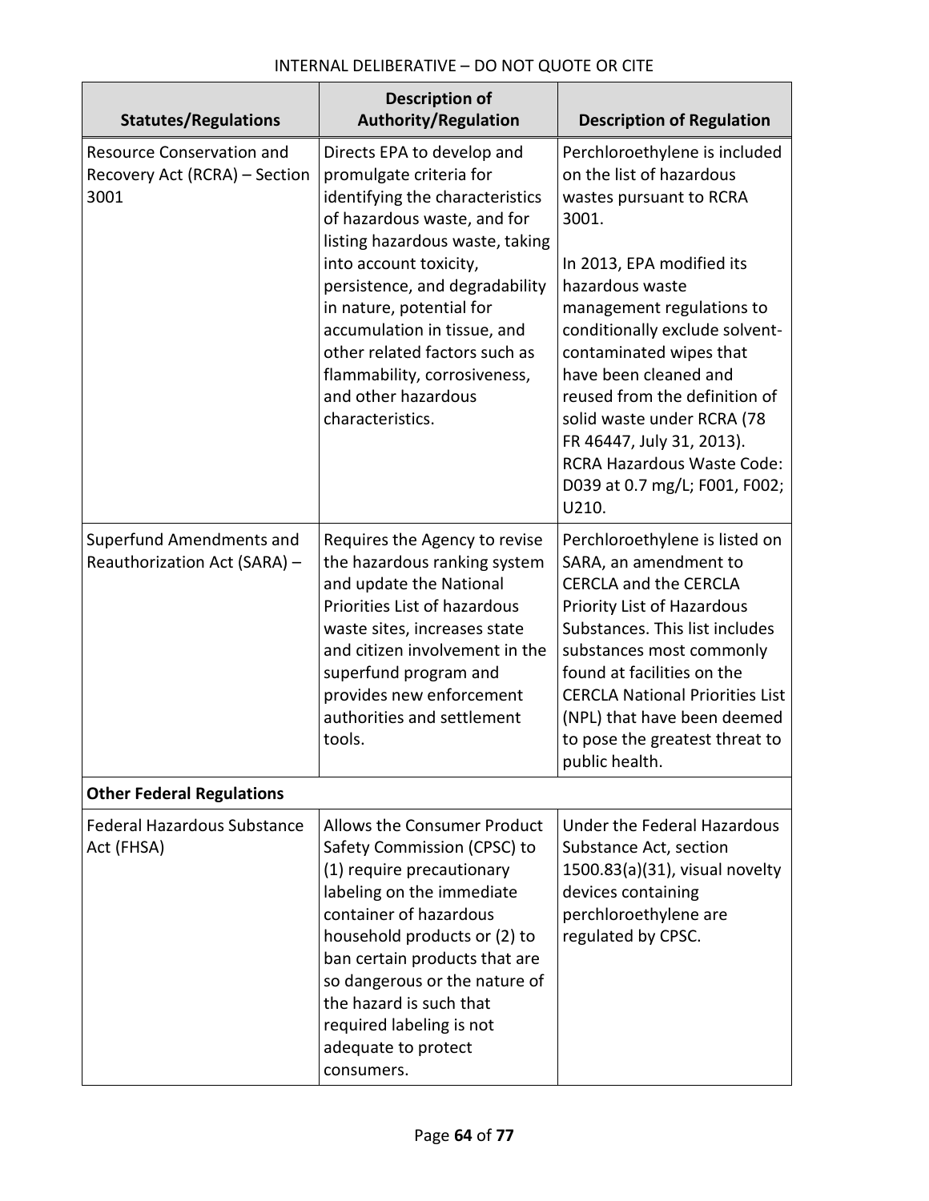| Statutes/Regulations | Description of Authority/Regulation | Description of Regulation |
|---|---|---|
| Resource Conservation and Recovery Act (RCRA) – Section 3001 | Directs EPA to develop and promulgate criteria for identifying the characteristics of hazardous waste, and for listing hazardous waste, taking into account toxicity, persistence, and degradability in nature, potential for accumulation in tissue, and other related factors such as flammability, corrosiveness, and other hazardous characteristics. | Perchloroethylene is included on the list of hazardous wastes pursuant to RCRA 3001. <br><br> In 2013, EPA modified its hazardous waste management regulations to conditionally exclude solvent-contaminated wipes that have been cleaned and reused from the definition of solid waste under RCRA (78 FR 46447, July 31, 2013). RCRA Hazardous Waste Code: D039 at 0.7 mg/L; F001, F002; U210. |
| Superfund Amendments and Reauthorization Act (SARA) – | Requires the Agency to revise the hazardous ranking system and update the National Priorities List of hazardous waste sites, increases state and citizen involvement in the superfund program and provides new enforcement authorities and settlement tools. | Perchloroethylene is listed on SARA, an amendment to CERCLA and the CERCLA Priority List of Hazardous Substances. This list includes substances most commonly found at facilities on the CERCLA National Priorities List (NPL) that have been deemed to pose the greatest threat to public health. |
| **Other Federal Regulations** | | |
| Federal Hazardous Substance Act (FHSA) | Allows the Consumer Product Safety Commission (CPSC) to (1) require precautionary labeling on the immediate container of hazardous household products or (2) to ban certain products that are so dangerous or the nature of the hazard is such that required labeling is not adequate to protect consumers. | Under the Federal Hazardous Substance Act, section 1500.83(a)(31), visual novelty devices containing perchloroethylene are regulated by CPSC. |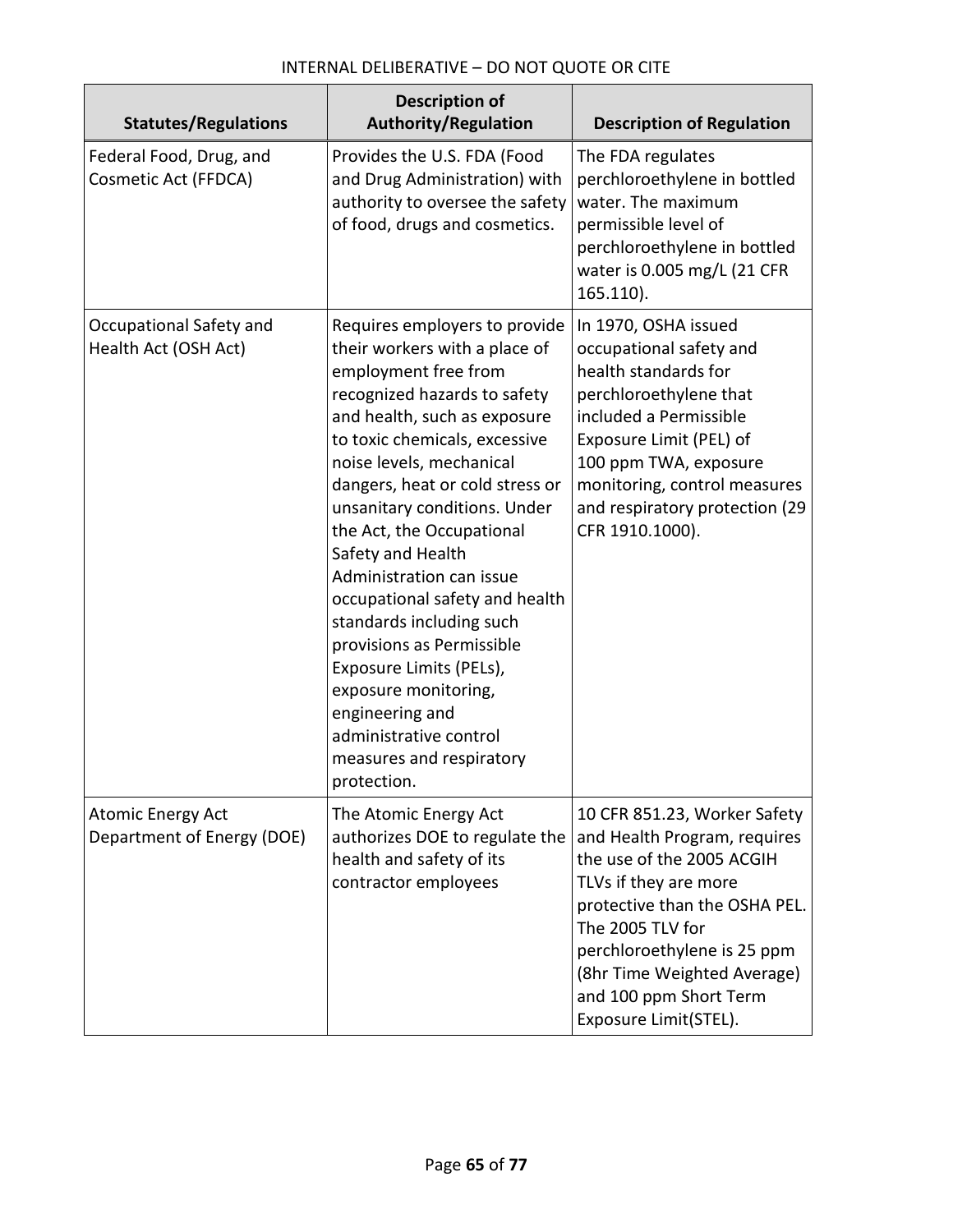| Statutes/Regulations | Description of Authority/Regulation | Description of Regulation |
|---|---|---|
| Federal Food, Drug, and Cosmetic Act (FFDCA) | Provides the U.S. FDA (Food and Drug Administration) with authority to oversee the safety of food, drugs and cosmetics. | The FDA regulates perchloroethylene in bottled water. The maximum permissible level of perchloroethylene in bottled water is 0.005 mg/L (21 CFR 165.110). |
| Occupational Safety and Health Act (OSH Act) | Requires employers to provide their workers with a place of employment free from recognized hazards to safety and health, such as exposure to toxic chemicals, excessive noise levels, mechanical dangers, heat or cold stress or unsanitary conditions. Under the Act, the Occupational Safety and Health Administration can issue occupational safety and health standards including such provisions as Permissible Exposure Limits (PELs), exposure monitoring, engineering and administrative control measures and respiratory protection. | In 1970, OSHA issued occupational safety and health standards for perchloroethylene that included a Permissible Exposure Limit (PEL) of 100 ppm TWA, exposure monitoring, control measures and respiratory protection (29 CFR 1910.1000). |
| Atomic Energy Act Department of Energy (DOE) | The Atomic Energy Act authorizes DOE to regulate the health and safety of its contractor employees | 10 CFR 851.23, Worker Safety and Health Program, requires the use of the 2005 ACGIH TLVs if they are more protective than the OSHA PEL. The 2005 TLV for perchloroethylene is 25 ppm (8hr Time Weighted Average) and 100 ppm Short Term Exposure Limit(STEL). |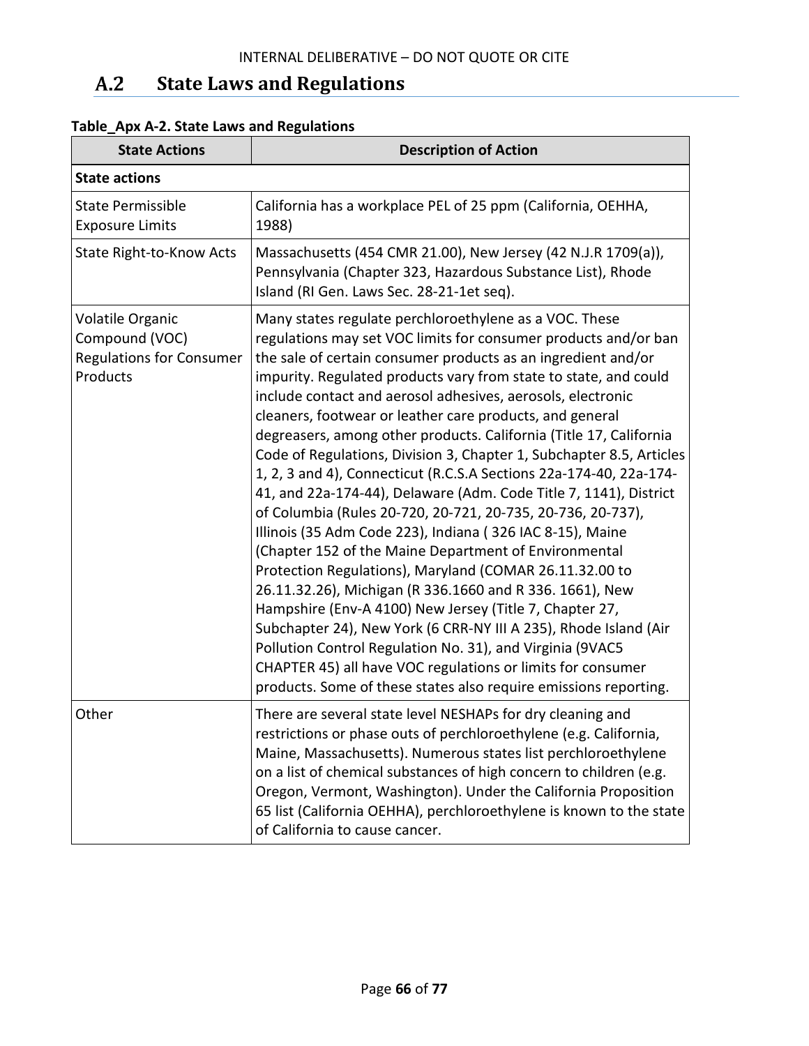## A.2 State Laws and Regulations

**Table_Apx A-2. State Laws and Regulations**

| State Actions | Description of Action |
|---|---|
| **State actions** | |
| State Permissible Exposure Limits | California has a workplace PEL of 25 ppm (California, OEHHA, 1988) |
| State Right-to-Know Acts | Massachusetts (454 CMR 21.00), New Jersey (42 N.J.R 1709(a)), Pennsylvania (Chapter 323, Hazardous Substance List), Rhode Island (RI Gen. Laws Sec. 28-21-1et seq). |
| Volatile Organic Compound (VOC) Regulations for Consumer Products | Many states regulate perchloroethylene as a VOC. These regulations may set VOC limits for consumer products and/or ban the sale of certain consumer products as an ingredient and/or impurity. Regulated products vary from state to state, and could include contact and aerosol adhesives, aerosols, electronic cleaners, footwear or leather care products, and general degreasers, among other products. California (Title 17, California Code of Regulations, Division 3, Chapter 1, Subchapter 8.5, Articles 1, 2, 3 and 4), Connecticut (R.C.S.A Sections 22a-174-40, 22a-174-41, and 22a-174-44), Delaware (Adm. Code Title 7, 1141), District of Columbia (Rules 20-720, 20-721, 20-735, 20-736, 20-737), Illinois (35 Adm Code 223), Indiana ( 326 IAC 8-15), Maine (Chapter 152 of the Maine Department of Environmental Protection Regulations), Maryland (COMAR 26.11.32.00 to 26.11.32.26), Michigan (R 336.1660 and R 336. 1661), New Hampshire (Env-A 4100) New Jersey (Title 7, Chapter 27, Subchapter 24), New York (6 CRR-NY III A 235), Rhode Island (Air Pollution Control Regulation No. 31), and Virginia (9VAC5 CHAPTER 45) all have VOC regulations or limits for consumer products. Some of these states also require emissions reporting. |
| Other | There are several state level NESHAPs for dry cleaning and restrictions or phase outs of perchloroethylene (e.g. California, Maine, Massachusetts). Numerous states list perchloroethylene on a list of chemical substances of high concern to children (e.g. Oregon, Vermont, Washington). Under the California Proposition 65 list (California OEHHA), perchloroethylene is known to the state of California to cause cancer. |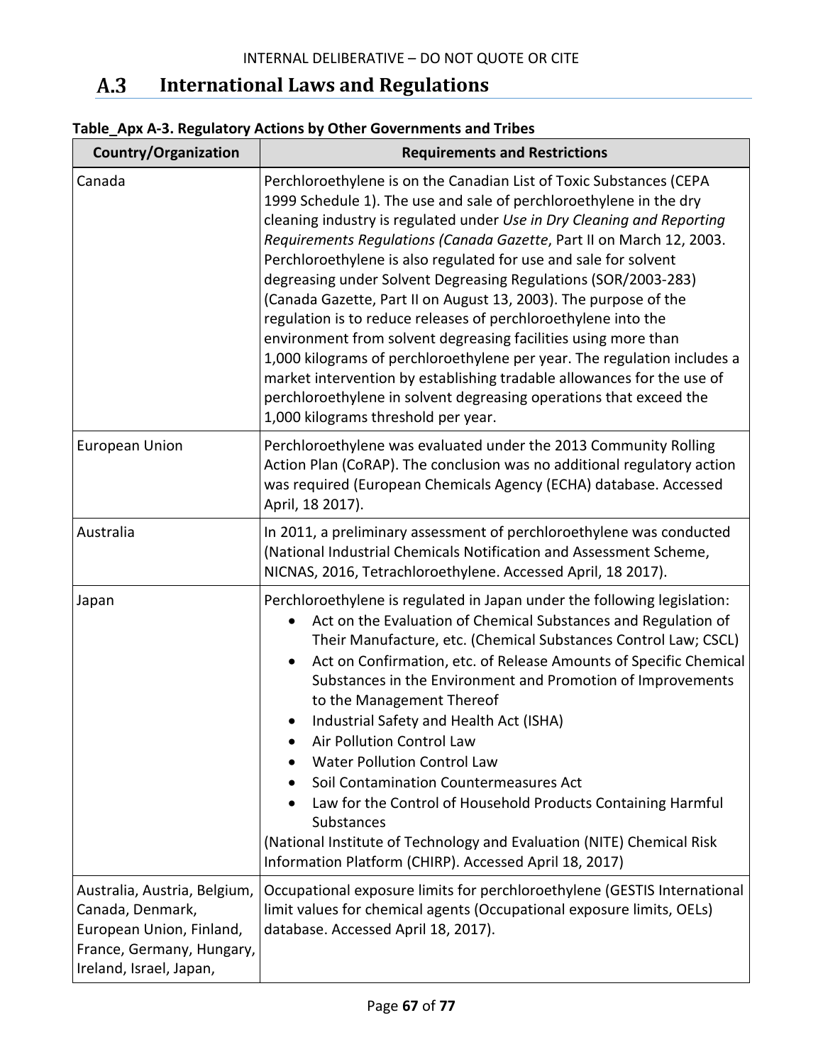## A.3 International Laws and Regulations

**Table_Apx A-3. Regulatory Actions by Other Governments and Tribes**

| Country/Organization | Requirements and Restrictions |
|---|---|
| Canada | Perchloroethylene is on the Canadian List of Toxic Substances (CEPA 1999 Schedule 1). The use and sale of perchloroethylene in the dry cleaning industry is regulated under *Use in Dry Cleaning and Reporting Requirements Regulations (Canada Gazette*, Part II on March 12, 2003. Perchloroethylene is also regulated for use and sale for solvent degreasing under Solvent Degreasing Regulations (SOR/2003-283) (Canada Gazette, Part II on August 13, 2003). The purpose of the regulation is to reduce releases of perchloroethylene into the environment from solvent degreasing facilities using more than 1,000 kilograms of perchloroethylene per year. The regulation includes a market intervention by establishing tradable allowances for the use of perchloroethylene in solvent degreasing operations that exceed the 1,000 kilograms threshold per year. |
| European Union | Perchloroethylene was evaluated under the 2013 Community Rolling Action Plan (CoRAP). The conclusion was no additional regulatory action was required (European Chemicals Agency (ECHA) database. Accessed April, 18 2017). |
| Australia | In 2011, a preliminary assessment of perchloroethylene was conducted (National Industrial Chemicals Notification and Assessment Scheme, NICNAS, 2016, Tetrachloroethylene. Accessed April, 18 2017). |
| Japan | Perchloroethylene is regulated in Japan under the following legislation:<br>• Act on the Evaluation of Chemical Substances and Regulation of Their Manufacture, etc. (Chemical Substances Control Law; CSCL)<br>• Act on Confirmation, etc. of Release Amounts of Specific Chemical Substances in the Environment and Promotion of Improvements to the Management Thereof<br>• Industrial Safety and Health Act (ISHA)<br>• Air Pollution Control Law<br>• Water Pollution Control Law<br>• Soil Contamination Countermeasures Act<br>• Law for the Control of Household Products Containing Harmful Substances<br>(National Institute of Technology and Evaluation (NITE) Chemical Risk Information Platform (CHIRP). Accessed April 18, 2017) |
| Australia, Austria, Belgium, Canada, Denmark, European Union, Finland, France, Germany, Hungary, Ireland, Israel, Japan, | Occupational exposure limits for perchloroethylene (GESTIS International limit values for chemical agents (Occupational exposure limits, OELs) database. Accessed April 18, 2017). |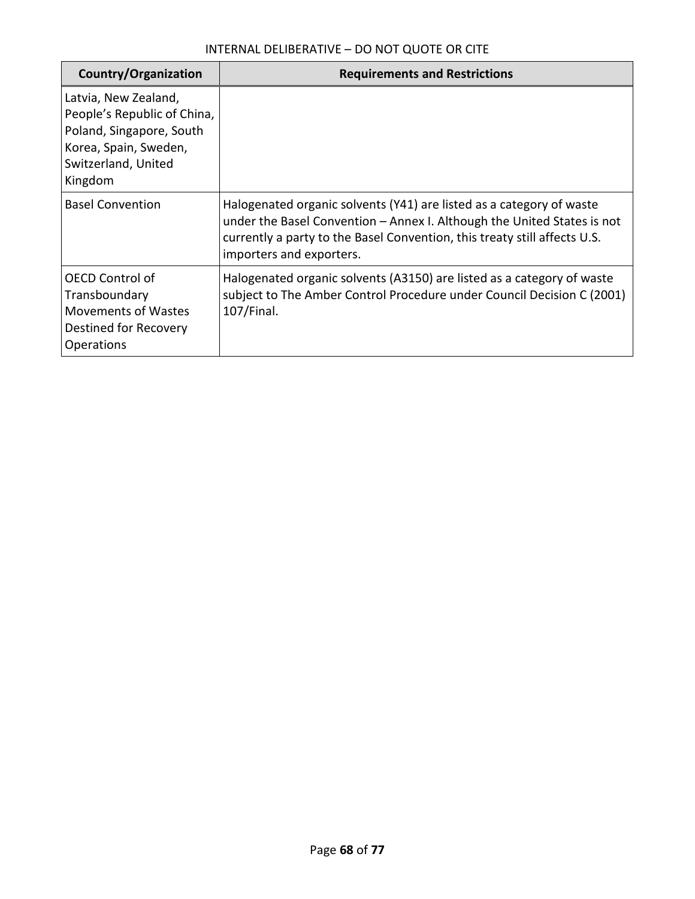| Country/Organization | Requirements and Restrictions |
|---|---|
| Latvia, New Zealand, People's Republic of China, Poland, Singapore, South Korea, Spain, Sweden, Switzerland, United Kingdom | |
| Basel Convention | Halogenated organic solvents (Y41) are listed as a category of waste under the Basel Convention – Annex I. Although the United States is not currently a party to the Basel Convention, this treaty still affects U.S. importers and exporters. |
| OECD Control of Transboundary Movements of Wastes Destined for Recovery Operations | Halogenated organic solvents (A3150) are listed as a category of waste subject to The Amber Control Procedure under Council Decision C (2001) 107/Final. |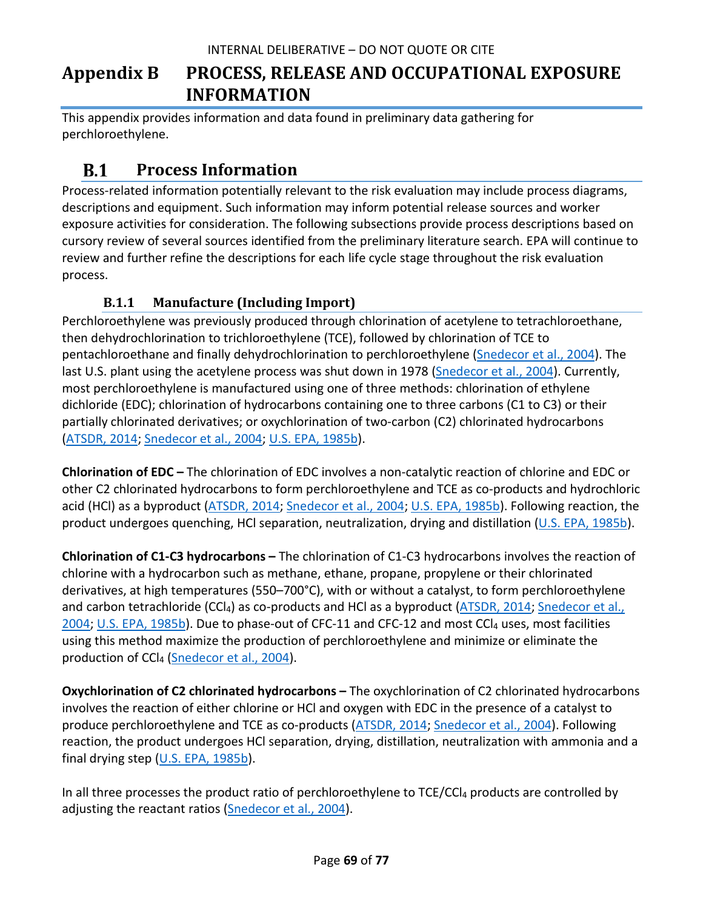# Appendix B PROCESS, RELEASE AND OCCUPATIONAL EXPOSURE INFORMATION

This appendix provides information and data found in preliminary data gathering for perchloroethylene.

## B.1 Process Information

Process-related information potentially relevant to the risk evaluation may include process diagrams, descriptions and equipment. Such information may inform potential release sources and worker exposure activities for consideration. The following subsections provide process descriptions based on cursory review of several sources identified from the preliminary literature search. EPA will continue to review and further refine the descriptions for each life cycle stage throughout the risk evaluation process.

### B.1.1 Manufacture (Including Import)

Perchloroethylene was previously produced through chlorination of acetylene to tetrachloroethane, then dehydrochlorination to trichloroethylene (TCE), followed by chlorination of TCE to pentachloroethane and finally dehydrochlorination to perchloroethylene (Snedecor et al., 2004). The last U.S. plant using the acetylene process was shut down in 1978 (Snedecor et al., 2004). Currently, most perchloroethylene is manufactured using one of three methods: chlorination of ethylene dichloride (EDC); chlorination of hydrocarbons containing one to three carbons (C1 to C3) or their partially chlorinated derivatives; or oxychlorination of two-carbon (C2) chlorinated hydrocarbons (ATSDR, 2014; Snedecor et al., 2004; U.S. EPA, 1985b).

**Chlorination of EDC –** The chlorination of EDC involves a non-catalytic reaction of chlorine and EDC or other C2 chlorinated hydrocarbons to form perchloroethylene and TCE as co-products and hydrochloric acid (HCl) as a byproduct (ATSDR, 2014; Snedecor et al., 2004; U.S. EPA, 1985b). Following reaction, the product undergoes quenching, HCl separation, neutralization, drying and distillation (U.S. EPA, 1985b).

**Chlorination of C1-C3 hydrocarbons –** The chlorination of C1-C3 hydrocarbons involves the reaction of chlorine with a hydrocarbon such as methane, ethane, propane, propylene or their chlorinated derivatives, at high temperatures (550–700°C), with or without a catalyst, to form perchloroethylene and carbon tetrachloride ($CCl_4$) as co-products and HCl as a byproduct (ATSDR, 2014; Snedecor et al., 2004; U.S. EPA, 1985b). Due to phase-out of CFC-11 and CFC-12 and most $CCl_4$ uses, most facilities using this method maximize the production of perchloroethylene and minimize or eliminate the production of $CCl_4$ (Snedecor et al., 2004).

**Oxychlorination of C2 chlorinated hydrocarbons –** The oxychlorination of C2 chlorinated hydrocarbons involves the reaction of either chlorine or HCl and oxygen with EDC in the presence of a catalyst to produce perchloroethylene and TCE as co-products (ATSDR, 2014; Snedecor et al., 2004). Following reaction, the product undergoes HCl separation, drying, distillation, neutralization with ammonia and a final drying step (U.S. EPA, 1985b).

In all three processes the product ratio of perchloroethylene to TCE/$CCl_4$ products are controlled by adjusting the reactant ratios (Snedecor et al., 2004).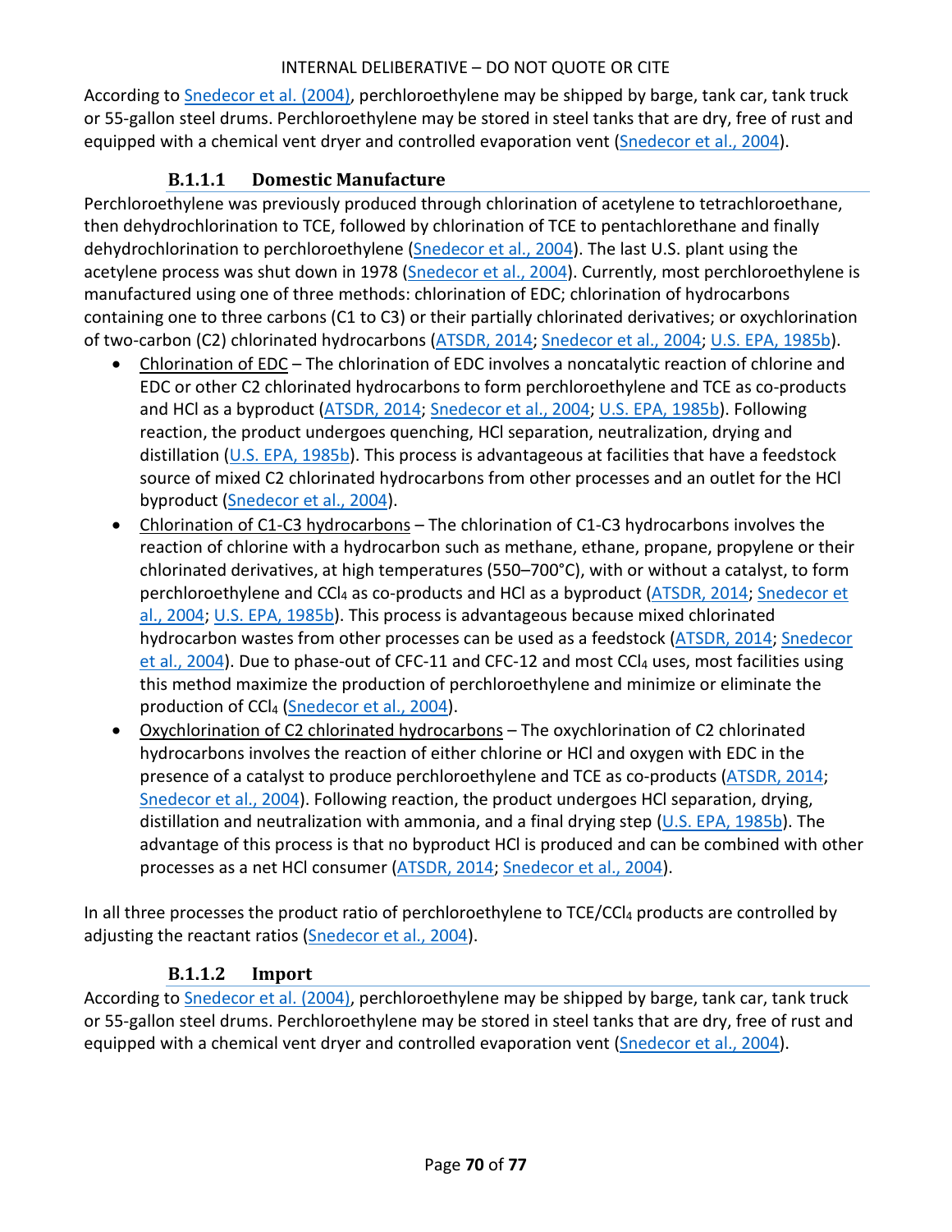According to Snedecor et al. (2004), perchloroethylene may be shipped by barge, tank car, tank truck or 55-gallon steel drums. Perchloroethylene may be stored in steel tanks that are dry, free of rust and equipped with a chemical vent dryer and controlled evaporation vent (Snedecor et al., 2004).

#### B.1.1.1 Domestic Manufacture

Perchloroethylene was previously produced through chlorination of acetylene to tetrachloroethane, then dehydrochlorination to TCE, followed by chlorination of TCE to pentachlorethane and finally dehydrochlorination to perchloroethylene (Snedecor et al., 2004). The last U.S. plant using the acetylene process was shut down in 1978 (Snedecor et al., 2004). Currently, most perchloroethylene is manufactured using one of three methods: chlorination of EDC; chlorination of hydrocarbons containing one to three carbons (C1 to C3) or their partially chlorinated derivatives; or oxychlorination of two-carbon (C2) chlorinated hydrocarbons (ATSDR, 2014; Snedecor et al., 2004; U.S. EPA, 1985b).

- Chlorination of EDC – The chlorination of EDC involves a noncatalytic reaction of chlorine and EDC or other C2 chlorinated hydrocarbons to form perchloroethylene and TCE as co-products and HCl as a byproduct (ATSDR, 2014; Snedecor et al., 2004; U.S. EPA, 1985b). Following reaction, the product undergoes quenching, HCl separation, neutralization, drying and distillation (U.S. EPA, 1985b). This process is advantageous at facilities that have a feedstock source of mixed C2 chlorinated hydrocarbons from other processes and an outlet for the HCl byproduct (Snedecor et al., 2004).
- Chlorination of C1-C3 hydrocarbons – The chlorination of C1-C3 hydrocarbons involves the reaction of chlorine with a hydrocarbon such as methane, ethane, propane, propylene or their chlorinated derivatives, at high temperatures (550–700°C), with or without a catalyst, to form perchloroethylene and $CCl_4$ as co-products and HCl as a byproduct (ATSDR, 2014; Snedecor et al., 2004; U.S. EPA, 1985b). This process is advantageous because mixed chlorinated hydrocarbon wastes from other processes can be used as a feedstock (ATSDR, 2014; Snedecor et al., 2004). Due to phase-out of CFC-11 and CFC-12 and most $CCl_4$ uses, most facilities using this method maximize the production of perchloroethylene and minimize or eliminate the production of $CCl_4$ (Snedecor et al., 2004).
- Oxychlorination of C2 chlorinated hydrocarbons – The oxychlorination of C2 chlorinated hydrocarbons involves the reaction of either chlorine or HCl and oxygen with EDC in the presence of a catalyst to produce perchloroethylene and TCE as co-products (ATSDR, 2014; Snedecor et al., 2004). Following reaction, the product undergoes HCl separation, drying, distillation and neutralization with ammonia, and a final drying step (U.S. EPA, 1985b). The advantage of this process is that no byproduct HCl is produced and can be combined with other processes as a net HCl consumer (ATSDR, 2014; Snedecor et al., 2004).

In all three processes the product ratio of perchloroethylene to TCE/$CCl_4$ products are controlled by adjusting the reactant ratios (Snedecor et al., 2004).

#### B.1.1.2 Import

According to Snedecor et al. (2004), perchloroethylene may be shipped by barge, tank car, tank truck or 55-gallon steel drums. Perchloroethylene may be stored in steel tanks that are dry, free of rust and equipped with a chemical vent dryer and controlled evaporation vent (Snedecor et al., 2004).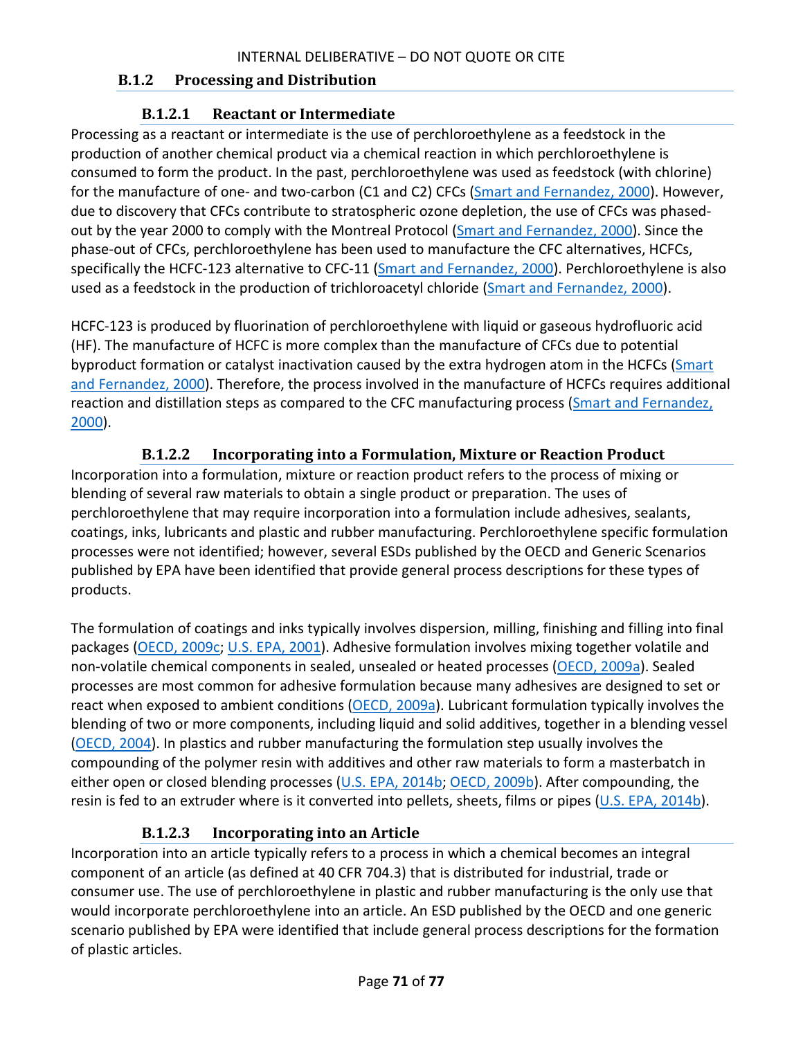### B.1.2 Processing and Distribution

#### B.1.2.1 Reactant or Intermediate

Processing as a reactant or intermediate is the use of perchloroethylene as a feedstock in the production of another chemical product via a chemical reaction in which perchloroethylene is consumed to form the product. In the past, perchloroethylene was used as feedstock (with chlorine) for the manufacture of one- and two-carbon (C1 and C2) CFCs (Smart and Fernandez, 2000). However, due to discovery that CFCs contribute to stratospheric ozone depletion, the use of CFCs was phased-out by the year 2000 to comply with the Montreal Protocol (Smart and Fernandez, 2000). Since the phase-out of CFCs, perchloroethylene has been used to manufacture the CFC alternatives, HCFCs, specifically the HCFC-123 alternative to CFC-11 (Smart and Fernandez, 2000). Perchloroethylene is also used as a feedstock in the production of trichloroacetyl chloride (Smart and Fernandez, 2000).

HCFC-123 is produced by fluorination of perchloroethylene with liquid or gaseous hydrofluoric acid (HF). The manufacture of HCFC is more complex than the manufacture of CFCs due to potential byproduct formation or catalyst inactivation caused by the extra hydrogen atom in the HCFCs (Smart and Fernandez, 2000). Therefore, the process involved in the manufacture of HCFCs requires additional reaction and distillation steps as compared to the CFC manufacturing process (Smart and Fernandez, 2000).

#### B.1.2.2 Incorporating into a Formulation, Mixture or Reaction Product

Incorporation into a formulation, mixture or reaction product refers to the process of mixing or blending of several raw materials to obtain a single product or preparation. The uses of perchloroethylene that may require incorporation into a formulation include adhesives, sealants, coatings, inks, lubricants and plastic and rubber manufacturing. Perchloroethylene specific formulation processes were not identified; however, several ESDs published by the OECD and Generic Scenarios published by EPA have been identified that provide general process descriptions for these types of products.

The formulation of coatings and inks typically involves dispersion, milling, finishing and filling into final packages (OECD, 2009c; U.S. EPA, 2001). Adhesive formulation involves mixing together volatile and non-volatile chemical components in sealed, unsealed or heated processes (OECD, 2009a). Sealed processes are most common for adhesive formulation because many adhesives are designed to set or react when exposed to ambient conditions (OECD, 2009a). Lubricant formulation typically involves the blending of two or more components, including liquid and solid additives, together in a blending vessel (OECD, 2004). In plastics and rubber manufacturing the formulation step usually involves the compounding of the polymer resin with additives and other raw materials to form a masterbatch in either open or closed blending processes (U.S. EPA, 2014b; OECD, 2009b). After compounding, the resin is fed to an extruder where is it converted into pellets, sheets, films or pipes (U.S. EPA, 2014b).

#### B.1.2.3 Incorporating into an Article

Incorporation into an article typically refers to a process in which a chemical becomes an integral component of an article (as defined at 40 CFR 704.3) that is distributed for industrial, trade or consumer use. The use of perchloroethylene in plastic and rubber manufacturing is the only use that would incorporate perchloroethylene into an article. An ESD published by the OECD and one generic scenario published by EPA were identified that include general process descriptions for the formation of plastic articles.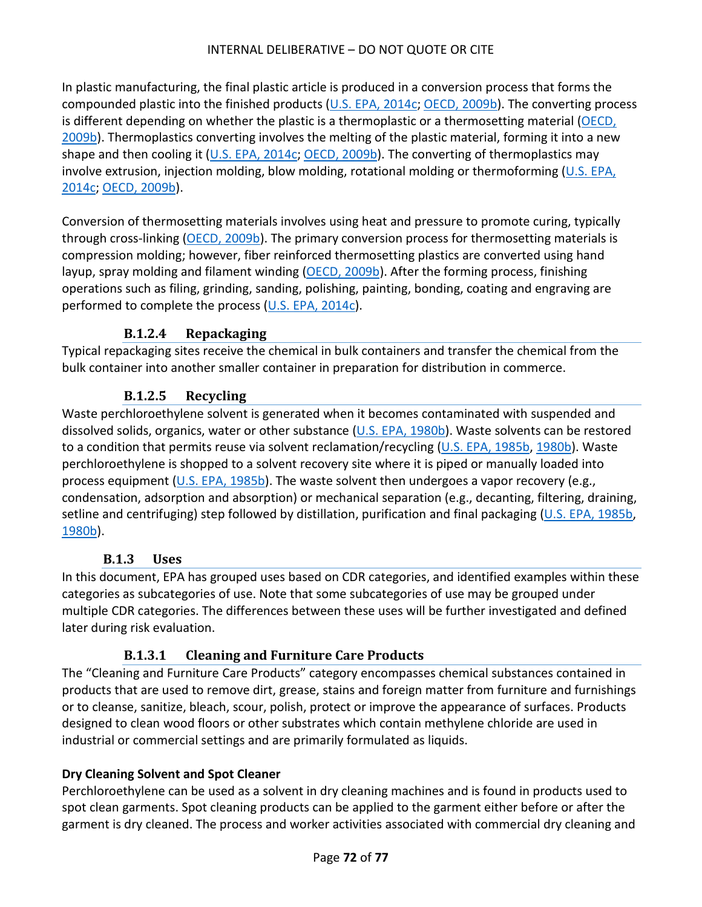In plastic manufacturing, the final plastic article is produced in a conversion process that forms the compounded plastic into the finished products (U.S. EPA, 2014c; OECD, 2009b). The converting process is different depending on whether the plastic is a thermoplastic or a thermosetting material (OECD, 2009b). Thermoplastics converting involves the melting of the plastic material, forming it into a new shape and then cooling it (U.S. EPA, 2014c; OECD, 2009b). The converting of thermoplastics may involve extrusion, injection molding, blow molding, rotational molding or thermoforming (U.S. EPA, 2014c; OECD, 2009b).

Conversion of thermosetting materials involves using heat and pressure to promote curing, typically through cross-linking (OECD, 2009b). The primary conversion process for thermosetting materials is compression molding; however, fiber reinforced thermosetting plastics are converted using hand layup, spray molding and filament winding (OECD, 2009b). After the forming process, finishing operations such as filing, grinding, sanding, polishing, painting, bonding, coating and engraving are performed to complete the process (U.S. EPA, 2014c).

#### B.1.2.4 Repackaging

Typical repackaging sites receive the chemical in bulk containers and transfer the chemical from the bulk container into another smaller container in preparation for distribution in commerce.

#### B.1.2.5 Recycling

Waste perchloroethylene solvent is generated when it becomes contaminated with suspended and dissolved solids, organics, water or other substance (U.S. EPA, 1980b). Waste solvents can be restored to a condition that permits reuse via solvent reclamation/recycling (U.S. EPA, 1985b, 1980b). Waste perchloroethylene is shopped to a solvent recovery site where it is piped or manually loaded into process equipment (U.S. EPA, 1985b). The waste solvent then undergoes a vapor recovery (e.g., condensation, adsorption and absorption) or mechanical separation (e.g., decanting, filtering, draining, setline and centrifuging) step followed by distillation, purification and final packaging (U.S. EPA, 1985b, 1980b).

### B.1.3 Uses

In this document, EPA has grouped uses based on CDR categories, and identified examples within these categories as subcategories of use. Note that some subcategories of use may be grouped under multiple CDR categories. The differences between these uses will be further investigated and defined later during risk evaluation.

#### B.1.3.1 Cleaning and Furniture Care Products

The "Cleaning and Furniture Care Products" category encompasses chemical substances contained in products that are used to remove dirt, grease, stains and foreign matter from furniture and furnishings or to cleanse, sanitize, bleach, scour, polish, protect or improve the appearance of surfaces. Products designed to clean wood floors or other substrates which contain methylene chloride are used in industrial or commercial settings and are primarily formulated as liquids.

**Dry Cleaning Solvent and Spot Cleaner**

Perchloroethylene can be used as a solvent in dry cleaning machines and is found in products used to spot clean garments. Spot cleaning products can be applied to the garment either before or after the garment is dry cleaned. The process and worker activities associated with commercial dry cleaning and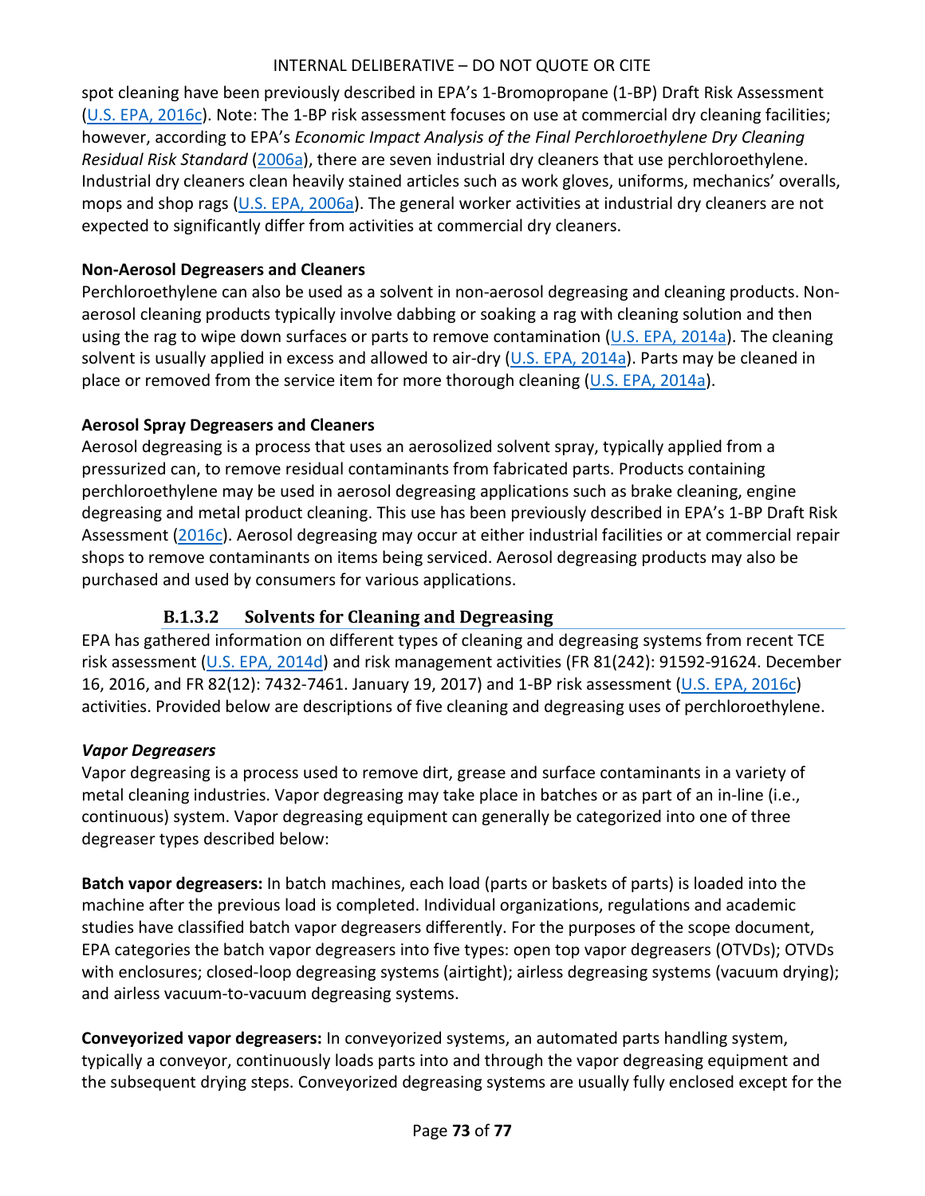spot cleaning have been previously described in EPA's 1-Bromopropane (1-BP) Draft Risk Assessment (U.S. EPA, 2016c). Note: The 1-BP risk assessment focuses on use at commercial dry cleaning facilities; however, according to EPA's *Economic Impact Analysis of the Final Perchloroethylene Dry Cleaning Residual Risk Standard* (2006a), there are seven industrial dry cleaners that use perchloroethylene. Industrial dry cleaners clean heavily stained articles such as work gloves, uniforms, mechanics' overalls, mops and shop rags (U.S. EPA, 2006a). The general worker activities at industrial dry cleaners are not expected to significantly differ from activities at commercial dry cleaners.

**Non-Aerosol Degreasers and Cleaners**

Perchloroethylene can also be used as a solvent in non-aerosol degreasing and cleaning products. Non-aerosol cleaning products typically involve dabbing or soaking a rag with cleaning solution and then using the rag to wipe down surfaces or parts to remove contamination (U.S. EPA, 2014a). The cleaning solvent is usually applied in excess and allowed to air-dry (U.S. EPA, 2014a). Parts may be cleaned in place or removed from the service item for more thorough cleaning (U.S. EPA, 2014a).

**Aerosol Spray Degreasers and Cleaners**

Aerosol degreasing is a process that uses an aerosolized solvent spray, typically applied from a pressurized can, to remove residual contaminants from fabricated parts. Products containing perchloroethylene may be used in aerosol degreasing applications such as brake cleaning, engine degreasing and metal product cleaning. This use has been previously described in EPA's 1-BP Draft Risk Assessment (2016c). Aerosol degreasing may occur at either industrial facilities or at commercial repair shops to remove contaminants on items being serviced. Aerosol degreasing products may also be purchased and used by consumers for various applications.

### B.1.3.2 Solvents for Cleaning and Degreasing

EPA has gathered information on different types of cleaning and degreasing systems from recent TCE risk assessment (U.S. EPA, 2014d) and risk management activities (FR 81(242): 91592-91624. December 16, 2016, and FR 82(12): 7432-7461. January 19, 2017) and 1-BP risk assessment (U.S. EPA, 2016c) activities. Provided below are descriptions of five cleaning and degreasing uses of perchloroethylene.

***Vapor Degreasers***

Vapor degreasing is a process used to remove dirt, grease and surface contaminants in a variety of metal cleaning industries. Vapor degreasing may take place in batches or as part of an in-line (i.e., continuous) system. Vapor degreasing equipment can generally be categorized into one of three degreaser types described below:

**Batch vapor degreasers:** In batch machines, each load (parts or baskets of parts) is loaded into the machine after the previous load is completed. Individual organizations, regulations and academic studies have classified batch vapor degreasers differently. For the purposes of the scope document, EPA categories the batch vapor degreasers into five types: open top vapor degreasers (OTVDs); OTVDs with enclosures; closed-loop degreasing systems (airtight); airless degreasing systems (vacuum drying); and airless vacuum-to-vacuum degreasing systems.

**Conveyorized vapor degreasers:** In conveyorized systems, an automated parts handling system, typically a conveyor, continuously loads parts into and through the vapor degreasing equipment and the subsequent drying steps. Conveyorized degreasing systems are usually fully enclosed except for the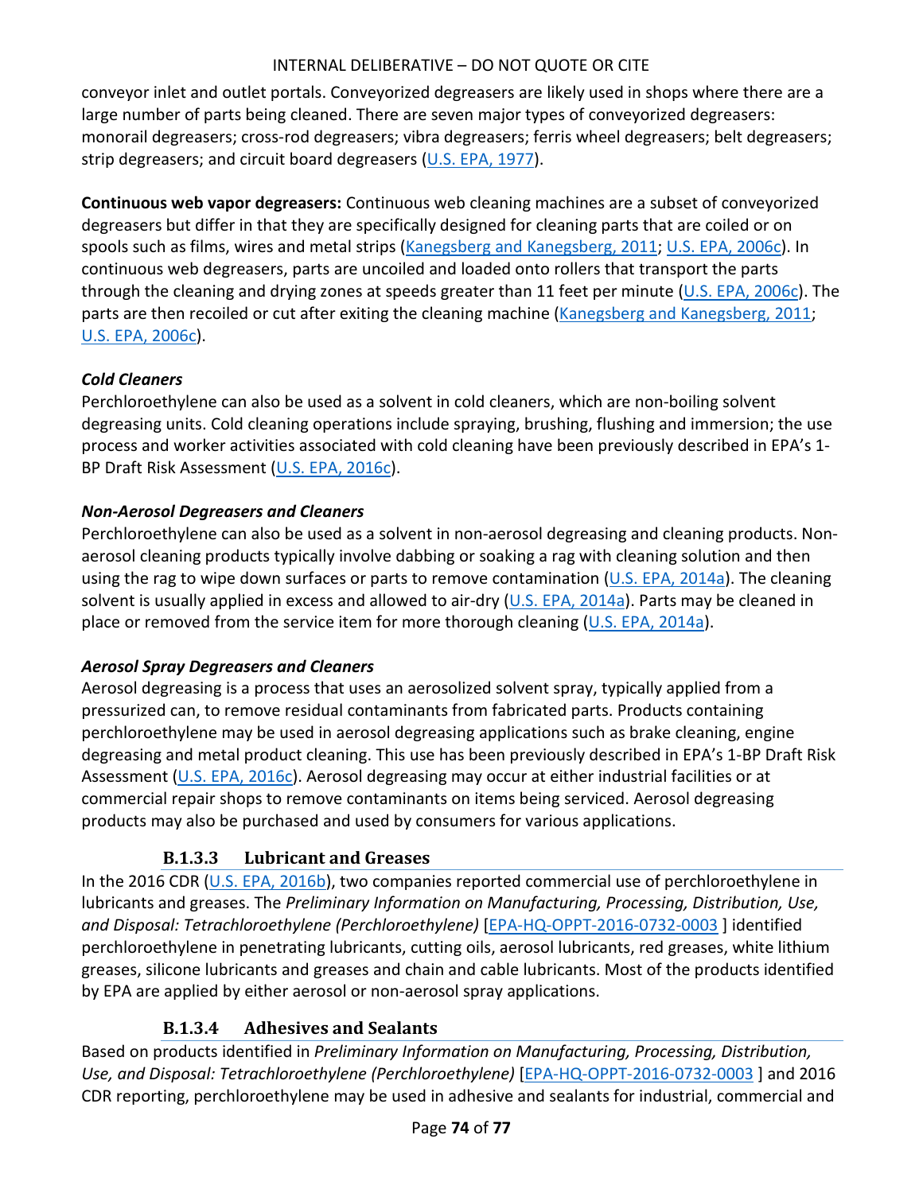conveyor inlet and outlet portals. Conveyorized degreasers are likely used in shops where there are a large number of parts being cleaned. There are seven major types of conveyorized degreasers: monorail degreasers; cross-rod degreasers; vibra degreasers; ferris wheel degreasers; belt degreasers; strip degreasers; and circuit board degreasers (U.S. EPA, 1977).

**Continuous web vapor degreasers:** Continuous web cleaning machines are a subset of conveyorized degreasers but differ in that they are specifically designed for cleaning parts that are coiled or on spools such as films, wires and metal strips (Kanegsberg and Kanegsberg, 2011; U.S. EPA, 2006c). In continuous web degreasers, parts are uncoiled and loaded onto rollers that transport the parts through the cleaning and drying zones at speeds greater than 11 feet per minute (U.S. EPA, 2006c). The parts are then recoiled or cut after exiting the cleaning machine (Kanegsberg and Kanegsberg, 2011; U.S. EPA, 2006c).

***Cold Cleaners***

Perchloroethylene can also be used as a solvent in cold cleaners, which are non-boiling solvent degreasing units. Cold cleaning operations include spraying, brushing, flushing and immersion; the use process and worker activities associated with cold cleaning have been previously described in EPA's 1-BP Draft Risk Assessment (U.S. EPA, 2016c).

***Non-Aerosol Degreasers and Cleaners***

Perchloroethylene can also be used as a solvent in non-aerosol degreasing and cleaning products. Non-aerosol cleaning products typically involve dabbing or soaking a rag with cleaning solution and then using the rag to wipe down surfaces or parts to remove contamination (U.S. EPA, 2014a). The cleaning solvent is usually applied in excess and allowed to air-dry (U.S. EPA, 2014a). Parts may be cleaned in place or removed from the service item for more thorough cleaning (U.S. EPA, 2014a).

***Aerosol Spray Degreasers and Cleaners***

Aerosol degreasing is a process that uses an aerosolized solvent spray, typically applied from a pressurized can, to remove residual contaminants from fabricated parts. Products containing perchloroethylene may be used in aerosol degreasing applications such as brake cleaning, engine degreasing and metal product cleaning. This use has been previously described in EPA's 1-BP Draft Risk Assessment (U.S. EPA, 2016c). Aerosol degreasing may occur at either industrial facilities or at commercial repair shops to remove contaminants on items being serviced. Aerosol degreasing products may also be purchased and used by consumers for various applications.

### B.1.3.3 Lubricant and Greases

In the 2016 CDR (U.S. EPA, 2016b), two companies reported commercial use of perchloroethylene in lubricants and greases. The *Preliminary Information on Manufacturing, Processing, Distribution, Use, and Disposal: Tetrachloroethylene (Perchloroethylene)* [EPA-HQ-OPPT-2016-0732-0003 ] identified perchloroethylene in penetrating lubricants, cutting oils, aerosol lubricants, red greases, white lithium greases, silicone lubricants and greases and chain and cable lubricants. Most of the products identified by EPA are applied by either aerosol or non-aerosol spray applications.

### B.1.3.4 Adhesives and Sealants

Based on products identified in *Preliminary Information on Manufacturing, Processing, Distribution, Use, and Disposal: Tetrachloroethylene (Perchloroethylene)* [EPA-HQ-OPPT-2016-0732-0003 ] and 2016 CDR reporting, perchloroethylene may be used in adhesive and sealants for industrial, commercial and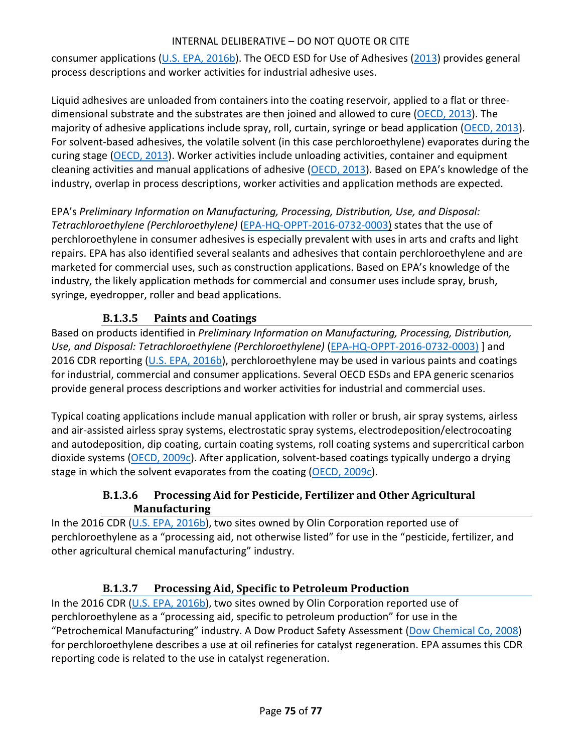consumer applications (U.S. EPA, 2016b). The OECD ESD for Use of Adhesives (2013) provides general process descriptions and worker activities for industrial adhesive uses.

Liquid adhesives are unloaded from containers into the coating reservoir, applied to a flat or three-dimensional substrate and the substrates are then joined and allowed to cure (OECD, 2013). The majority of adhesive applications include spray, roll, curtain, syringe or bead application (OECD, 2013). For solvent-based adhesives, the volatile solvent (in this case perchloroethylene) evaporates during the curing stage (OECD, 2013). Worker activities include unloading activities, container and equipment cleaning activities and manual applications of adhesive (OECD, 2013). Based on EPA's knowledge of the industry, overlap in process descriptions, worker activities and application methods are expected.

EPA's *Preliminary Information on Manufacturing, Processing, Distribution, Use, and Disposal: Tetrachloroethylene (Perchloroethylene)* (EPA-HQ-OPPT-2016-0732-0003) states that the use of perchloroethylene in consumer adhesives is especially prevalent with uses in arts and crafts and light repairs. EPA has also identified several sealants and adhesives that contain perchloroethylene and are marketed for commercial uses, such as construction applications. Based on EPA's knowledge of the industry, the likely application methods for commercial and consumer uses include spray, brush, syringe, eyedropper, roller and bead applications.

#### B.1.3.5 Paints and Coatings

Based on products identified in *Preliminary Information on Manufacturing, Processing, Distribution, Use, and Disposal: Tetrachloroethylene (Perchloroethylene)* (EPA-HQ-OPPT-2016-0732-0003) ] and 2016 CDR reporting (U.S. EPA, 2016b), perchloroethylene may be used in various paints and coatings for industrial, commercial and consumer applications. Several OECD ESDs and EPA generic scenarios provide general process descriptions and worker activities for industrial and commercial uses.

Typical coating applications include manual application with roller or brush, air spray systems, airless and air-assisted airless spray systems, electrostatic spray systems, electrodeposition/electrocoating and autodeposition, dip coating, curtain coating systems, roll coating systems and supercritical carbon dioxide systems (OECD, 2009c). After application, solvent-based coatings typically undergo a drying stage in which the solvent evaporates from the coating (OECD, 2009c).

#### B.1.3.6 Processing Aid for Pesticide, Fertilizer and Other Agricultural Manufacturing

In the 2016 CDR (U.S. EPA, 2016b), two sites owned by Olin Corporation reported use of perchloroethylene as a "processing aid, not otherwise listed" for use in the "pesticide, fertilizer, and other agricultural chemical manufacturing" industry.

#### B.1.3.7 Processing Aid, Specific to Petroleum Production

In the 2016 CDR (U.S. EPA, 2016b), two sites owned by Olin Corporation reported use of perchloroethylene as a "processing aid, specific to petroleum production" for use in the "Petrochemical Manufacturing" industry. A Dow Product Safety Assessment (Dow Chemical Co, 2008) for perchloroethylene describes a use at oil refineries for catalyst regeneration. EPA assumes this CDR reporting code is related to the use in catalyst regeneration.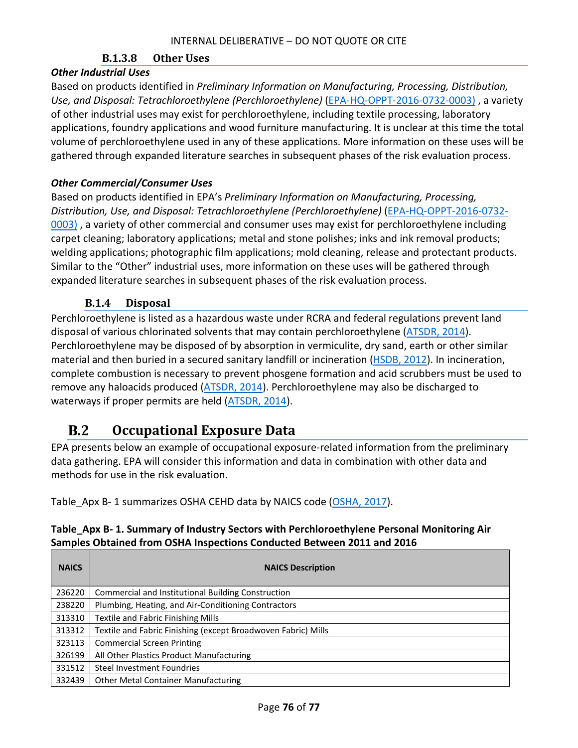#### B.1.3.8 Other Uses

***Other Industrial Uses***

Based on products identified in *Preliminary Information on Manufacturing, Processing, Distribution, Use, and Disposal: Tetrachloroethylene (Perchloroethylene)* (EPA-HQ-OPPT-2016-0732-0003) , a variety of other industrial uses may exist for perchloroethylene, including textile processing, laboratory applications, foundry applications and wood furniture manufacturing. It is unclear at this time the total volume of perchloroethylene used in any of these applications. More information on these uses will be gathered through expanded literature searches in subsequent phases of the risk evaluation process.

***Other Commercial/Consumer Uses***

Based on products identified in EPA's *Preliminary Information on Manufacturing, Processing, Distribution, Use, and Disposal: Tetrachloroethylene (Perchloroethylene)* (EPA-HQ-OPPT-2016-0732-0003) , a variety of other commercial and consumer uses may exist for perchloroethylene including carpet cleaning; laboratory applications; metal and stone polishes; inks and ink removal products; welding applications; photographic film applications; mold cleaning, release and protectant products. Similar to the "Other" industrial uses, more information on these uses will be gathered through expanded literature searches in subsequent phases of the risk evaluation process.

### B.1.4 Disposal

Perchloroethylene is listed as a hazardous waste under RCRA and federal regulations prevent land disposal of various chlorinated solvents that may contain perchloroethylene (ATSDR, 2014). Perchloroethylene may be disposed of by absorption in vermiculite, dry sand, earth or other similar material and then buried in a secured sanitary landfill or incineration (HSDB, 2012). In incineration, complete combustion is necessary to prevent phosgene formation and acid scrubbers must be used to remove any haloacids produced (ATSDR, 2014). Perchloroethylene may also be discharged to waterways if proper permits are held (ATSDR, 2014).

## B.2 Occupational Exposure Data

EPA presents below an example of occupational exposure-related information from the preliminary data gathering. EPA will consider this information and data in combination with other data and methods for use in the risk evaluation.

Table_Apx B- 1 summarizes OSHA CEHD data by NAICS code (OSHA, 2017).

**Table_Apx B- 1. Summary of Industry Sectors with Perchloroethylene Personal Monitoring Air Samples Obtained from OSHA Inspections Conducted Between 2011 and 2016**

| NAICS | NAICS Description |
|---|---|
| 236220 | Commercial and Institutional Building Construction |
| 238220 | Plumbing, Heating, and Air-Conditioning Contractors |
| 313310 | Textile and Fabric Finishing Mills |
| 313312 | Textile and Fabric Finishing (except Broadwoven Fabric) Mills |
| 323113 | Commercial Screen Printing |
| 326199 | All Other Plastics Product Manufacturing |
| 331512 | Steel Investment Foundries |
| 332439 | Other Metal Container Manufacturing |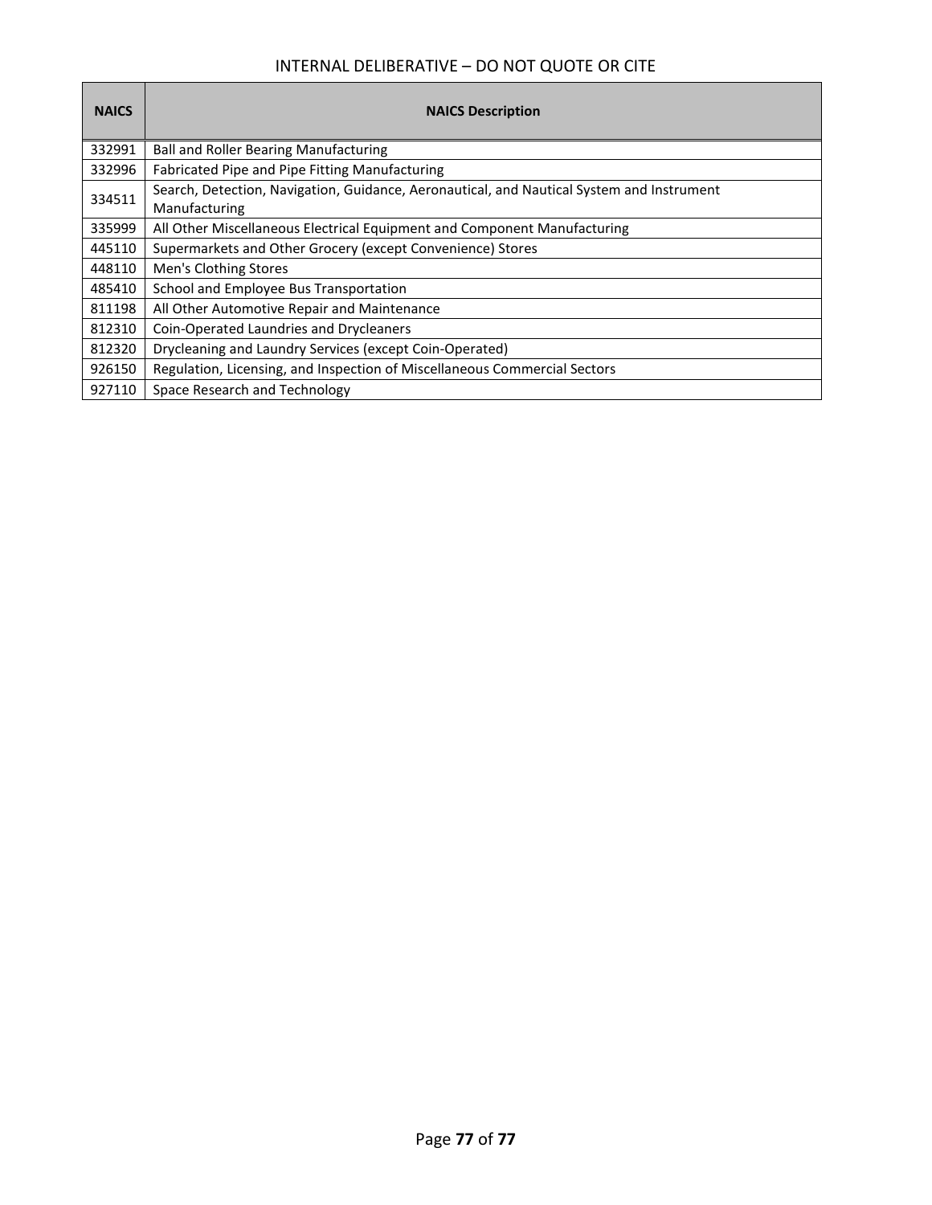| NAICS | NAICS Description |
| --- | --- |
| 332991 | Ball and Roller Bearing Manufacturing |
| 332996 | Fabricated Pipe and Pipe Fitting Manufacturing |
| 334511 | Search, Detection, Navigation, Guidance, Aeronautical, and Nautical System and Instrument Manufacturing |
| 335999 | All Other Miscellaneous Electrical Equipment and Component Manufacturing |
| 445110 | Supermarkets and Other Grocery (except Convenience) Stores |
| 448110 | Men's Clothing Stores |
| 485410 | School and Employee Bus Transportation |
| 811198 | All Other Automotive Repair and Maintenance |
| 812310 | Coin-Operated Laundries and Drycleaners |
| 812320 | Drycleaning and Laundry Services (except Coin-Operated) |
| 926150 | Regulation, Licensing, and Inspection of Miscellaneous Commercial Sectors |
| 927110 | Space Research and Technology |